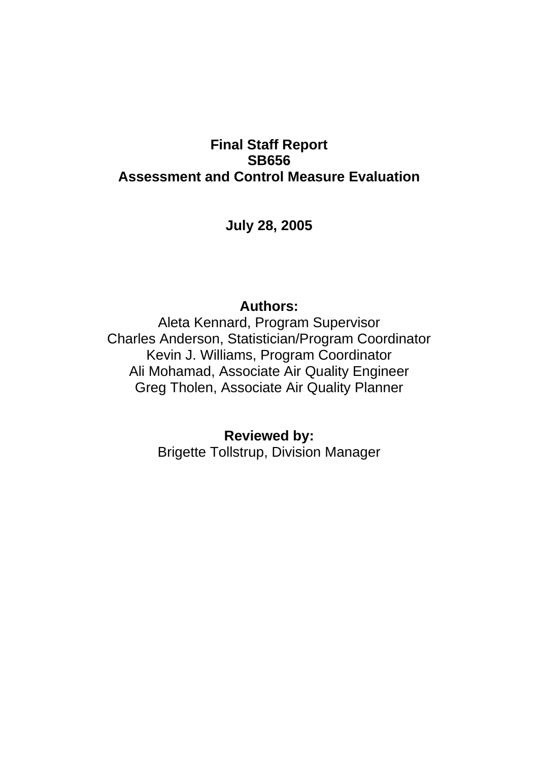# Final Staff Report
# SB656
# Assessment and Control Measure Evaluation

**July 28, 2005**

**Authors:**

Aleta Kennard, Program Supervisor
Charles Anderson, Statistician/Program Coordinator
Kevin J. Williams, Program Coordinator
Ali Mohamad, Associate Air Quality Engineer
Greg Tholen, Associate Air Quality Planner

**Reviewed by:**

Brigette Tollstrup, Division Manager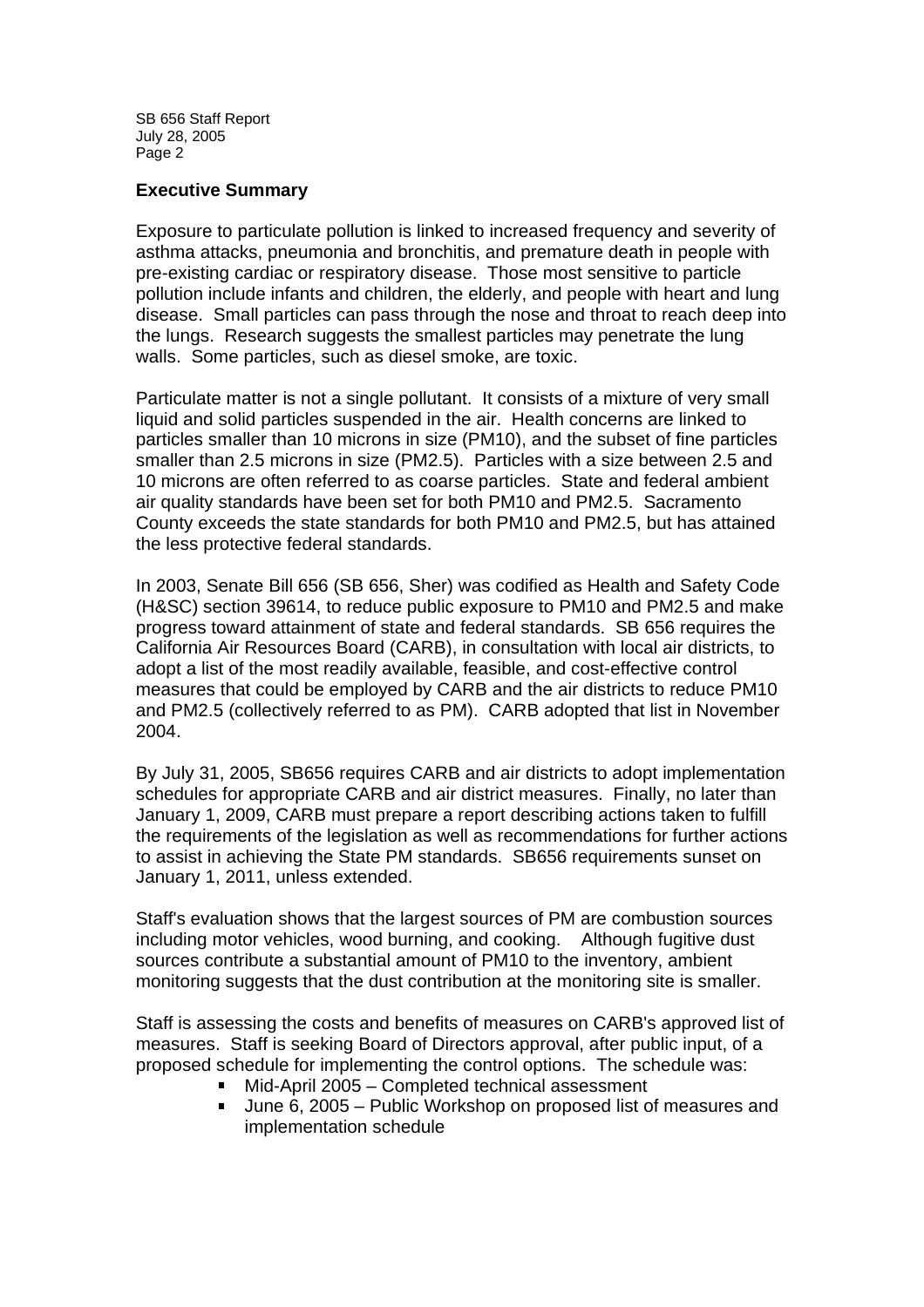## Executive Summary

Exposure to particulate pollution is linked to increased frequency and severity of asthma attacks, pneumonia and bronchitis, and premature death in people with pre-existing cardiac or respiratory disease. Those most sensitive to particle pollution include infants and children, the elderly, and people with heart and lung disease. Small particles can pass through the nose and throat to reach deep into the lungs. Research suggests the smallest particles may penetrate the lung walls. Some particles, such as diesel smoke, are toxic.

Particulate matter is not a single pollutant. It consists of a mixture of very small liquid and solid particles suspended in the air. Health concerns are linked to particles smaller than 10 microns in size (PM10), and the subset of fine particles smaller than 2.5 microns in size (PM2.5). Particles with a size between 2.5 and 10 microns are often referred to as coarse particles. State and federal ambient air quality standards have been set for both PM10 and PM2.5. Sacramento County exceeds the state standards for both PM10 and PM2.5, but has attained the less protective federal standards.

In 2003, Senate Bill 656 (SB 656, Sher) was codified as Health and Safety Code (H&SC) section 39614, to reduce public exposure to PM10 and PM2.5 and make progress toward attainment of state and federal standards. SB 656 requires the California Air Resources Board (CARB), in consultation with local air districts, to adopt a list of the most readily available, feasible, and cost-effective control measures that could be employed by CARB and the air districts to reduce PM10 and PM2.5 (collectively referred to as PM). CARB adopted that list in November 2004.

By July 31, 2005, SB656 requires CARB and air districts to adopt implementation schedules for appropriate CARB and air district measures. Finally, no later than January 1, 2009, CARB must prepare a report describing actions taken to fulfill the requirements of the legislation as well as recommendations for further actions to assist in achieving the State PM standards. SB656 requirements sunset on January 1, 2011, unless extended.

Staff's evaluation shows that the largest sources of PM are combustion sources including motor vehicles, wood burning, and cooking. Although fugitive dust sources contribute a substantial amount of PM10 to the inventory, ambient monitoring suggests that the dust contribution at the monitoring site is smaller.

Staff is assessing the costs and benefits of measures on CARB's approved list of measures. Staff is seeking Board of Directors approval, after public input, of a proposed schedule for implementing the control options. The schedule was:

- Mid-April 2005 – Completed technical assessment
- June 6, 2005 – Public Workshop on proposed list of measures and implementation schedule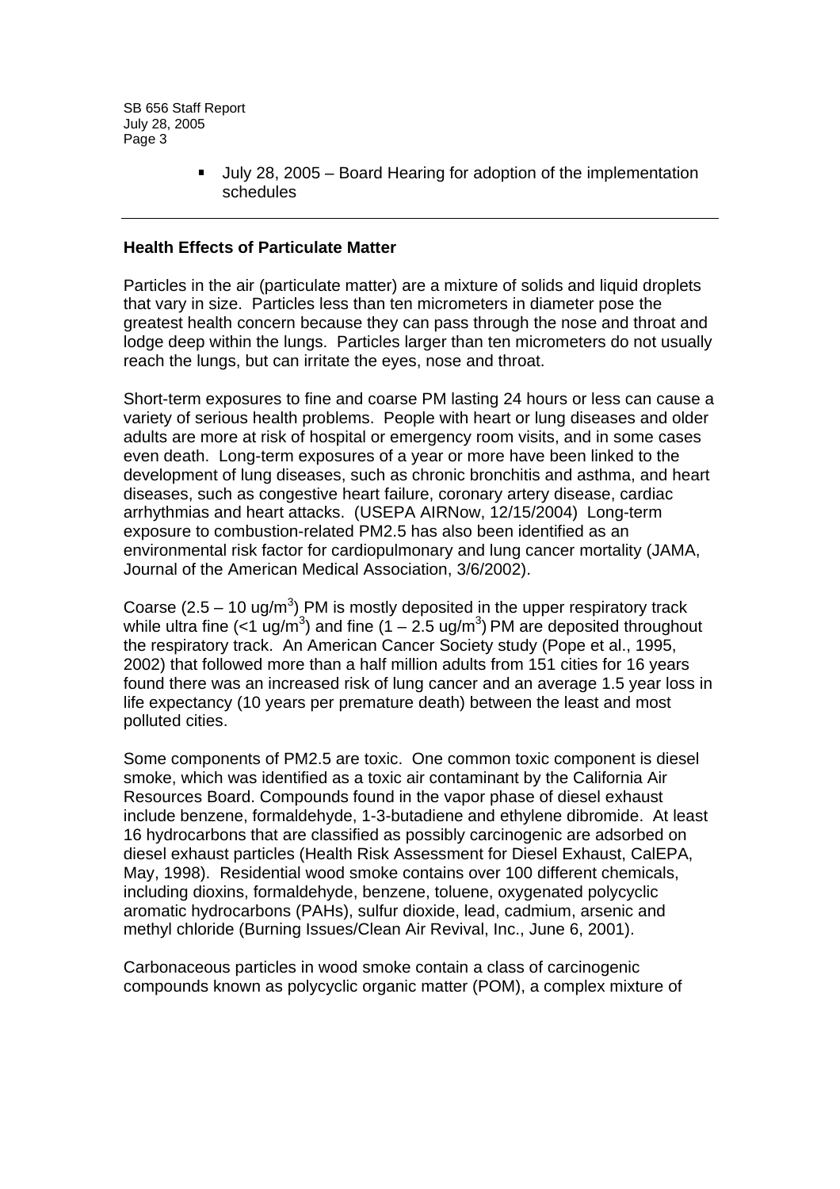- July 28, 2005 – Board Hearing for adoption of the implementation schedules

---

**Health Effects of Particulate Matter**

Particles in the air (particulate matter) are a mixture of solids and liquid droplets that vary in size. Particles less than ten micrometers in diameter pose the greatest health concern because they can pass through the nose and throat and lodge deep within the lungs. Particles larger than ten micrometers do not usually reach the lungs, but can irritate the eyes, nose and throat.

Short-term exposures to fine and coarse PM lasting 24 hours or less can cause a variety of serious health problems. People with heart or lung diseases and older adults are more at risk of hospital or emergency room visits, and in some cases even death. Long-term exposures of a year or more have been linked to the development of lung diseases, such as chronic bronchitis and asthma, and heart diseases, such as congestive heart failure, coronary artery disease, cardiac arrhythmias and heart attacks. (USEPA AIRNow, 12/15/2004) Long-term exposure to combustion-related PM2.5 has also been identified as an environmental risk factor for cardiopulmonary and lung cancer mortality (JAMA, Journal of the American Medical Association, 3/6/2002).

Coarse (2.5 – 10 ug/m$^3$) PM is mostly deposited in the upper respiratory track while ultra fine (<1 ug/m$^3$) and fine (1 – 2.5 ug/m$^3$) PM are deposited throughout the respiratory track. An American Cancer Society study (Pope et al., 1995, 2002) that followed more than a half million adults from 151 cities for 16 years found there was an increased risk of lung cancer and an average 1.5 year loss in life expectancy (10 years per premature death) between the least and most polluted cities.

Some components of PM2.5 are toxic. One common toxic component is diesel smoke, which was identified as a toxic air contaminant by the California Air Resources Board. Compounds found in the vapor phase of diesel exhaust include benzene, formaldehyde, 1-3-butadiene and ethylene dibromide. At least 16 hydrocarbons that are classified as possibly carcinogenic are adsorbed on diesel exhaust particles (Health Risk Assessment for Diesel Exhaust, CalEPA, May, 1998). Residential wood smoke contains over 100 different chemicals, including dioxins, formaldehyde, benzene, toluene, oxygenated polycyclic aromatic hydrocarbons (PAHs), sulfur dioxide, lead, cadmium, arsenic and methyl chloride (Burning Issues/Clean Air Revival, Inc., June 6, 2001).

Carbonaceous particles in wood smoke contain a class of carcinogenic compounds known as polycyclic organic matter (POM), a complex mixture of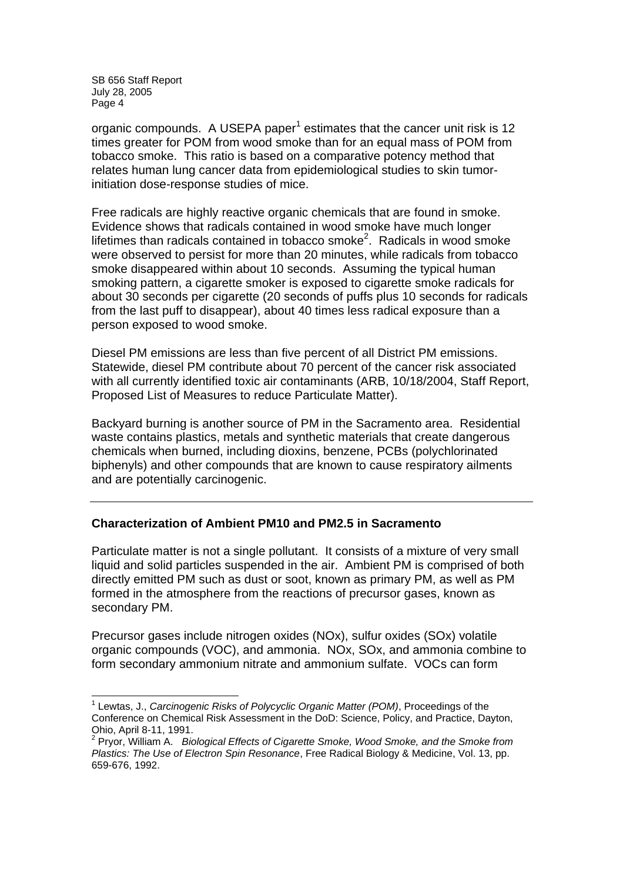organic compounds. A USEPA paper[1] estimates that the cancer unit risk is 12 times greater for POM from wood smoke than for an equal mass of POM from tobacco smoke. This ratio is based on a comparative potency method that relates human lung cancer data from epidemiological studies to skin tumor-initiation dose-response studies of mice.

Free radicals are highly reactive organic chemicals that are found in smoke. Evidence shows that radicals contained in wood smoke have much longer lifetimes than radicals contained in tobacco smoke[2]. Radicals in wood smoke were observed to persist for more than 20 minutes, while radicals from tobacco smoke disappeared within about 10 seconds. Assuming the typical human smoking pattern, a cigarette smoker is exposed to cigarette smoke radicals for about 30 seconds per cigarette (20 seconds of puffs plus 10 seconds for radicals from the last puff to disappear), about 40 times less radical exposure than a person exposed to wood smoke.

Diesel PM emissions are less than five percent of all District PM emissions. Statewide, diesel PM contribute about 70 percent of the cancer risk associated with all currently identified toxic air contaminants (ARB, 10/18/2004, Staff Report, Proposed List of Measures to reduce Particulate Matter).

Backyard burning is another source of PM in the Sacramento area. Residential waste contains plastics, metals and synthetic materials that create dangerous chemicals when burned, including dioxins, benzene, PCBs (polychlorinated biphenyls) and other compounds that are known to cause respiratory ailments and are potentially carcinogenic.

---

**Characterization of Ambient PM10 and PM2.5 in Sacramento**

Particulate matter is not a single pollutant. It consists of a mixture of very small liquid and solid particles suspended in the air. Ambient PM is comprised of both directly emitted PM such as dust or soot, known as primary PM, as well as PM formed in the atmosphere from the reactions of precursor gases, known as secondary PM.

Precursor gases include nitrogen oxides (NOx), sulfur oxides (SOx) volatile organic compounds (VOC), and ammonia. NOx, SOx, and ammonia combine to form secondary ammonium nitrate and ammonium sulfate. VOCs can form

---

[1] Lewtas, J., *Carcinogenic Risks of Polycyclic Organic Matter (POM)*, Proceedings of the Conference on Chemical Risk Assessment in the DoD: Science, Policy, and Practice, Dayton, Ohio, April 8-11, 1991.

[2] Pryor, William A. *Biological Effects of Cigarette Smoke, Wood Smoke, and the Smoke from Plastics: The Use of Electron Spin Resonance*, Free Radical Biology & Medicine, Vol. 13, pp. 659-676, 1992.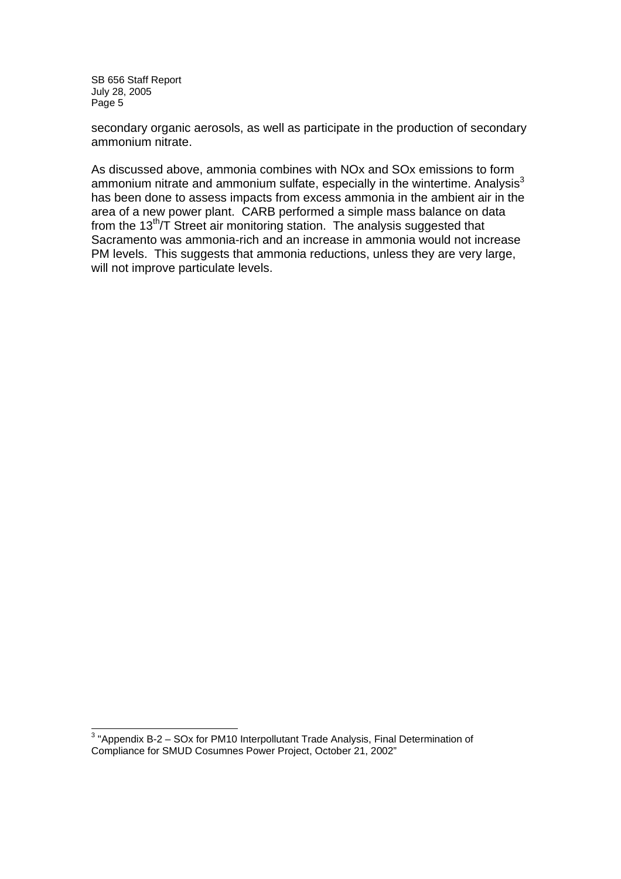secondary organic aerosols, as well as participate in the production of secondary ammonium nitrate.

As discussed above, ammonia combines with NOx and SOx emissions to form ammonium nitrate and ammonium sulfate, especially in the wintertime. Analysis[3] has been done to assess impacts from excess ammonia in the ambient air in the area of a new power plant. CARB performed a simple mass balance on data from the 13th/T Street air monitoring station. The analysis suggested that Sacramento was ammonia-rich and an increase in ammonia would not increase PM levels. This suggests that ammonia reductions, unless they are very large, will not improve particulate levels.

[3] "Appendix B-2 – SOx for PM10 Interpollutant Trade Analysis, Final Determination of Compliance for SMUD Cosumnes Power Project, October 21, 2002"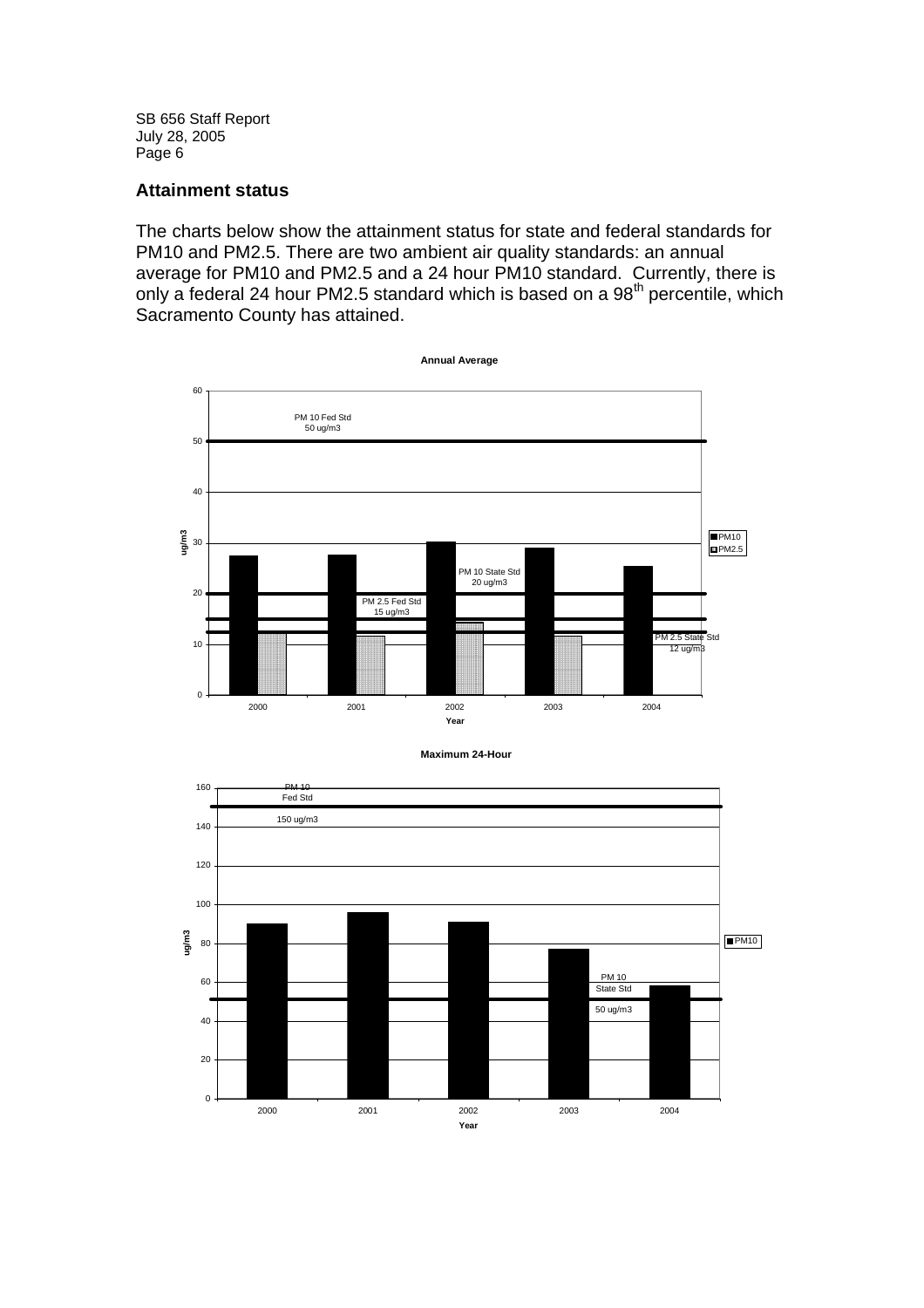## Attainment status

The charts below show the attainment status for state and federal standards for PM10 and PM2.5. There are two ambient air quality standards: an annual average for PM10 and PM2.5 and a 24 hour PM10 standard. Currently, there is only a federal 24 hour PM2.5 standard which is based on a 98th percentile, which Sacramento County has attained.

**Annual Average**

PM 10 Fed Std 50 ug/m3

PM 10 State Std 20 ug/m3

PM 2.5 Fed Std 15 ug/m3

PM 2.5 State Std 12 ug/m3

Legend: PM10, PM2.5

Y-axis: ug/m3; X-axis: Year (2000, 2001, 2002, 2003, 2004)

**Maximum 24-Hour**

PM 10 Fed Std 150 ug/m3

PM 10 State Std 50 ug/m3

Legend: PM10

Y-axis: ug/m3; X-axis: Year (2000, 2001, 2002, 2003, 2004)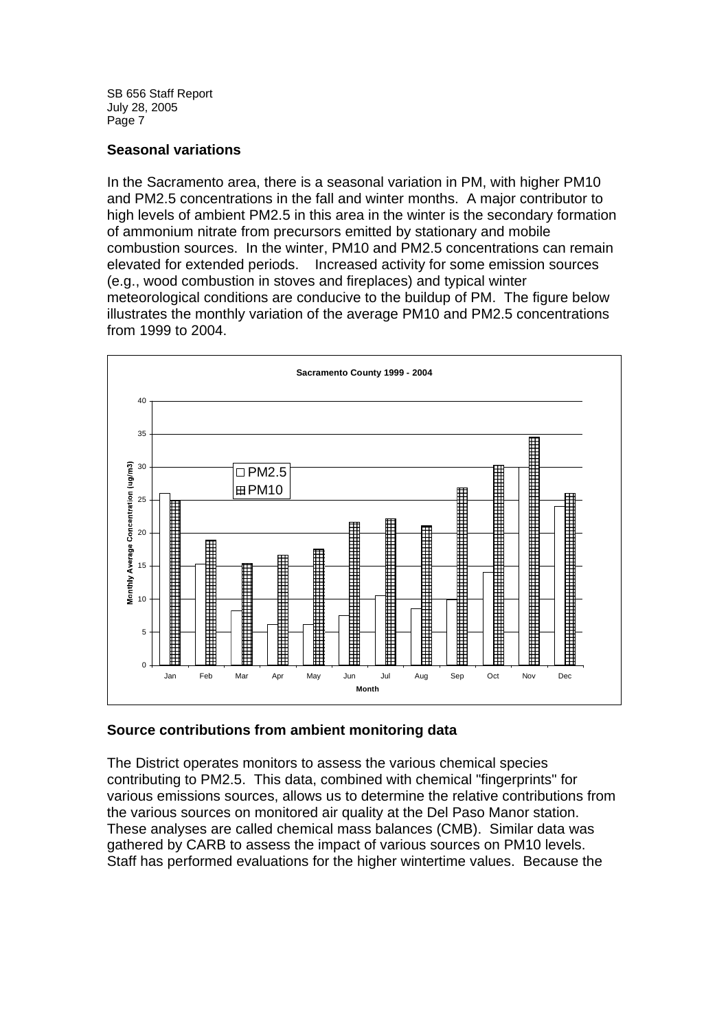## Seasonal variations

In the Sacramento area, there is a seasonal variation in PM, with higher PM10 and PM2.5 concentrations in the fall and winter months. A major contributor to high levels of ambient PM2.5 in this area in the winter is the secondary formation of ammonium nitrate from precursors emitted by stationary and mobile combustion sources. In the winter, PM10 and PM2.5 concentrations can remain elevated for extended periods. Increased activity for some emission sources (e.g., wood combustion in stoves and fireplaces) and typical winter meteorological conditions are conducive to the buildup of PM. The figure below illustrates the monthly variation of the average PM10 and PM2.5 concentrations from 1999 to 2004.

**Sacramento County 1999 - 2004**

| Month | PM2.5 | PM10 |
|---|---|---|
| Jan | 26 | 25 |
| Feb | 15.3 | 18.9 |
| Mar | 8.2 | 15.3 |
| Apr | 6.1 | 16.6 |
| May | 6.1 | 17.5 |
| Jun | 7.5 | 21.6 |
| Jul | 10.5 | 22.1 |
| Aug | 8.5 | 21.1 |
| Sep | 9.9 | 26.8 |
| Oct | 14 | 30.2 |
| Nov | 30 | 34.5 |
| Dec | 24.1 | 26 |

Y-axis: Monthly Average Concentration (ug/m3); X-axis: Month

## Source contributions from ambient monitoring data

The District operates monitors to assess the various chemical species contributing to PM2.5. This data, combined with chemical "fingerprints" for various emissions sources, allows us to determine the relative contributions from the various sources on monitored air quality at the Del Paso Manor station. These analyses are called chemical mass balances (CMB). Similar data was gathered by CARB to assess the impact of various sources on PM10 levels. Staff has performed evaluations for the higher wintertime values. Because the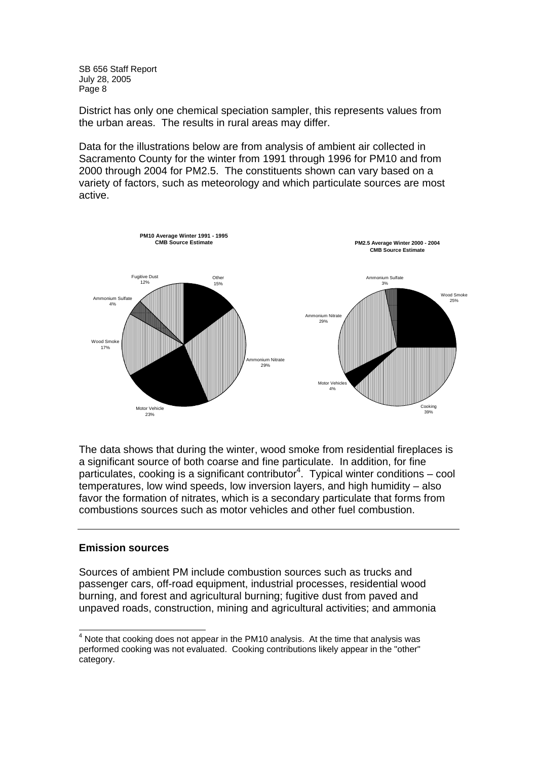District has only one chemical speciation sampler, this represents values from the urban areas. The results in rural areas may differ.

Data for the illustrations below are from analysis of ambient air collected in Sacramento County for the winter from 1991 through 1996 for PM10 and from 2000 through 2004 for PM2.5. The constituents shown can vary based on a variety of factors, such as meteorology and which particulate sources are most active.

**PM10 Average Winter 1991 - 1995**
**CMB Source Estimate**

| Source | Percent |
|---|---|
| Other | 15% |
| Ammonium Nitrate | 29% |
| Motor Vehicle | 23% |
| Wood Smoke | 17% |
| Ammonium Sulfate | 4% |
| Fugitive Dust | 12% |

**PM2.5 Average Winter 2000 - 2004**
**CMB Source Estimate**

| Source | Percent |
|---|---|
| Wood Smoke | 25% |
| Cooking | 39% |
| Motor Vehicles | 4% |
| Ammonium Nitrate | 29% |
| Ammonium Sulfate | 3% |

The data shows that during the winter, wood smoke from residential fireplaces is a significant source of both coarse and fine particulate. In addition, for fine particulates, cooking is a significant contributor[4]. Typical winter conditions – cool temperatures, low wind speeds, low inversion layers, and high humidity – also favor the formation of nitrates, which is a secondary particulate that forms from combustions sources such as motor vehicles and other fuel combustion.

---

## Emission sources

Sources of ambient PM include combustion sources such as trucks and passenger cars, off-road equipment, industrial processes, residential wood burning, and forest and agricultural burning; fugitive dust from paved and unpaved roads, construction, mining and agricultural activities; and ammonia

[4] Note that cooking does not appear in the PM10 analysis. At the time that analysis was performed cooking was not evaluated. Cooking contributions likely appear in the "other" category.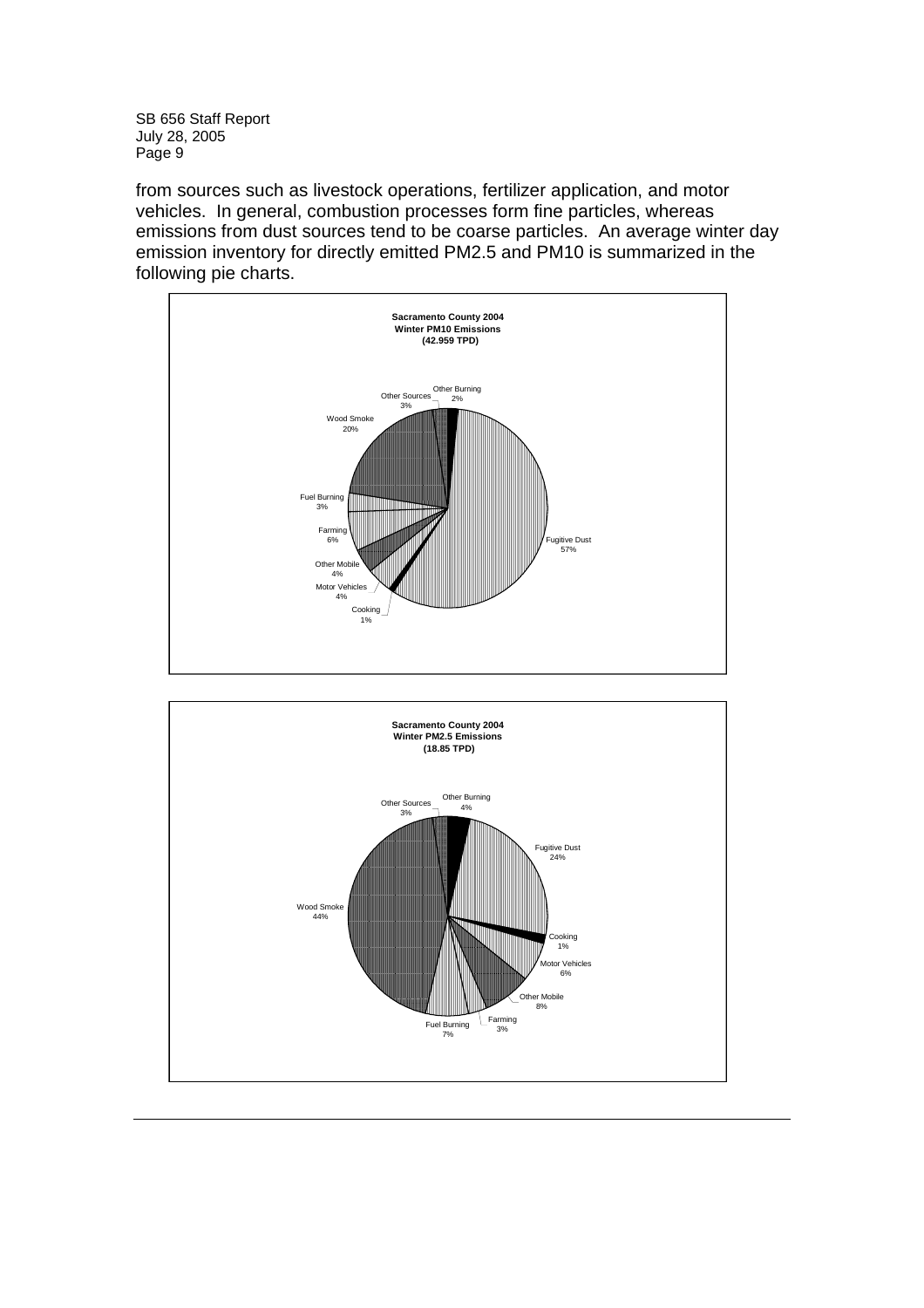from sources such as livestock operations, fertilizer application, and motor vehicles. In general, combustion processes form fine particles, whereas emissions from dust sources tend to be coarse particles. An average winter day emission inventory for directly emitted PM2.5 and PM10 is summarized in the following pie charts.

**Sacramento County 2004**
**Winter PM10 Emissions**
**(42.959 TPD)**

| Source | Percent |
| --- | --- |
| Fugitive Dust | 57% |
| Wood Smoke | 20% |
| Farming | 6% |
| Other Mobile | 4% |
| Motor Vehicles | 4% |
| Fuel Burning | 3% |
| Other Sources | 3% |
| Other Burning | 2% |
| Cooking | 1% |

**Sacramento County 2004**
**Winter PM2.5 Emissions**
**(18.85 TPD)**

| Source | Percent |
| --- | --- |
| Wood Smoke | 44% |
| Fugitive Dust | 24% |
| Other Mobile | 8% |
| Fuel Burning | 7% |
| Motor Vehicles | 6% |
| Other Burning | 4% |
| Other Sources | 3% |
| Farming | 3% |
| Cooking | 1% |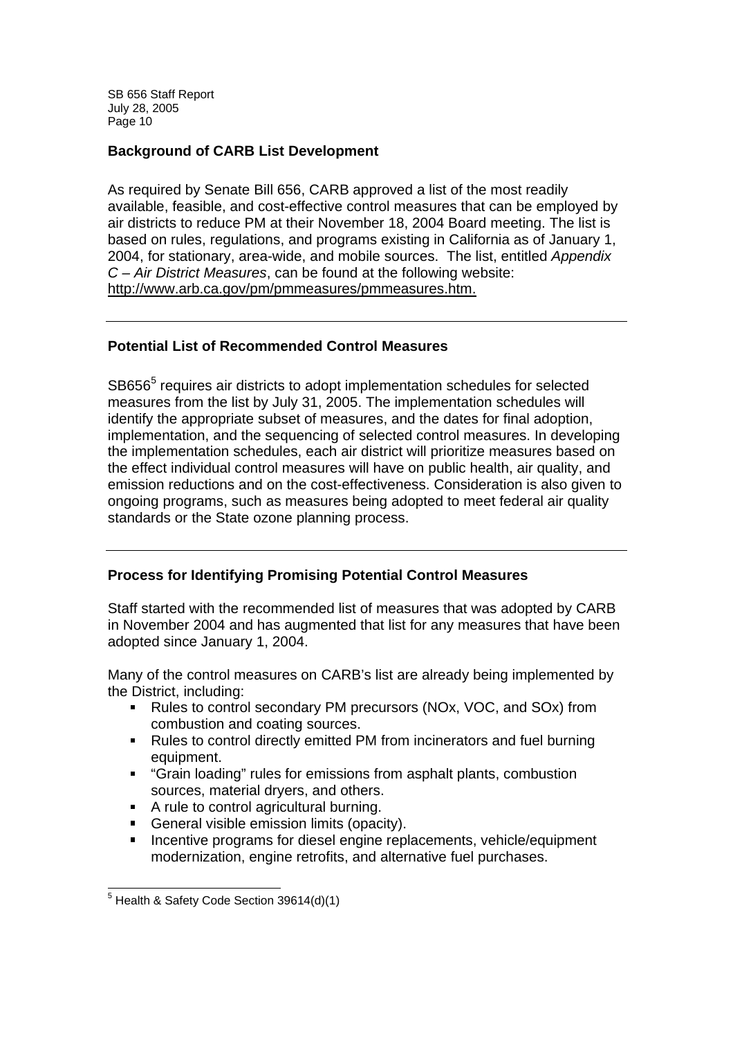## Background of CARB List Development

As required by Senate Bill 656, CARB approved a list of the most readily available, feasible, and cost-effective control measures that can be employed by air districts to reduce PM at their November 18, 2004 Board meeting. The list is based on rules, regulations, and programs existing in California as of January 1, 2004, for stationary, area-wide, and mobile sources. The list, entitled *Appendix C – Air District Measures*, can be found at the following website: http://www.arb.ca.gov/pm/pmmeasures/pmmeasures.htm.

---

## Potential List of Recommended Control Measures

SB656[5] requires air districts to adopt implementation schedules for selected measures from the list by July 31, 2005. The implementation schedules will identify the appropriate subset of measures, and the dates for final adoption, implementation, and the sequencing of selected control measures. In developing the implementation schedules, each air district will prioritize measures based on the effect individual control measures will have on public health, air quality, and emission reductions and on the cost-effectiveness. Consideration is also given to ongoing programs, such as measures being adopted to meet federal air quality standards or the State ozone planning process.

---

## Process for Identifying Promising Potential Control Measures

Staff started with the recommended list of measures that was adopted by CARB in November 2004 and has augmented that list for any measures that have been adopted since January 1, 2004.

Many of the control measures on CARB's list are already being implemented by the District, including:

- Rules to control secondary PM precursors (NOx, VOC, and SOx) from combustion and coating sources.
- Rules to control directly emitted PM from incinerators and fuel burning equipment.
- "Grain loading" rules for emissions from asphalt plants, combustion sources, material dryers, and others.
- A rule to control agricultural burning.
- General visible emission limits (opacity).
- Incentive programs for diesel engine replacements, vehicle/equipment modernization, engine retrofits, and alternative fuel purchases.

---

[5] Health & Safety Code Section 39614(d)(1)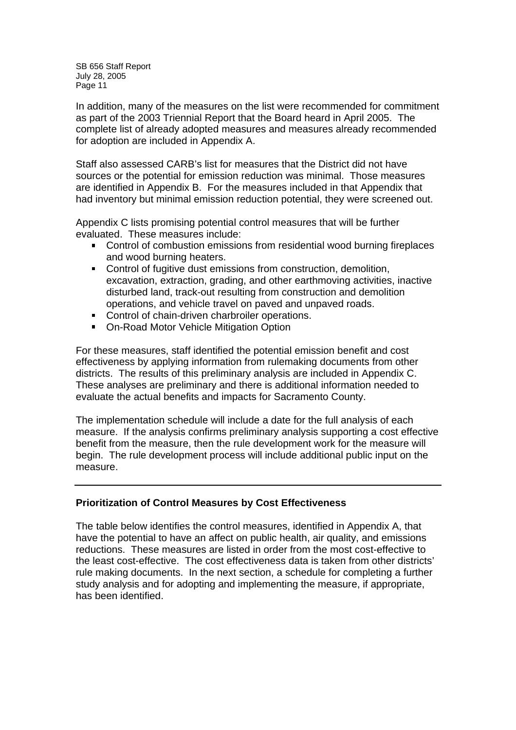In addition, many of the measures on the list were recommended for commitment as part of the 2003 Triennial Report that the Board heard in April 2005. The complete list of already adopted measures and measures already recommended for adoption are included in Appendix A.

Staff also assessed CARB's list for measures that the District did not have sources or the potential for emission reduction was minimal. Those measures are identified in Appendix B. For the measures included in that Appendix that had inventory but minimal emission reduction potential, they were screened out.

Appendix C lists promising potential control measures that will be further evaluated. These measures include:

- Control of combustion emissions from residential wood burning fireplaces and wood burning heaters.
- Control of fugitive dust emissions from construction, demolition, excavation, extraction, grading, and other earthmoving activities, inactive disturbed land, track-out resulting from construction and demolition operations, and vehicle travel on paved and unpaved roads.
- Control of chain-driven charbroiler operations.
- On-Road Motor Vehicle Mitigation Option

For these measures, staff identified the potential emission benefit and cost effectiveness by applying information from rulemaking documents from other districts. The results of this preliminary analysis are included in Appendix C. These analyses are preliminary and there is additional information needed to evaluate the actual benefits and impacts for Sacramento County.

The implementation schedule will include a date for the full analysis of each measure. If the analysis confirms preliminary analysis supporting a cost effective benefit from the measure, then the rule development work for the measure will begin. The rule development process will include additional public input on the measure.

---

**Prioritization of Control Measures by Cost Effectiveness**

The table below identifies the control measures, identified in Appendix A, that have the potential to have an affect on public health, air quality, and emissions reductions. These measures are listed in order from the most cost-effective to the least cost-effective. The cost effectiveness data is taken from other districts' rule making documents. In the next section, a schedule for completing a further study analysis and for adopting and implementing the measure, if appropriate, has been identified.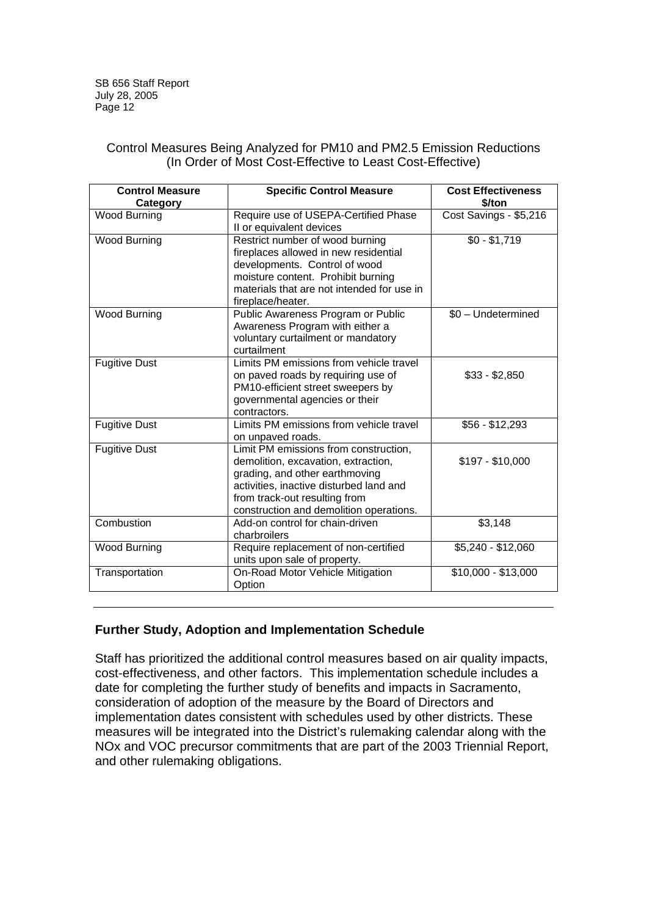Control Measures Being Analyzed for PM10 and PM2.5 Emission Reductions
(In Order of Most Cost-Effective to Least Cost-Effective)

| Control Measure Category | Specific Control Measure | Cost Effectiveness $/ton |
|---|---|---|
| Wood Burning | Require use of USEPA-Certified Phase II or equivalent devices | Cost Savings - $5,216 |
| Wood Burning | Restrict number of wood burning fireplaces allowed in new residential developments. Control of wood moisture content. Prohibit burning materials that are not intended for use in fireplace/heater. | $0 - $1,719 |
| Wood Burning | Public Awareness Program or Public Awareness Program with either a voluntary curtailment or mandatory curtailment | $0 – Undetermined |
| Fugitive Dust | Limits PM emissions from vehicle travel on paved roads by requiring use of PM10-efficient street sweepers by governmental agencies or their contractors. | $33 - $2,850 |
| Fugitive Dust | Limits PM emissions from vehicle travel on unpaved roads. | $56 - $12,293 |
| Fugitive Dust | Limit PM emissions from construction, demolition, excavation, extraction, grading, and other earthmoving activities, inactive disturbed land and from track-out resulting from construction and demolition operations. | $197 - $10,000 |
| Combustion | Add-on control for chain-driven charbroilers | $3,148 |
| Wood Burning | Require replacement of non-certified units upon sale of property. | $5,240 - $12,060 |
| Transportation | On-Road Motor Vehicle Mitigation Option | $10,000 - $13,000 |

---

**Further Study, Adoption and Implementation Schedule**

Staff has prioritized the additional control measures based on air quality impacts, cost-effectiveness, and other factors. This implementation schedule includes a date for completing the further study of benefits and impacts in Sacramento, consideration of adoption of the measure by the Board of Directors and implementation dates consistent with schedules used by other districts. These measures will be integrated into the District's rulemaking calendar along with the NOx and VOC precursor commitments that are part of the 2003 Triennial Report, and other rulemaking obligations.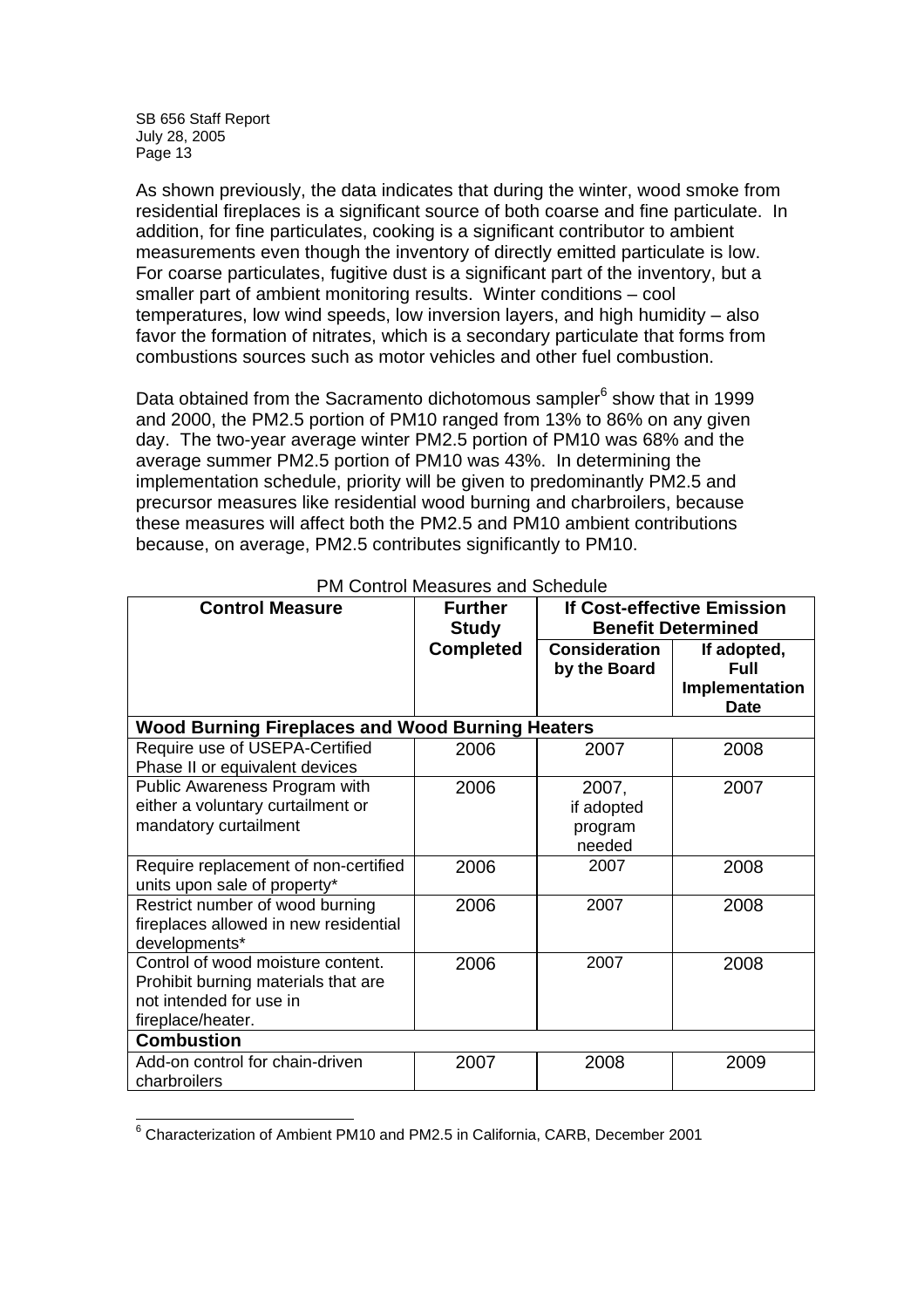As shown previously, the data indicates that during the winter, wood smoke from residential fireplaces is a significant source of both coarse and fine particulate. In addition, for fine particulates, cooking is a significant contributor to ambient measurements even though the inventory of directly emitted particulate is low. For coarse particulates, fugitive dust is a significant part of the inventory, but a smaller part of ambient monitoring results. Winter conditions – cool temperatures, low wind speeds, low inversion layers, and high humidity – also favor the formation of nitrates, which is a secondary particulate that forms from combustions sources such as motor vehicles and other fuel combustion.

Data obtained from the Sacramento dichotomous sampler[6] show that in 1999 and 2000, the PM2.5 portion of PM10 ranged from 13% to 86% on any given day. The two-year average winter PM2.5 portion of PM10 was 68% and the average summer PM2.5 portion of PM10 was 43%. In determining the implementation schedule, priority will be given to predominantly PM2.5 and precursor measures like residential wood burning and charbroilers, because these measures will affect both the PM2.5 and PM10 ambient contributions because, on average, PM2.5 contributes significantly to PM10.

PM Control Measures and Schedule

| **Control Measure** | **Further Study Completed** | **If Cost-effective Emission Benefit Determined** | |
|---|---|---|---|
| | | **Consideration by the Board** | **If adopted, Full Implementation Date** |
| **Wood Burning Fireplaces and Wood Burning Heaters** | | | |
| Require use of USEPA-Certified Phase II or equivalent devices | 2006 | 2007 | 2008 |
| Public Awareness Program with either a voluntary curtailment or mandatory curtailment | 2006 | 2007, if adopted program needed | 2007 |
| Require replacement of non-certified units upon sale of property* | 2006 | 2007 | 2008 |
| Restrict number of wood burning fireplaces allowed in new residential developments* | 2006 | 2007 | 2008 |
| Control of wood moisture content. Prohibit burning materials that are not intended for use in fireplace/heater. | 2006 | 2007 | 2008 |
| **Combustion** | | | |
| Add-on control for chain-driven charbroilers | 2007 | 2008 | 2009 |

[6] Characterization of Ambient PM10 and PM2.5 in California, CARB, December 2001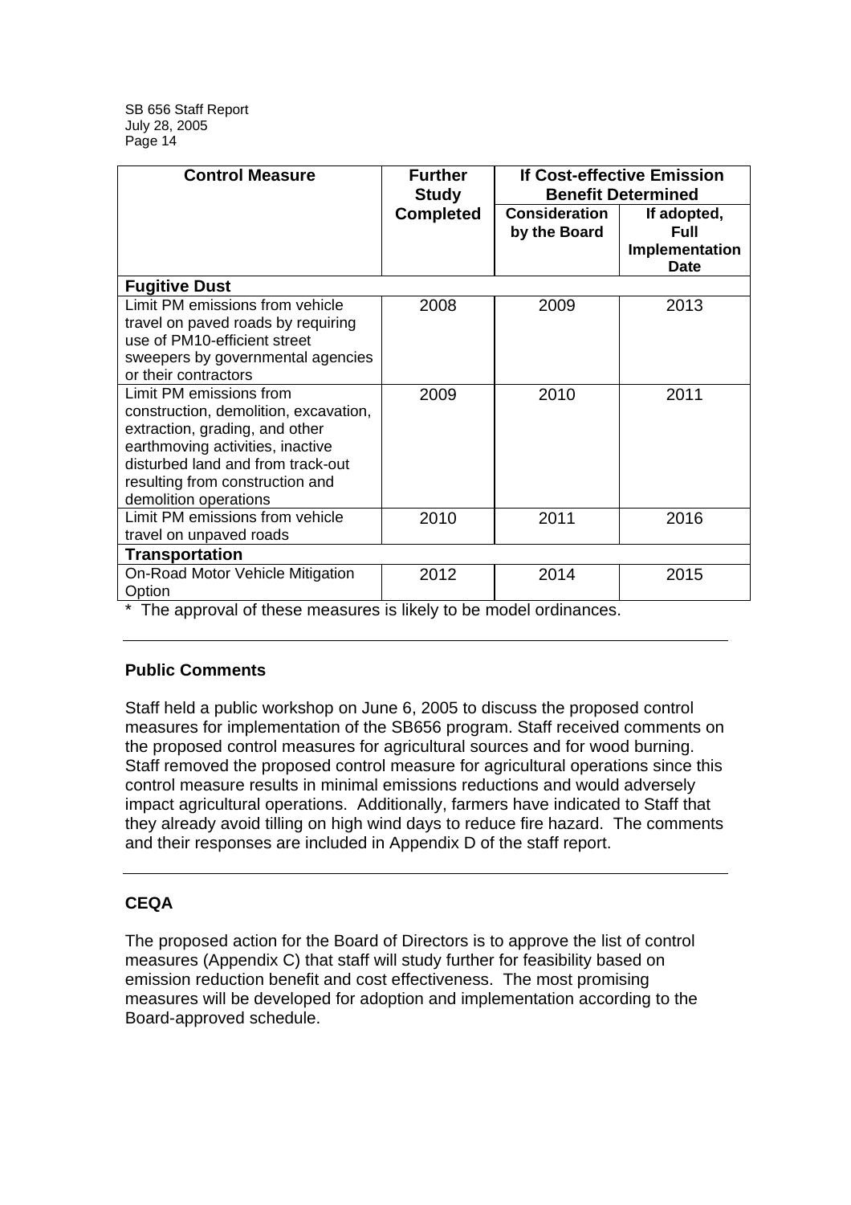| Control Measure | Further Study | If Cost-effective Emission Benefit Determined | |
|---|---|---|---|
| | Completed | Consideration by the Board | If adopted, Full Implementation Date |
| **Fugitive Dust** | | | |
| Limit PM emissions from vehicle travel on paved roads by requiring use of PM10-efficient street sweepers by governmental agencies or their contractors | 2008 | 2009 | 2013 |
| Limit PM emissions from construction, demolition, excavation, extraction, grading, and other earthmoving activities, inactive disturbed land and from track-out resulting from construction and demolition operations | 2009 | 2010 | 2011 |
| Limit PM emissions from vehicle travel on unpaved roads | 2010 | 2011 | 2016 |
| **Transportation** | | | |
| On-Road Motor Vehicle Mitigation Option | 2012 | 2014 | 2015 |

* The approval of these measures is likely to be model ordinances.

---

### Public Comments

Staff held a public workshop on June 6, 2005 to discuss the proposed control measures for implementation of the SB656 program. Staff received comments on the proposed control measures for agricultural sources and for wood burning. Staff removed the proposed control measure for agricultural operations since this control measure results in minimal emissions reductions and would adversely impact agricultural operations. Additionally, farmers have indicated to Staff that they already avoid tilling on high wind days to reduce fire hazard. The comments and their responses are included in Appendix D of the staff report.

---

### CEQA

The proposed action for the Board of Directors is to approve the list of control measures (Appendix C) that staff will study further for feasibility based on emission reduction benefit and cost effectiveness. The most promising measures will be developed for adoption and implementation according to the Board-approved schedule.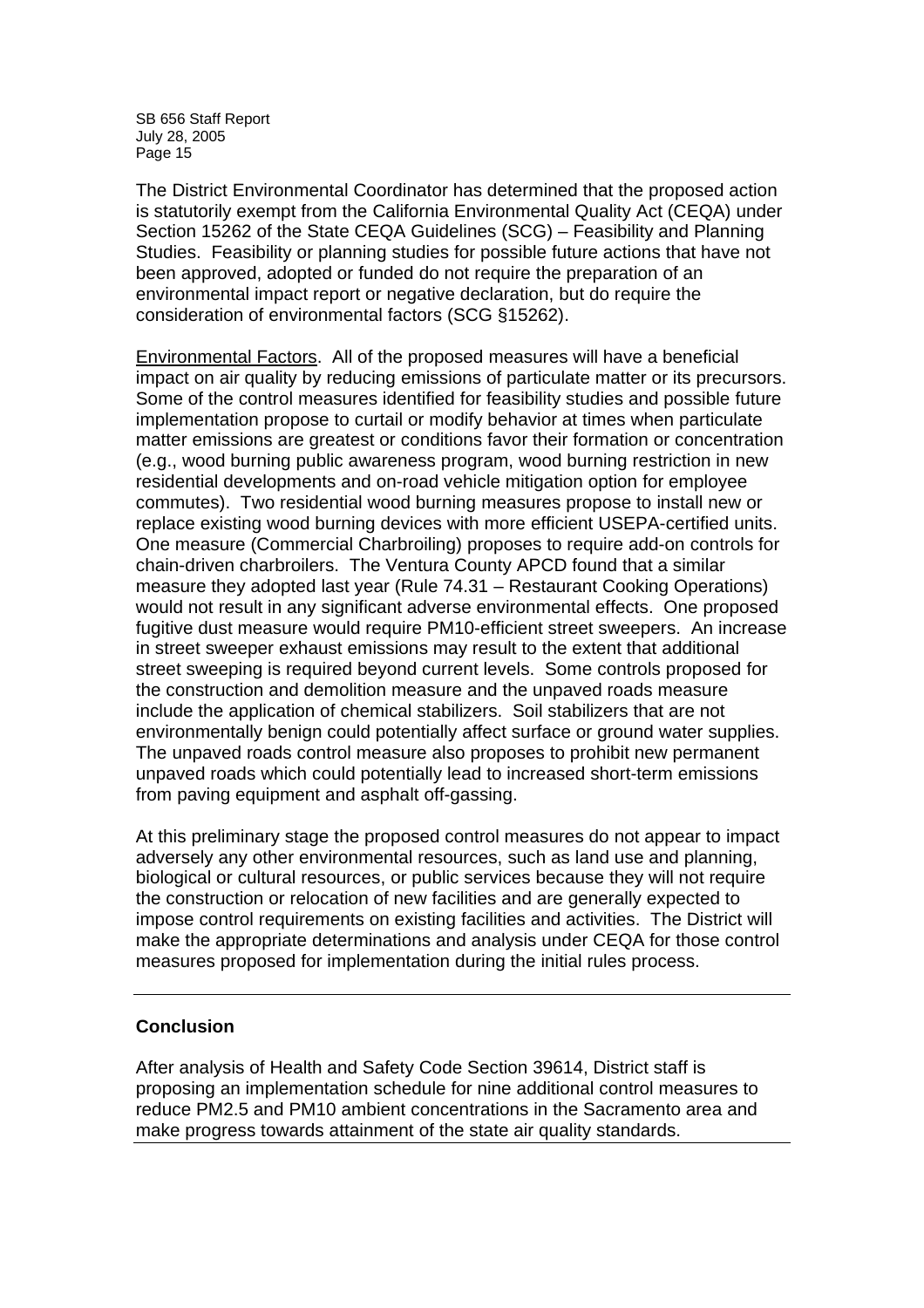The District Environmental Coordinator has determined that the proposed action is statutorily exempt from the California Environmental Quality Act (CEQA) under Section 15262 of the State CEQA Guidelines (SCG) – Feasibility and Planning Studies. Feasibility or planning studies for possible future actions that have not been approved, adopted or funded do not require the preparation of an environmental impact report or negative declaration, but do require the consideration of environmental factors (SCG §15262).

Environmental Factors. All of the proposed measures will have a beneficial impact on air quality by reducing emissions of particulate matter or its precursors. Some of the control measures identified for feasibility studies and possible future implementation propose to curtail or modify behavior at times when particulate matter emissions are greatest or conditions favor their formation or concentration (e.g., wood burning public awareness program, wood burning restriction in new residential developments and on-road vehicle mitigation option for employee commutes). Two residential wood burning measures propose to install new or replace existing wood burning devices with more efficient USEPA-certified units. One measure (Commercial Charbroiling) proposes to require add-on controls for chain-driven charbroilers. The Ventura County APCD found that a similar measure they adopted last year (Rule 74.31 – Restaurant Cooking Operations) would not result in any significant adverse environmental effects. One proposed fugitive dust measure would require PM10-efficient street sweepers. An increase in street sweeper exhaust emissions may result to the extent that additional street sweeping is required beyond current levels. Some controls proposed for the construction and demolition measure and the unpaved roads measure include the application of chemical stabilizers. Soil stabilizers that are not environmentally benign could potentially affect surface or ground water supplies. The unpaved roads control measure also proposes to prohibit new permanent unpaved roads which could potentially lead to increased short-term emissions from paving equipment and asphalt off-gassing.

At this preliminary stage the proposed control measures do not appear to impact adversely any other environmental resources, such as land use and planning, biological or cultural resources, or public services because they will not require the construction or relocation of new facilities and are generally expected to impose control requirements on existing facilities and activities. The District will make the appropriate determinations and analysis under CEQA for those control measures proposed for implementation during the initial rules process.

---

## Conclusion

After analysis of Health and Safety Code Section 39614, District staff is proposing an implementation schedule for nine additional control measures to reduce PM2.5 and PM10 ambient concentrations in the Sacramento area and make progress towards attainment of the state air quality standards.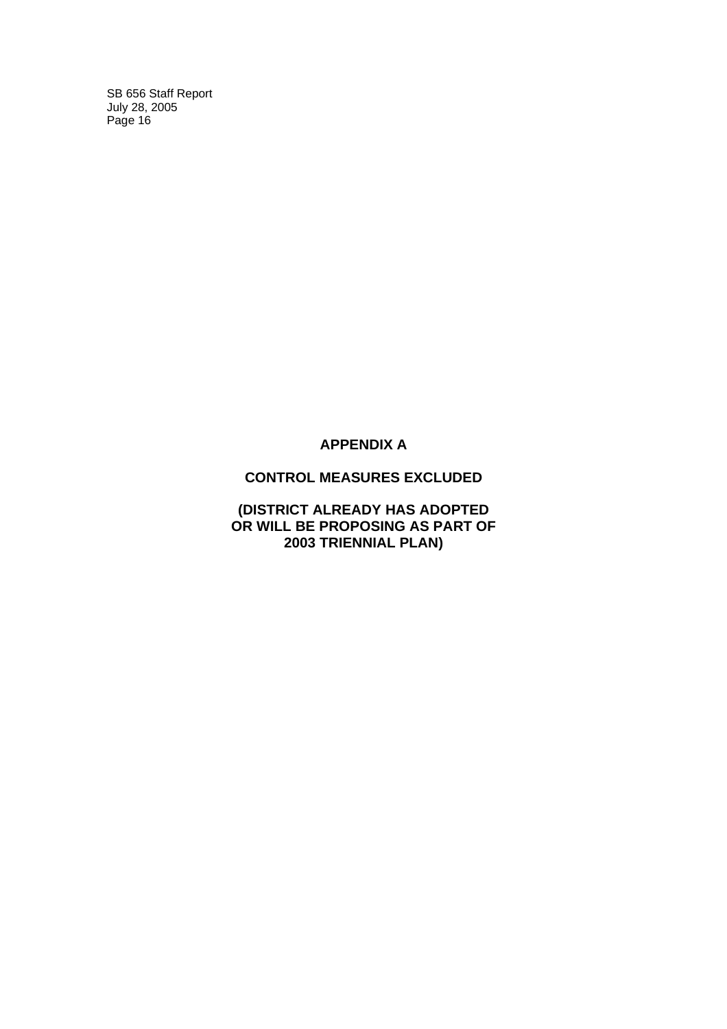# APPENDIX A

## CONTROL MEASURES EXCLUDED

## (DISTRICT ALREADY HAS ADOPTED OR WILL BE PROPOSING AS PART OF 2003 TRIENNIAL PLAN)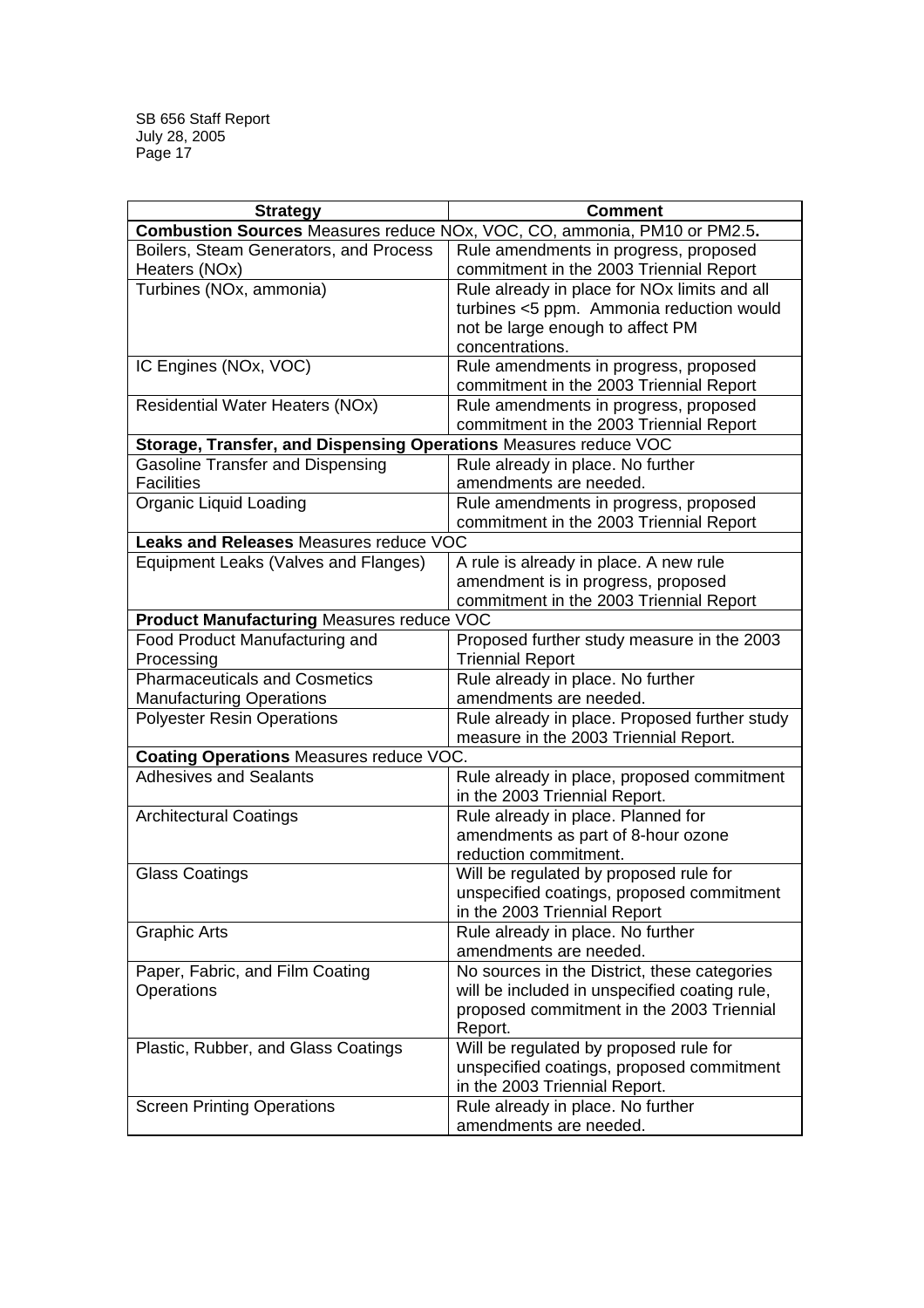| Strategy | Comment |
|---|---|
| **Combustion Sources** Measures reduce NOx, VOC, CO, ammonia, PM10 or PM2.5**.** | |
| Boilers, Steam Generators, and Process Heaters (NOx) | Rule amendments in progress, proposed commitment in the 2003 Triennial Report |
| Turbines (NOx, ammonia) | Rule already in place for NOx limits and all turbines <5 ppm. Ammonia reduction would not be large enough to affect PM concentrations. |
| IC Engines (NOx, VOC) | Rule amendments in progress, proposed commitment in the 2003 Triennial Report |
| Residential Water Heaters (NOx) | Rule amendments in progress, proposed commitment in the 2003 Triennial Report |
| **Storage, Transfer, and Dispensing Operations** Measures reduce VOC | |
| Gasoline Transfer and Dispensing Facilities | Rule already in place. No further amendments are needed. |
| Organic Liquid Loading | Rule amendments in progress, proposed commitment in the 2003 Triennial Report |
| **Leaks and Releases** Measures reduce VOC | |
| Equipment Leaks (Valves and Flanges) | A rule is already in place. A new rule amendment is in progress, proposed commitment in the 2003 Triennial Report |
| **Product Manufacturing** Measures reduce VOC | |
| Food Product Manufacturing and Processing | Proposed further study measure in the 2003 Triennial Report |
| Pharmaceuticals and Cosmetics Manufacturing Operations | Rule already in place. No further amendments are needed. |
| Polyester Resin Operations | Rule already in place. Proposed further study measure in the 2003 Triennial Report. |
| **Coating Operations** Measures reduce VOC. | |
| Adhesives and Sealants | Rule already in place, proposed commitment in the 2003 Triennial Report. |
| Architectural Coatings | Rule already in place. Planned for amendments as part of 8-hour ozone reduction commitment. |
| Glass Coatings | Will be regulated by proposed rule for unspecified coatings, proposed commitment in the 2003 Triennial Report |
| Graphic Arts | Rule already in place. No further amendments are needed. |
| Paper, Fabric, and Film Coating Operations | No sources in the District, these categories will be included in unspecified coating rule, proposed commitment in the 2003 Triennial Report. |
| Plastic, Rubber, and Glass Coatings | Will be regulated by proposed rule for unspecified coatings, proposed commitment in the 2003 Triennial Report. |
| Screen Printing Operations | Rule already in place. No further amendments are needed. |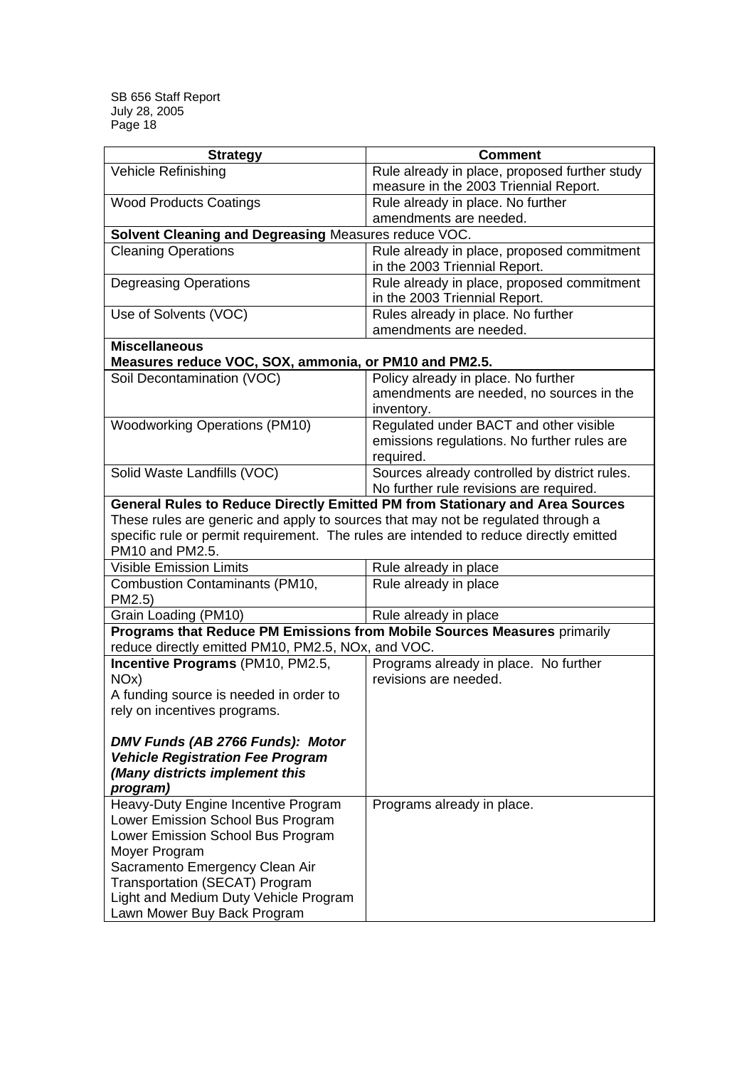| Strategy | Comment |
| --- | --- |
| Vehicle Refinishing | Rule already in place, proposed further study measure in the 2003 Triennial Report. |
| Wood Products Coatings | Rule already in place. No further amendments are needed. |
| **Solvent Cleaning and Degreasing** Measures reduce VOC. | |
| Cleaning Operations | Rule already in place, proposed commitment in the 2003 Triennial Report. |
| Degreasing Operations | Rule already in place, proposed commitment in the 2003 Triennial Report. |
| Use of Solvents (VOC) | Rules already in place. No further amendments are needed. |
| **Miscellaneous** **Measures reduce VOC, SOX, ammonia, or PM10 and PM2.5.** | |
| Soil Decontamination (VOC) | Policy already in place. No further amendments are needed, no sources in the inventory. |
| Woodworking Operations (PM10) | Regulated under BACT and other visible emissions regulations. No further rules are required. |
| Solid Waste Landfills (VOC) | Sources already controlled by district rules. No further rule revisions are required. |
| **General Rules to Reduce Directly Emitted PM from Stationary and Area Sources** These rules are generic and apply to sources that may not be regulated through a specific rule or permit requirement. The rules are intended to reduce directly emitted PM10 and PM2.5. | |
| Visible Emission Limits | Rule already in place |
| Combustion Contaminants (PM10, PM2.5) | Rule already in place |
| Grain Loading (PM10) | Rule already in place |
| **Programs that Reduce PM Emissions from Mobile Sources Measures** primarily reduce directly emitted PM10, PM2.5, NOx, and VOC. | |
| **Incentive Programs** (PM10, PM2.5, NOx) A funding source is needed in order to rely on incentives programs. ***DMV Funds (AB 2766 Funds): Motor Vehicle Registration Fee Program (Many districts implement this program)*** | Programs already in place. No further revisions are needed. |
| Heavy-Duty Engine Incentive Program<br>Lower Emission School Bus Program<br>Lower Emission School Bus Program<br>Moyer Program<br>Sacramento Emergency Clean Air Transportation (SECAT) Program<br>Light and Medium Duty Vehicle Program<br>Lawn Mower Buy Back Program | Programs already in place. |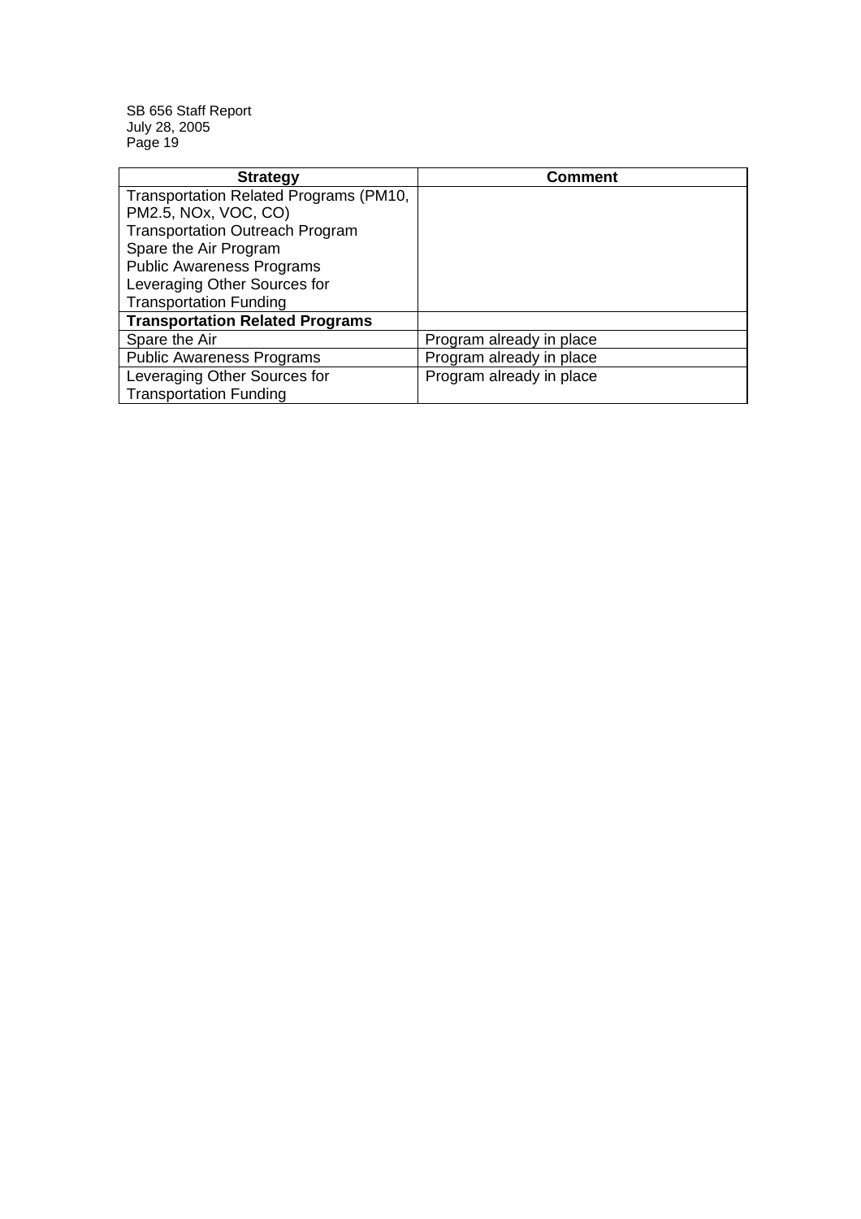| Strategy | Comment |
| --- | --- |
| Transportation Related Programs (PM10, PM2.5, NOx, VOC, CO)<br>Transportation Outreach Program<br>Spare the Air Program<br>Public Awareness Programs<br>Leveraging Other Sources for Transportation Funding | |
| **Transportation Related Programs** | |
| Spare the Air | Program already in place |
| Public Awareness Programs | Program already in place |
| Leveraging Other Sources for Transportation Funding | Program already in place |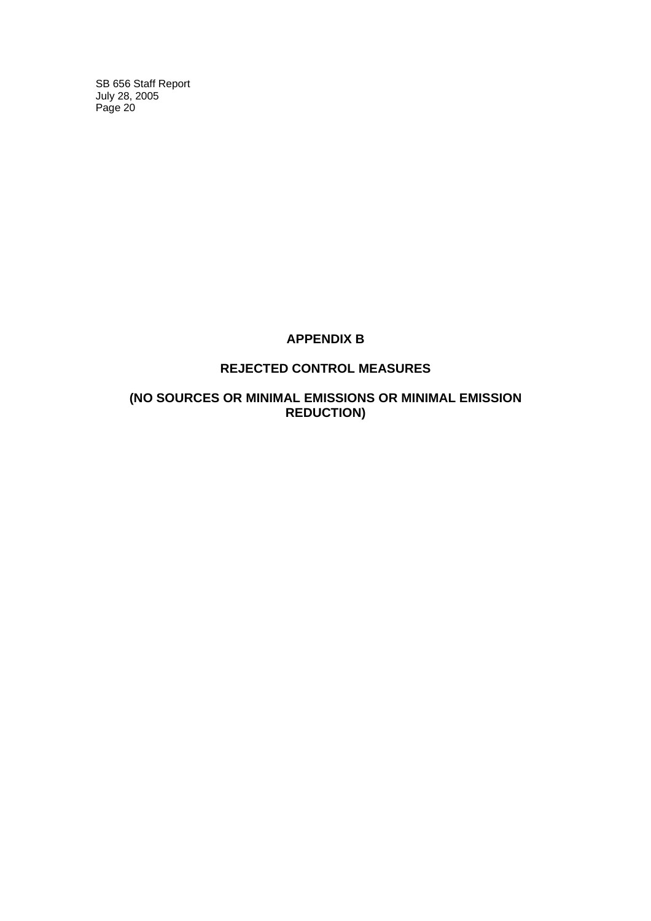# APPENDIX B

## REJECTED CONTROL MEASURES

## (NO SOURCES OR MINIMAL EMISSIONS OR MINIMAL EMISSION REDUCTION)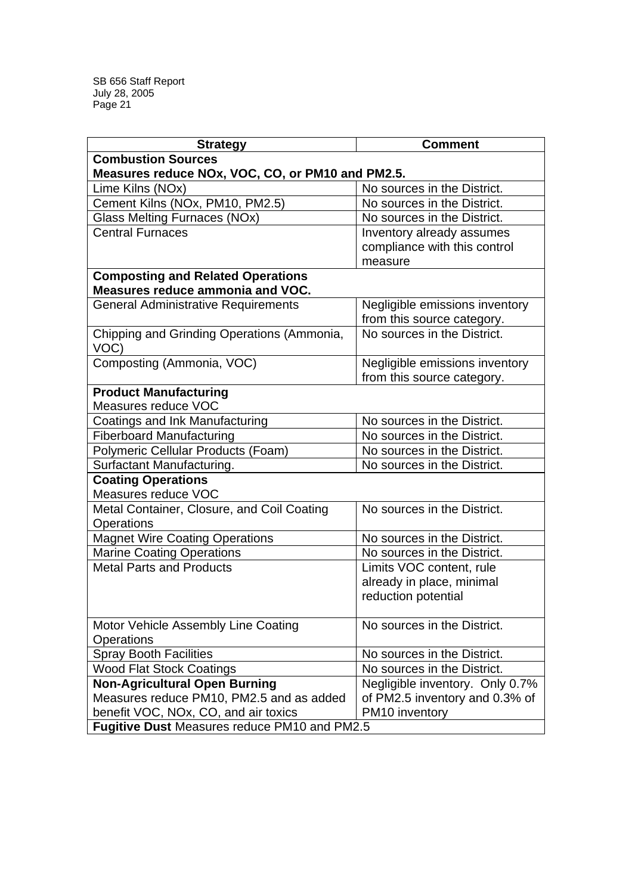| Strategy | Comment |
|---|---|
| **Combustion Sources**<br>**Measures reduce NOx, VOC, CO, or PM10 and PM2.5.** | |
| Lime Kilns (NOx) | No sources in the District. |
| Cement Kilns (NOx, PM10, PM2.5) | No sources in the District. |
| Glass Melting Furnaces (NOx) | No sources in the District. |
| Central Furnaces | Inventory already assumes compliance with this control measure |
| **Composting and Related Operations**<br>**Measures reduce ammonia and VOC.** | |
| General Administrative Requirements | Negligible emissions inventory from this source category. |
| Chipping and Grinding Operations (Ammonia, VOC) | No sources in the District. |
| Composting (Ammonia, VOC) | Negligible emissions inventory from this source category. |
| **Product Manufacturing**<br>Measures reduce VOC | |
| Coatings and Ink Manufacturing | No sources in the District. |
| Fiberboard Manufacturing | No sources in the District. |
| Polymeric Cellular Products (Foam) | No sources in the District. |
| Surfactant Manufacturing. | No sources in the District. |
| **Coating Operations**<br>Measures reduce VOC | |
| Metal Container, Closure, and Coil Coating Operations | No sources in the District. |
| Magnet Wire Coating Operations | No sources in the District. |
| Marine Coating Operations | No sources in the District. |
| Metal Parts and Products | Limits VOC content, rule already in place, minimal reduction potential |
| Motor Vehicle Assembly Line Coating Operations | No sources in the District. |
| Spray Booth Facilities | No sources in the District. |
| Wood Flat Stock Coatings | No sources in the District. |
| **Non-Agricultural Open Burning**<br>Measures reduce PM10, PM2.5 and as added benefit VOC, NOx, CO, and air toxics | Negligible inventory. Only 0.7% of PM2.5 inventory and 0.3% of PM10 inventory |
| **Fugitive Dust** Measures reduce PM10 and PM2.5 | |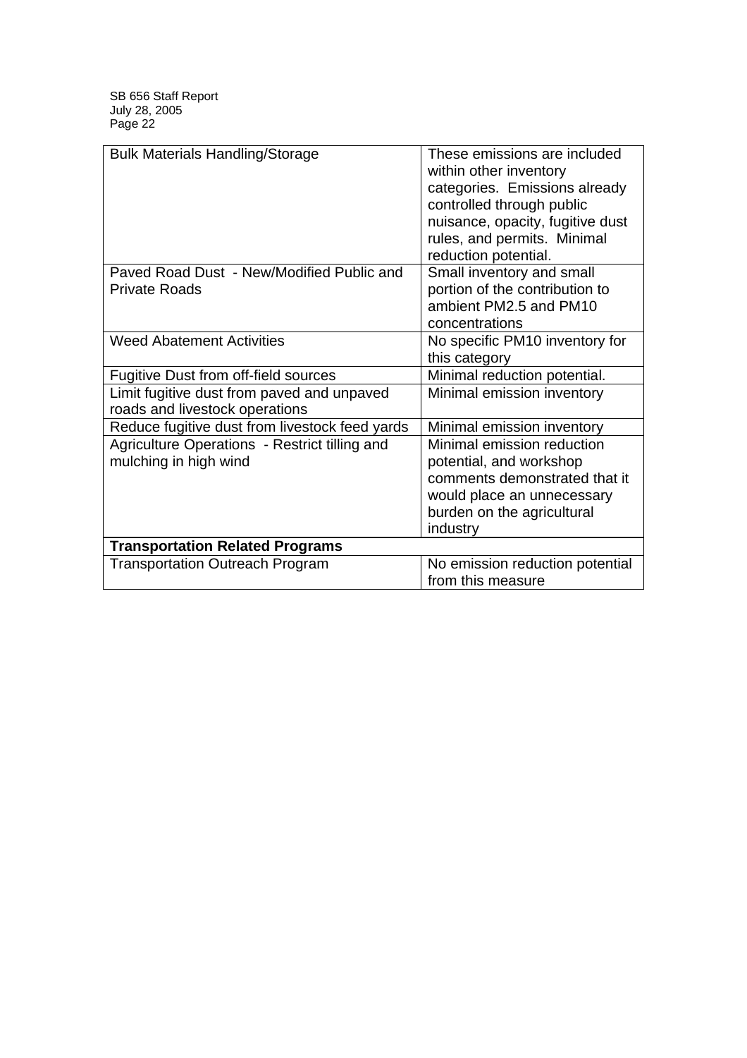| | |
|---|---|
| Bulk Materials Handling/Storage | These emissions are included within other inventory categories. Emissions already controlled through public nuisance, opacity, fugitive dust rules, and permits. Minimal reduction potential. |
| Paved Road Dust - New/Modified Public and Private Roads | Small inventory and small portion of the contribution to ambient PM2.5 and PM10 concentrations |
| Weed Abatement Activities | No specific PM10 inventory for this category |
| Fugitive Dust from off-field sources | Minimal reduction potential. |
| Limit fugitive dust from paved and unpaved roads and livestock operations | Minimal emission inventory |
| Reduce fugitive dust from livestock feed yards | Minimal emission inventory |
| Agriculture Operations - Restrict tilling and mulching in high wind | Minimal emission reduction potential, and workshop comments demonstrated that it would place an unnecessary burden on the agricultural industry |
| **Transportation Related Programs** | |
| Transportation Outreach Program | No emission reduction potential from this measure |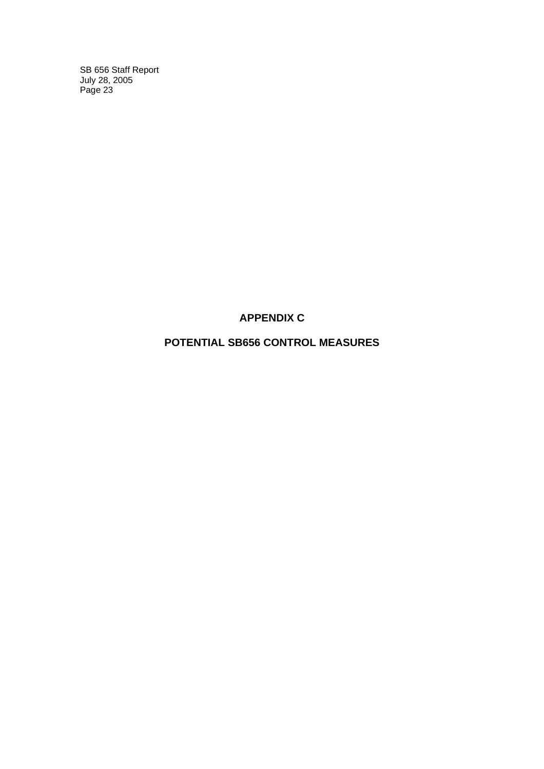# APPENDIX C

# POTENTIAL SB656 CONTROL MEASURES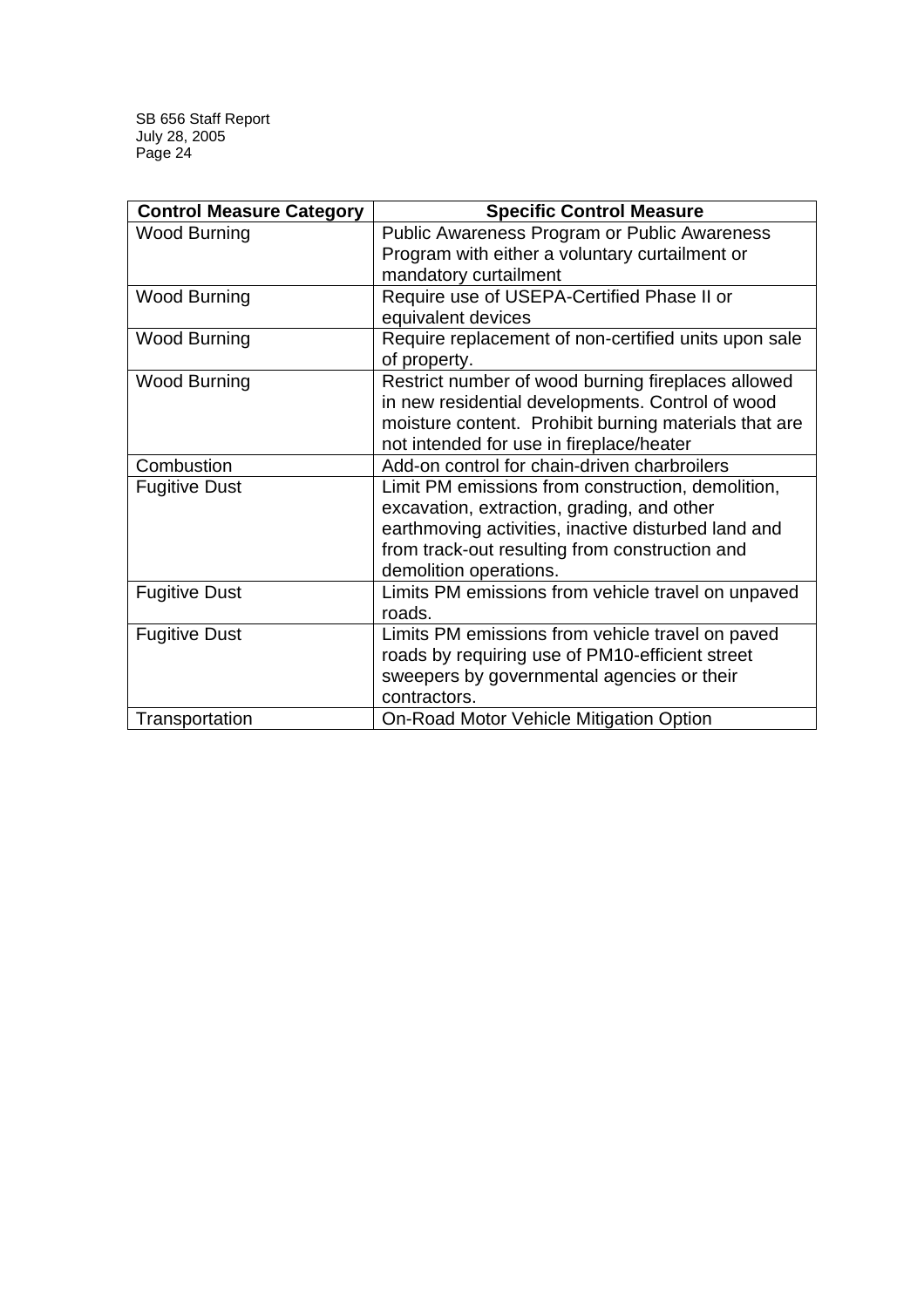| Control Measure Category | Specific Control Measure |
|---|---|
| Wood Burning | Public Awareness Program or Public Awareness Program with either a voluntary curtailment or mandatory curtailment |
| Wood Burning | Require use of USEPA-Certified Phase II or equivalent devices |
| Wood Burning | Require replacement of non-certified units upon sale of property. |
| Wood Burning | Restrict number of wood burning fireplaces allowed in new residential developments. Control of wood moisture content. Prohibit burning materials that are not intended for use in fireplace/heater |
| Combustion | Add-on control for chain-driven charbroilers |
| Fugitive Dust | Limit PM emissions from construction, demolition, excavation, extraction, grading, and other earthmoving activities, inactive disturbed land and from track-out resulting from construction and demolition operations. |
| Fugitive Dust | Limits PM emissions from vehicle travel on unpaved roads. |
| Fugitive Dust | Limits PM emissions from vehicle travel on paved roads by requiring use of PM10-efficient street sweepers by governmental agencies or their contractors. |
| Transportation | On-Road Motor Vehicle Mitigation Option |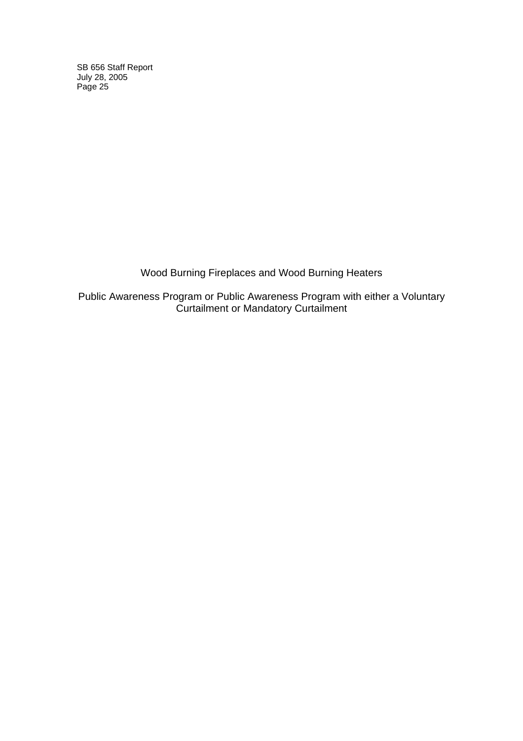# Wood Burning Fireplaces and Wood Burning Heaters

## Public Awareness Program or Public Awareness Program with either a Voluntary Curtailment or Mandatory Curtailment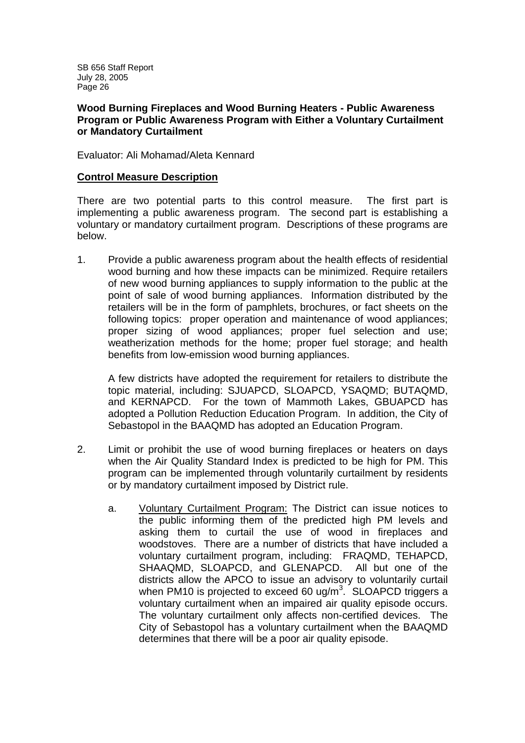**Wood Burning Fireplaces and Wood Burning Heaters - Public Awareness Program or Public Awareness Program with Either a Voluntary Curtailment or Mandatory Curtailment**

Evaluator: Ali Mohamad/Aleta Kennard

**<u>Control Measure Description</u>**

There are two potential parts to this control measure. The first part is implementing a public awareness program. The second part is establishing a voluntary or mandatory curtailment program. Descriptions of these programs are below.

1. Provide a public awareness program about the health effects of residential wood burning and how these impacts can be minimized. Require retailers of new wood burning appliances to supply information to the public at the point of sale of wood burning appliances. Information distributed by the retailers will be in the form of pamphlets, brochures, or fact sheets on the following topics: proper operation and maintenance of wood appliances; proper sizing of wood appliances; proper fuel selection and use; weatherization methods for the home; proper fuel storage; and health benefits from low-emission wood burning appliances.

   A few districts have adopted the requirement for retailers to distribute the topic material, including: SJUAPCD, SLOAPCD, YSAQMD; BUTAQMD, and KERNAPCD. For the town of Mammoth Lakes, GBUAPCD has adopted a Pollution Reduction Education Program. In addition, the City of Sebastopol in the BAAQMD has adopted an Education Program.

2. Limit or prohibit the use of wood burning fireplaces or heaters on days when the Air Quality Standard Index is predicted to be high for PM. This program can be implemented through voluntarily curtailment by residents or by mandatory curtailment imposed by District rule.

   a. <u>Voluntary Curtailment Program:</u> The District can issue notices to the public informing them of the predicted high PM levels and asking them to curtail the use of wood in fireplaces and woodstoves. There are a number of districts that have included a voluntary curtailment program, including: FRAQMD, TEHAPCD, SHAAQMD, SLOAPCD, and GLENAPCD. All but one of the districts allow the APCO to issue an advisory to voluntarily curtail when PM10 is projected to exceed 60 $ug/m^3$. SLOAPCD triggers a voluntary curtailment when an impaired air quality episode occurs. The voluntary curtailment only affects non-certified devices. The City of Sebastopol has a voluntary curtailment when the BAAQMD determines that there will be a poor air quality episode.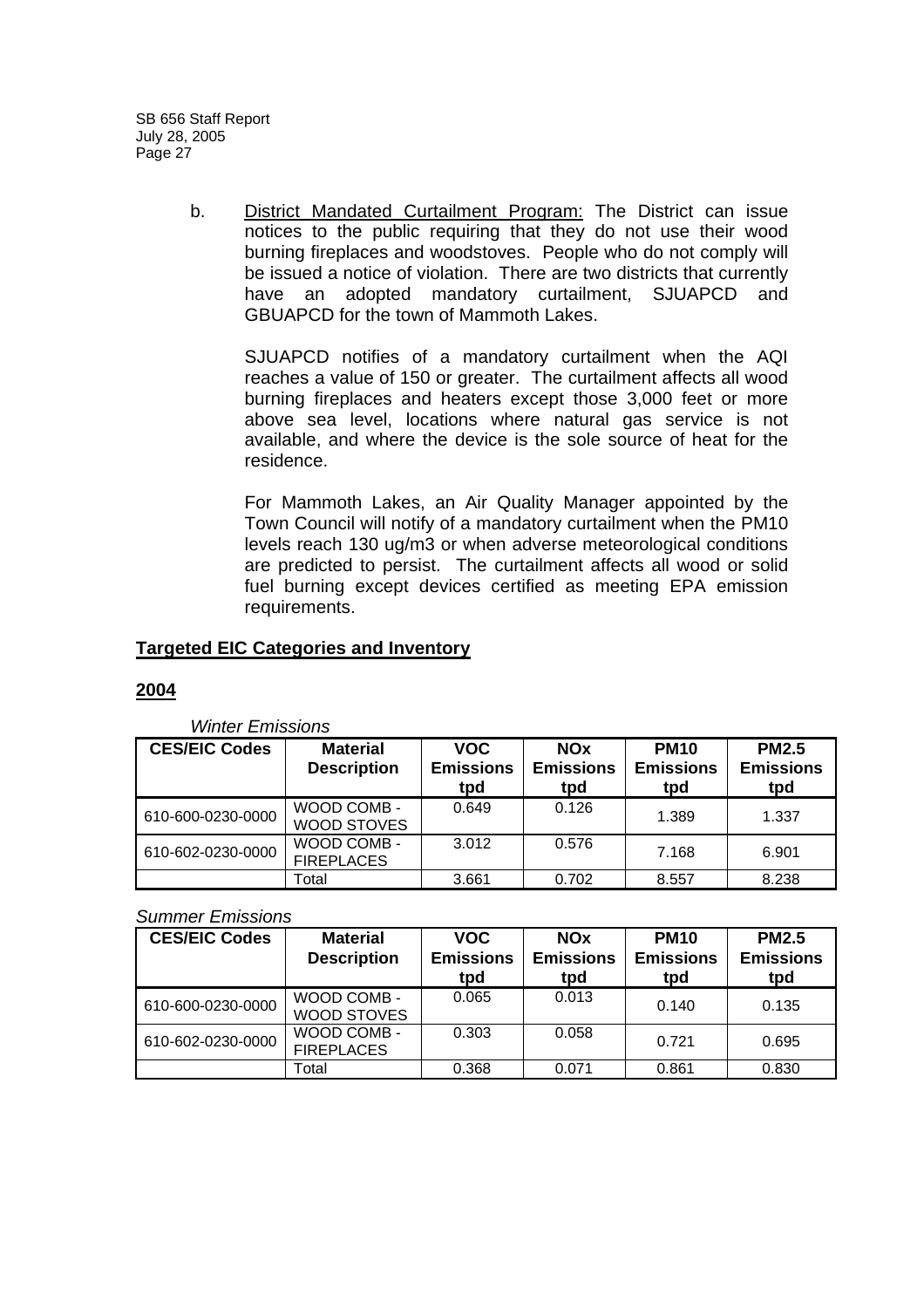b. <u>District Mandated Curtailment Program:</u> The District can issue notices to the public requiring that they do not use their wood burning fireplaces and woodstoves. People who do not comply will be issued a notice of violation. There are two districts that currently have an adopted mandatory curtailment, SJUAPCD and GBUAPCD for the town of Mammoth Lakes.

SJUAPCD notifies of a mandatory curtailment when the AQI reaches a value of 150 or greater. The curtailment affects all wood burning fireplaces and heaters except those 3,000 feet or more above sea level, locations where natural gas service is not available, and where the device is the sole source of heat for the residence.

For Mammoth Lakes, an Air Quality Manager appointed by the Town Council will notify of a mandatory curtailment when the PM10 levels reach 130 ug/m3 or when adverse meteorological conditions are predicted to persist. The curtailment affects all wood or solid fuel burning except devices certified as meeting EPA emission requirements.

## <u>Targeted EIC Categories and Inventory</u>

### <u>2004</u>

*Winter Emissions*

| CES/EIC Codes | Material Description | VOC Emissions tpd | NOx Emissions tpd | PM10 Emissions tpd | PM2.5 Emissions tpd |
|---|---|---|---|---|---|
| 610-600-0230-0000 | WOOD COMB - WOOD STOVES | 0.649 | 0.126 | 1.389 | 1.337 |
| 610-602-0230-0000 | WOOD COMB - FIREPLACES | 3.012 | 0.576 | 7.168 | 6.901 |
| | Total | 3.661 | 0.702 | 8.557 | 8.238 |

*Summer Emissions*

| CES/EIC Codes | Material Description | VOC Emissions tpd | NOx Emissions tpd | PM10 Emissions tpd | PM2.5 Emissions tpd |
|---|---|---|---|---|---|
| 610-600-0230-0000 | WOOD COMB - WOOD STOVES | 0.065 | 0.013 | 0.140 | 0.135 |
| 610-602-0230-0000 | WOOD COMB - FIREPLACES | 0.303 | 0.058 | 0.721 | 0.695 |
| | Total | 0.368 | 0.071 | 0.861 | 0.830 |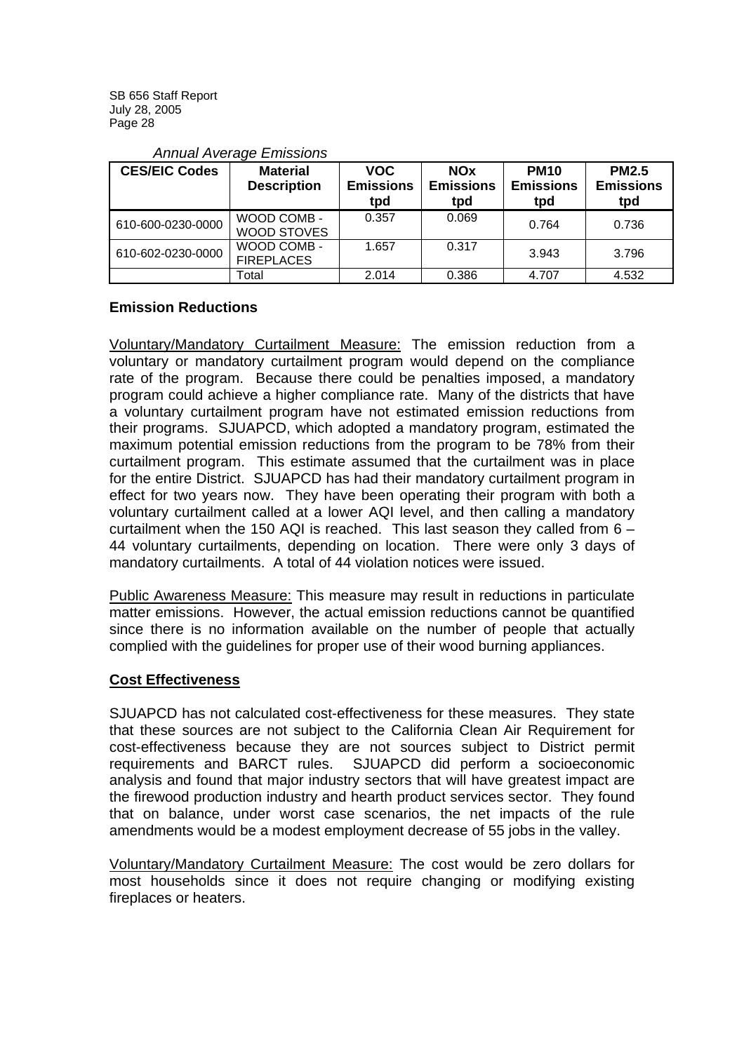*Annual Average Emissions*

| CES/EIC Codes | Material Description | VOC Emissions tpd | NOx Emissions tpd | PM10 Emissions tpd | PM2.5 Emissions tpd |
|---|---|---|---|---|---|
| 610-600-0230-0000 | WOOD COMB - WOOD STOVES | 0.357 | 0.069 | 0.764 | 0.736 |
| 610-602-0230-0000 | WOOD COMB - FIREPLACES | 1.657 | 0.317 | 3.943 | 3.796 |
| | Total | 2.014 | 0.386 | 4.707 | 4.532 |

**Emission Reductions**

Voluntary/Mandatory Curtailment Measure: The emission reduction from a voluntary or mandatory curtailment program would depend on the compliance rate of the program. Because there could be penalties imposed, a mandatory program could achieve a higher compliance rate. Many of the districts that have a voluntary curtailment program have not estimated emission reductions from their programs. SJUAPCD, which adopted a mandatory program, estimated the maximum potential emission reductions from the program to be 78% from their curtailment program. This estimate assumed that the curtailment was in place for the entire District. SJUAPCD has had their mandatory curtailment program in effect for two years now. They have been operating their program with both a voluntary curtailment called at a lower AQI level, and then calling a mandatory curtailment when the 150 AQI is reached. This last season they called from 6 – 44 voluntary curtailments, depending on location. There were only 3 days of mandatory curtailments. A total of 44 violation notices were issued.

Public Awareness Measure: This measure may result in reductions in particulate matter emissions. However, the actual emission reductions cannot be quantified since there is no information available on the number of people that actually complied with the guidelines for proper use of their wood burning appliances.

**Cost Effectiveness**

SJUAPCD has not calculated cost-effectiveness for these measures. They state that these sources are not subject to the California Clean Air Requirement for cost-effectiveness because they are not sources subject to District permit requirements and BARCT rules. SJUAPCD did perform a socioeconomic analysis and found that major industry sectors that will have greatest impact are the firewood production industry and hearth product services sector. They found that on balance, under worst case scenarios, the net impacts of the rule amendments would be a modest employment decrease of 55 jobs in the valley.

Voluntary/Mandatory Curtailment Measure: The cost would be zero dollars for most households since it does not require changing or modifying existing fireplaces or heaters.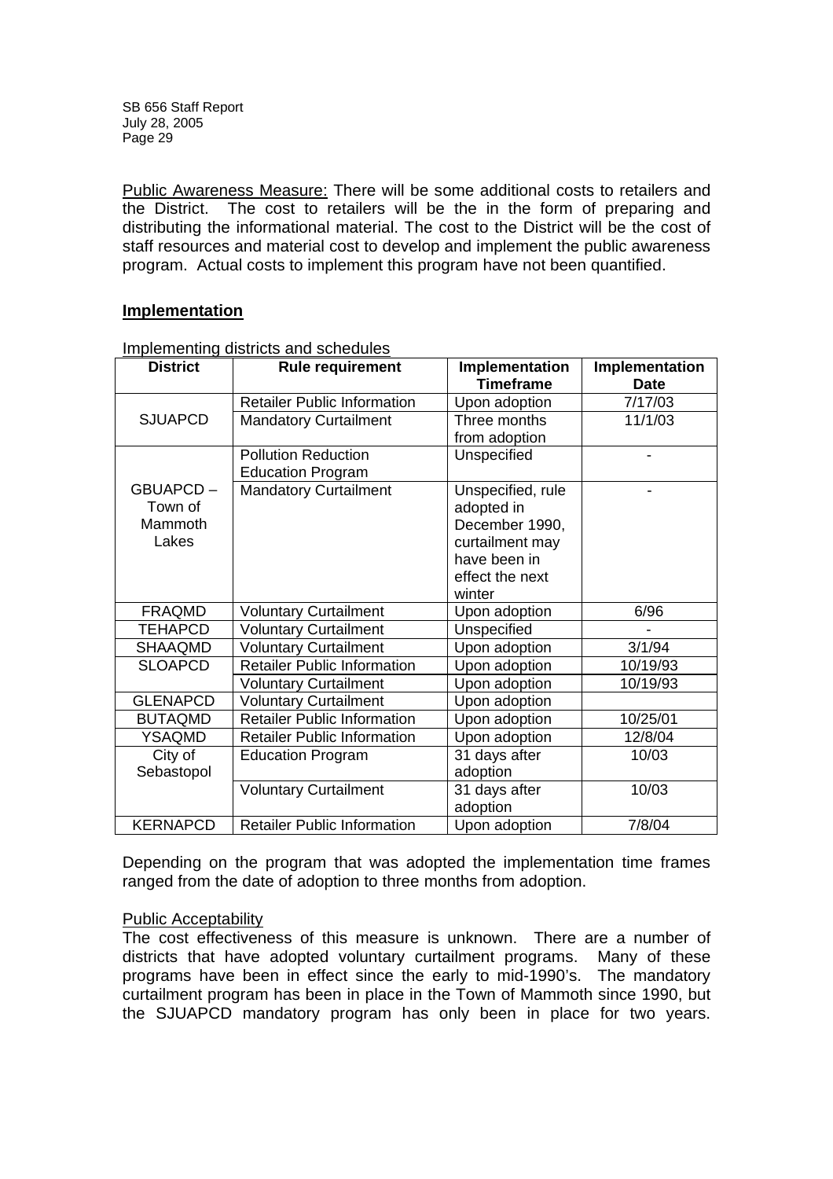Public Awareness Measure: There will be some additional costs to retailers and the District. The cost to retailers will be the in the form of preparing and distributing the informational material. The cost to the District will be the cost of staff resources and material cost to develop and implement the public awareness program. Actual costs to implement this program have not been quantified.

## Implementation

Implementing districts and schedules

| District | Rule requirement | Implementation Timeframe | Implementation Date |
|---|---|---|---|
| SJUAPCD | Retailer Public Information | Upon adoption | 7/17/03 |
| | Mandatory Curtailment | Three months from adoption | 11/1/03 |
| GBUAPCD – Town of Mammoth Lakes | Pollution Reduction Education Program | Unspecified | - |
| | Mandatory Curtailment | Unspecified, rule adopted in December 1990, curtailment may have been in effect the next winter | - |
| FRAQMD | Voluntary Curtailment | Upon adoption | 6/96 |
| TEHAPCD | Voluntary Curtailment | Unspecified | - |
| SHAAQMD | Voluntary Curtailment | Upon adoption | 3/1/94 |
| SLOAPCD | Retailer Public Information | Upon adoption | 10/19/93 |
| | Voluntary Curtailment | Upon adoption | 10/19/93 |
| GLENAPCD | Voluntary Curtailment | Upon adoption | |
| BUTAQMD | Retailer Public Information | Upon adoption | 10/25/01 |
| YSAQMD | Retailer Public Information | Upon adoption | 12/8/04 |
| City of Sebastopol | Education Program | 31 days after adoption | 10/03 |
| | Voluntary Curtailment | 31 days after adoption | 10/03 |
| KERNAPCD | Retailer Public Information | Upon adoption | 7/8/04 |

Depending on the program that was adopted the implementation time frames ranged from the date of adoption to three months from adoption.

Public Acceptability

The cost effectiveness of this measure is unknown. There are a number of districts that have adopted voluntary curtailment programs. Many of these programs have been in effect since the early to mid-1990's. The mandatory curtailment program has been in place in the Town of Mammoth since 1990, but the SJUAPCD mandatory program has only been in place for two years.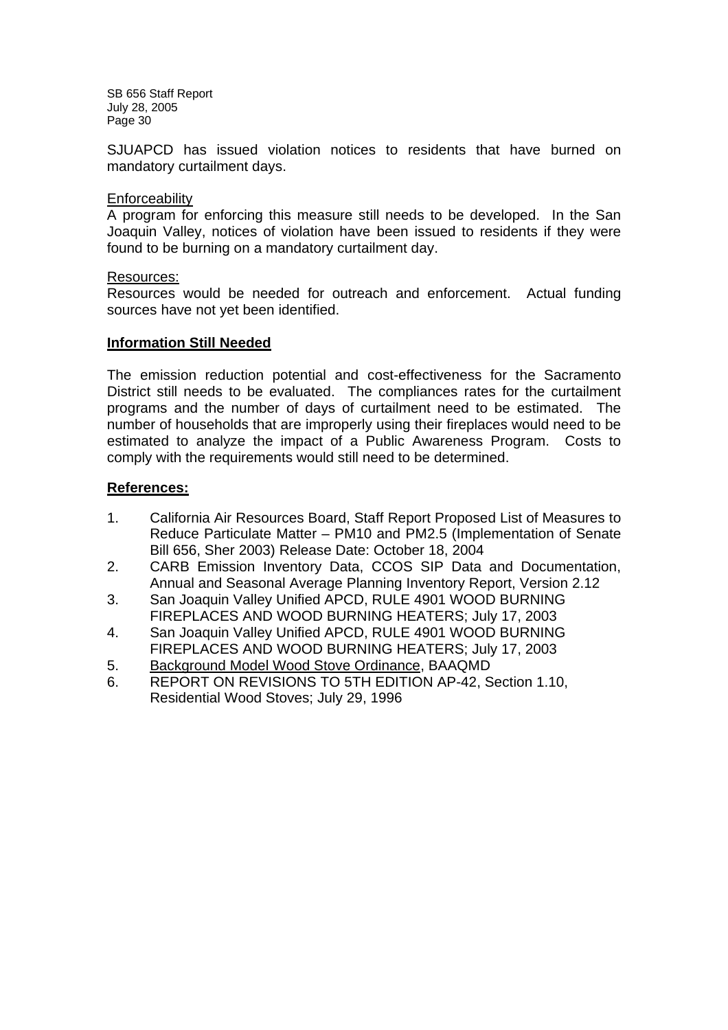SJUAPCD has issued violation notices to residents that have burned on mandatory curtailment days.

Enforceability

A program for enforcing this measure still needs to be developed. In the San Joaquin Valley, notices of violation have been issued to residents if they were found to be burning on a mandatory curtailment day.

Resources:

Resources would be needed for outreach and enforcement. Actual funding sources have not yet been identified.

**Information Still Needed**

The emission reduction potential and cost-effectiveness for the Sacramento District still needs to be evaluated. The compliances rates for the curtailment programs and the number of days of curtailment need to be estimated. The number of households that are improperly using their fireplaces would need to be estimated to analyze the impact of a Public Awareness Program. Costs to comply with the requirements would still need to be determined.

**References:**

1. California Air Resources Board, Staff Report Proposed List of Measures to Reduce Particulate Matter – PM10 and PM2.5 (Implementation of Senate Bill 656, Sher 2003) Release Date: October 18, 2004
2. CARB Emission Inventory Data, CCOS SIP Data and Documentation, Annual and Seasonal Average Planning Inventory Report, Version 2.12
3. San Joaquin Valley Unified APCD, RULE 4901 WOOD BURNING FIREPLACES AND WOOD BURNING HEATERS; July 17, 2003
4. San Joaquin Valley Unified APCD, RULE 4901 WOOD BURNING FIREPLACES AND WOOD BURNING HEATERS; July 17, 2003
5. Background Model Wood Stove Ordinance, BAAQMD
6. REPORT ON REVISIONS TO 5TH EDITION AP-42, Section 1.10, Residential Wood Stoves; July 29, 1996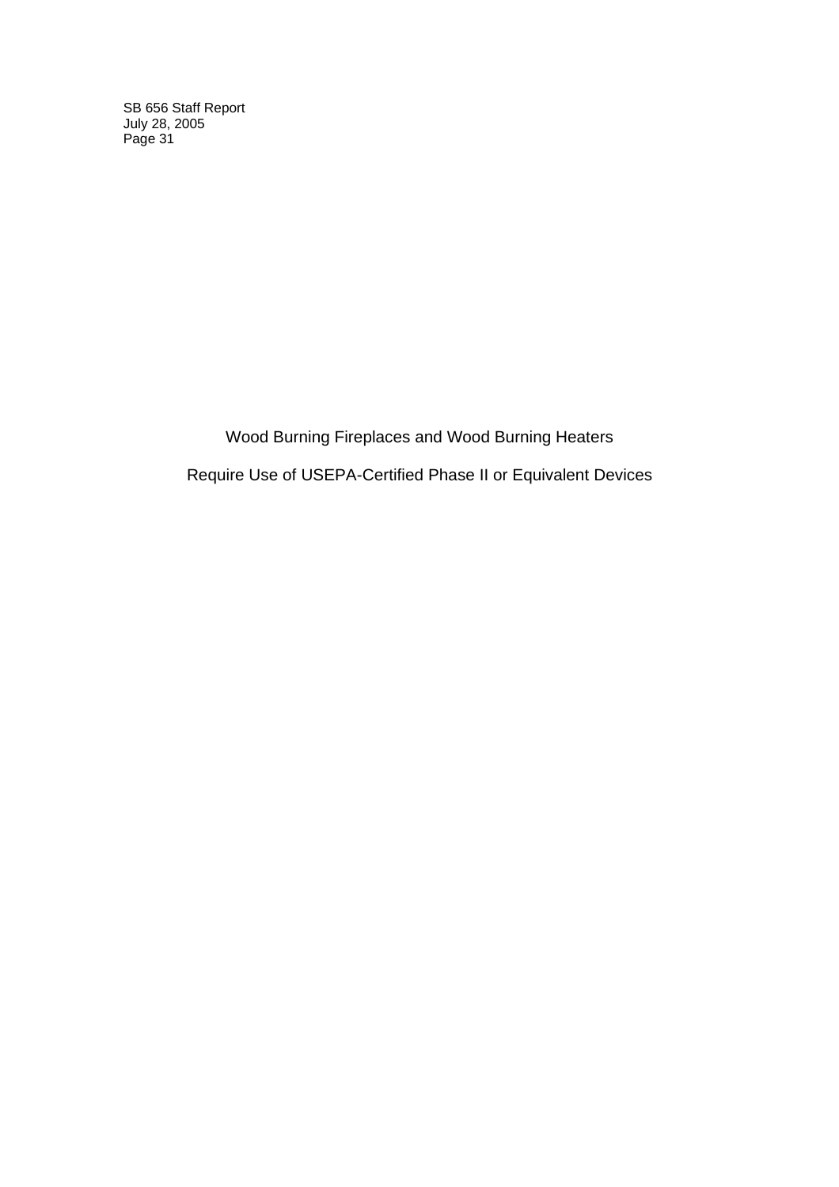# Wood Burning Fireplaces and Wood Burning Heaters

## Require Use of USEPA-Certified Phase II or Equivalent Devices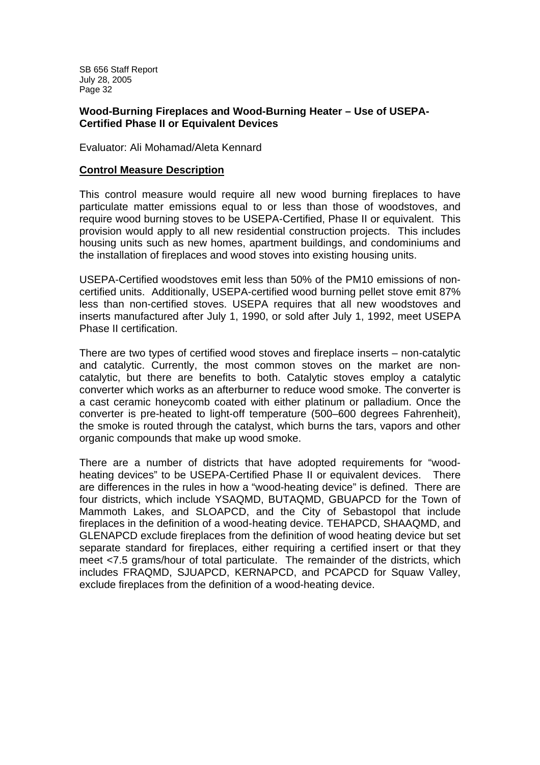**Wood-Burning Fireplaces and Wood-Burning Heater – Use of USEPA-Certified Phase II or Equivalent Devices**

Evaluator: Ali Mohamad/Aleta Kennard

**Control Measure Description**

This control measure would require all new wood burning fireplaces to have particulate matter emissions equal to or less than those of woodstoves, and require wood burning stoves to be USEPA-Certified, Phase II or equivalent. This provision would apply to all new residential construction projects. This includes housing units such as new homes, apartment buildings, and condominiums and the installation of fireplaces and wood stoves into existing housing units.

USEPA-Certified woodstoves emit less than 50% of the PM10 emissions of non-certified units. Additionally, USEPA-certified wood burning pellet stove emit 87% less than non-certified stoves. USEPA requires that all new woodstoves and inserts manufactured after July 1, 1990, or sold after July 1, 1992, meet USEPA Phase II certification.

There are two types of certified wood stoves and fireplace inserts – non-catalytic and catalytic. Currently, the most common stoves on the market are non-catalytic, but there are benefits to both. Catalytic stoves employ a catalytic converter which works as an afterburner to reduce wood smoke. The converter is a cast ceramic honeycomb coated with either platinum or palladium. Once the converter is pre-heated to light-off temperature (500–600 degrees Fahrenheit), the smoke is routed through the catalyst, which burns the tars, vapors and other organic compounds that make up wood smoke.

There are a number of districts that have adopted requirements for "wood-heating devices" to be USEPA-Certified Phase II or equivalent devices. There are differences in the rules in how a "wood-heating device" is defined. There are four districts, which include YSAQMD, BUTAQMD, GBUAPCD for the Town of Mammoth Lakes, and SLOAPCD, and the City of Sebastopol that include fireplaces in the definition of a wood-heating device. TEHAPCD, SHAAQMD, and GLENAPCD exclude fireplaces from the definition of wood heating device but set separate standard for fireplaces, either requiring a certified insert or that they meet <7.5 grams/hour of total particulate. The remainder of the districts, which includes FRAQMD, SJUAPCD, KERNAPCD, and PCAPCD for Squaw Valley, exclude fireplaces from the definition of a wood-heating device.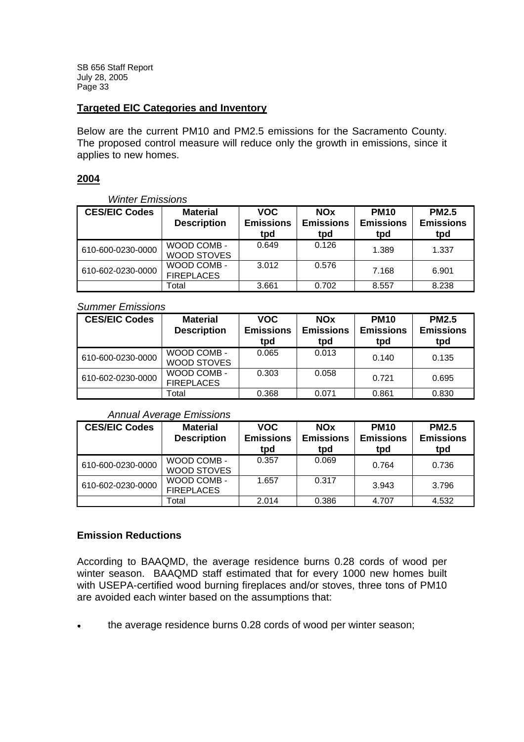## Targeted EIC Categories and Inventory

Below are the current PM10 and PM2.5 emissions for the Sacramento County. The proposed control measure will reduce only the growth in emissions, since it applies to new homes.

### 2004

*Winter Emissions*

| CES/EIC Codes | Material Description | VOC Emissions tpd | NOx Emissions tpd | PM10 Emissions tpd | PM2.5 Emissions tpd |
|---|---|---|---|---|---|
| 610-600-0230-0000 | WOOD COMB - WOOD STOVES | 0.649 | 0.126 | 1.389 | 1.337 |
| 610-602-0230-0000 | WOOD COMB - FIREPLACES | 3.012 | 0.576 | 7.168 | 6.901 |
| | Total | 3.661 | 0.702 | 8.557 | 8.238 |

*Summer Emissions*

| CES/EIC Codes | Material Description | VOC Emissions tpd | NOx Emissions tpd | PM10 Emissions tpd | PM2.5 Emissions tpd |
|---|---|---|---|---|---|
| 610-600-0230-0000 | WOOD COMB - WOOD STOVES | 0.065 | 0.013 | 0.140 | 0.135 |
| 610-602-0230-0000 | WOOD COMB - FIREPLACES | 0.303 | 0.058 | 0.721 | 0.695 |
| | Total | 0.368 | 0.071 | 0.861 | 0.830 |

*Annual Average Emissions*

| CES/EIC Codes | Material Description | VOC Emissions tpd | NOx Emissions tpd | PM10 Emissions tpd | PM2.5 Emissions tpd |
|---|---|---|---|---|---|
| 610-600-0230-0000 | WOOD COMB - WOOD STOVES | 0.357 | 0.069 | 0.764 | 0.736 |
| 610-602-0230-0000 | WOOD COMB - FIREPLACES | 1.657 | 0.317 | 3.943 | 3.796 |
| | Total | 2.014 | 0.386 | 4.707 | 4.532 |

### Emission Reductions

According to BAAQMD, the average residence burns 0.28 cords of wood per winter season. BAAQMD staff estimated that for every 1000 new homes built with USEPA-certified wood burning fireplaces and/or stoves, three tons of PM10 are avoided each winter based on the assumptions that:

- the average residence burns 0.28 cords of wood per winter season;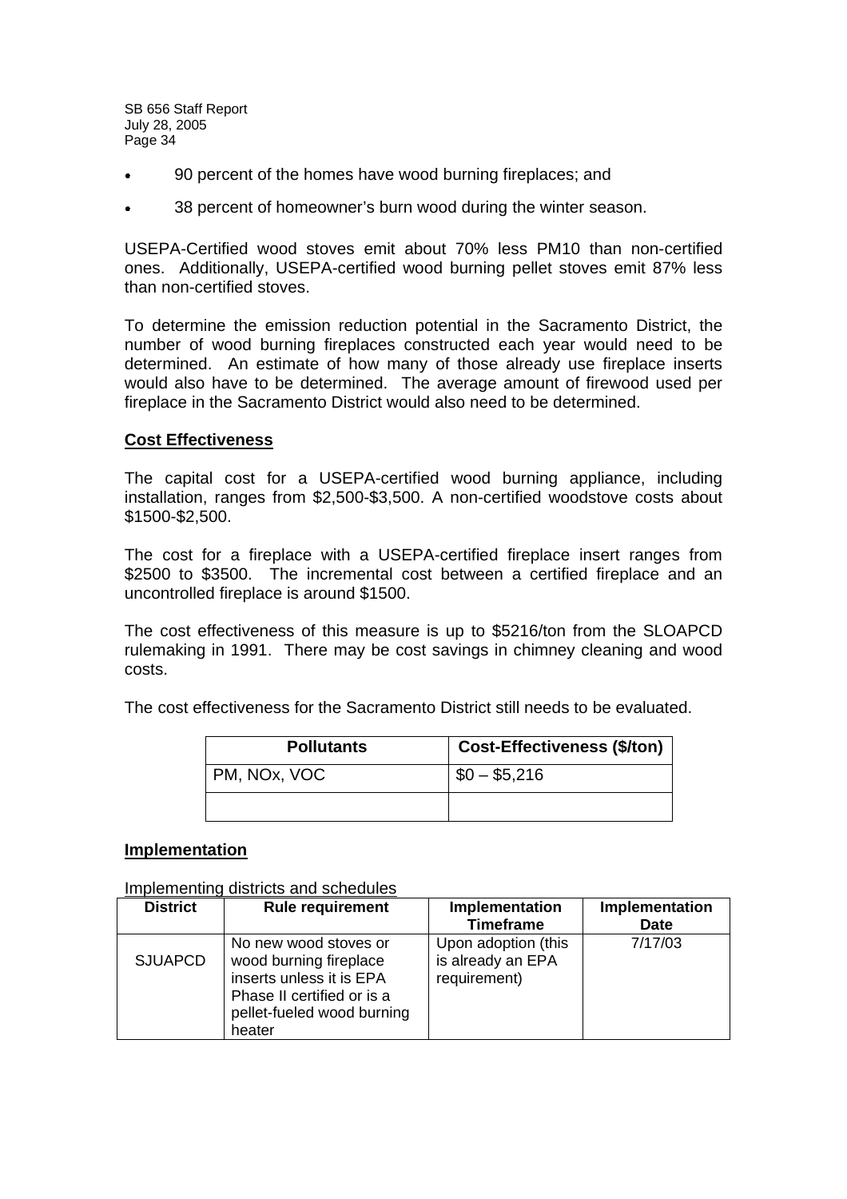- 90 percent of the homes have wood burning fireplaces; and
- 38 percent of homeowner's burn wood during the winter season.

USEPA-Certified wood stoves emit about 70% less PM10 than non-certified ones. Additionally, USEPA-certified wood burning pellet stoves emit 87% less than non-certified stoves.

To determine the emission reduction potential in the Sacramento District, the number of wood burning fireplaces constructed each year would need to be determined. An estimate of how many of those already use fireplace inserts would also have to be determined. The average amount of firewood used per fireplace in the Sacramento District would also need to be determined.

**Cost Effectiveness**

The capital cost for a USEPA-certified wood burning appliance, including installation, ranges from $2,500-$3,500. A non-certified woodstove costs about $1500-$2,500.

The cost for a fireplace with a USEPA-certified fireplace insert ranges from $2500 to $3500. The incremental cost between a certified fireplace and an uncontrolled fireplace is around $1500.

The cost effectiveness of this measure is up to $5216/ton from the SLOAPCD rulemaking in 1991. There may be cost savings in chimney cleaning and wood costs.

The cost effectiveness for the Sacramento District still needs to be evaluated.

| Pollutants | Cost-Effectiveness ($/ton) |
| --- | --- |
| PM, NOx, VOC | $0 – $5,216 |
| | |

**Implementation**

Implementing districts and schedules

| District | Rule requirement | Implementation Timeframe | Implementation Date |
| --- | --- | --- | --- |
| SJUAPCD | No new wood stoves or wood burning fireplace inserts unless it is EPA Phase II certified or is a pellet-fueled wood burning heater | Upon adoption (this is already an EPA requirement) | 7/17/03 |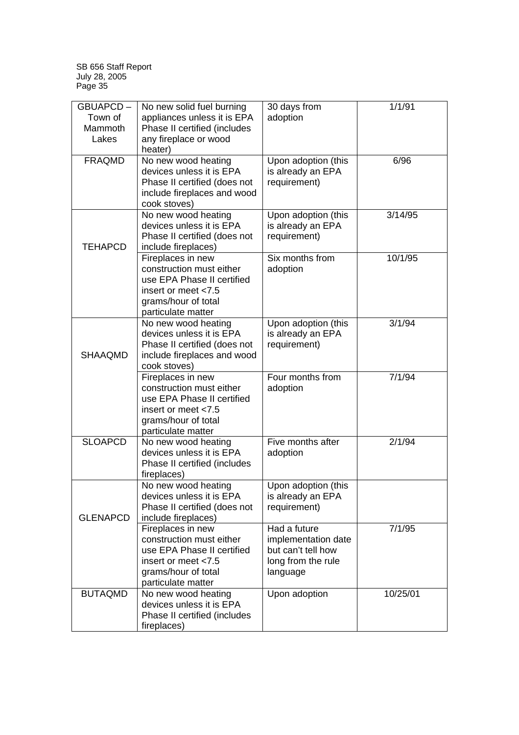| | | | |
|---|---|---|---|
| GBUAPCD – Town of Mammoth Lakes | No new solid fuel burning appliances unless it is EPA Phase II certified (includes any fireplace or wood heater) | 30 days from adoption | 1/1/91 |
| FRAQMD | No new wood heating devices unless it is EPA Phase II certified (does not include fireplaces and wood cook stoves) | Upon adoption (this is already an EPA requirement) | 6/96 |
| TEHAPCD | No new wood heating devices unless it is EPA Phase II certified (does not include fireplaces) | Upon adoption (this is already an EPA requirement) | 3/14/95 |
| | Fireplaces in new construction must either use EPA Phase II certified insert or meet <7.5 grams/hour of total particulate matter | Six months from adoption | 10/1/95 |
| SHAAQMD | No new wood heating devices unless it is EPA Phase II certified (does not include fireplaces and wood cook stoves) | Upon adoption (this is already an EPA requirement) | 3/1/94 |
| | Fireplaces in new construction must either use EPA Phase II certified insert or meet <7.5 grams/hour of total particulate matter | Four months from adoption | 7/1/94 |
| SLOAPCD | No new wood heating devices unless it is EPA Phase II certified (includes fireplaces) | Five months after adoption | 2/1/94 |
| GLENAPCD | No new wood heating devices unless it is EPA Phase II certified (does not include fireplaces) | Upon adoption (this is already an EPA requirement) | |
| | Fireplaces in new construction must either use EPA Phase II certified insert or meet <7.5 grams/hour of total particulate matter | Had a future implementation date but can't tell how long from the rule language | 7/1/95 |
| BUTAQMD | No new wood heating devices unless it is EPA Phase II certified (includes fireplaces) | Upon adoption | 10/25/01 |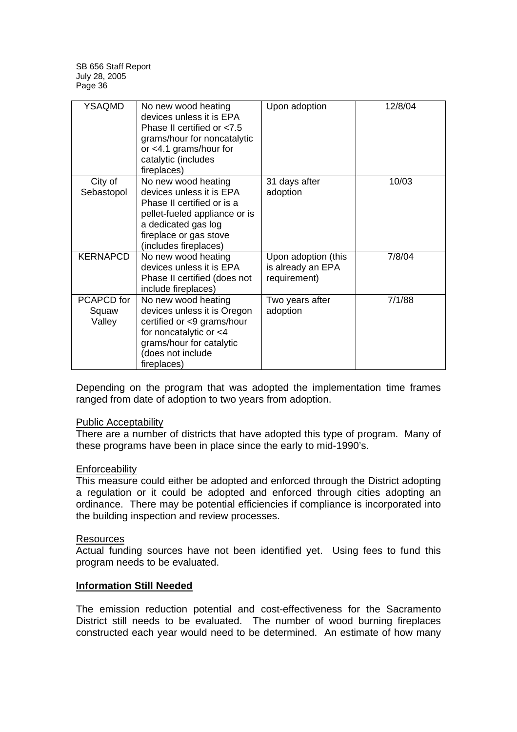| YSAQMD | No new wood heating devices unless it is EPA Phase II certified or <7.5 grams/hour for noncatalytic or <4.1 grams/hour for catalytic (includes fireplaces) | Upon adoption | 12/8/04 |
|---|---|---|---|
| City of Sebastopol | No new wood heating devices unless it is EPA Phase II certified or is a pellet-fueled appliance or is a dedicated gas log fireplace or gas stove (includes fireplaces) | 31 days after adoption | 10/03 |
| KERNAPCD | No new wood heating devices unless it is EPA Phase II certified (does not include fireplaces) | Upon adoption (this is already an EPA requirement) | 7/8/04 |
| PCAPCD for Squaw Valley | No new wood heating devices unless it is Oregon certified or <9 grams/hour for noncatalytic or <4 grams/hour for catalytic (does not include fireplaces) | Two years after adoption | 7/1/88 |

Depending on the program that was adopted the implementation time frames ranged from date of adoption to two years from adoption.

Public Acceptability

There are a number of districts that have adopted this type of program. Many of these programs have been in place since the early to mid-1990's.

Enforceability

This measure could either be adopted and enforced through the District adopting a regulation or it could be adopted and enforced through cities adopting an ordinance. There may be potential efficiencies if compliance is incorporated into the building inspection and review processes.

Resources

Actual funding sources have not been identified yet. Using fees to fund this program needs to be evaluated.

**Information Still Needed**

The emission reduction potential and cost-effectiveness for the Sacramento District still needs to be evaluated. The number of wood burning fireplaces constructed each year would need to be determined. An estimate of how many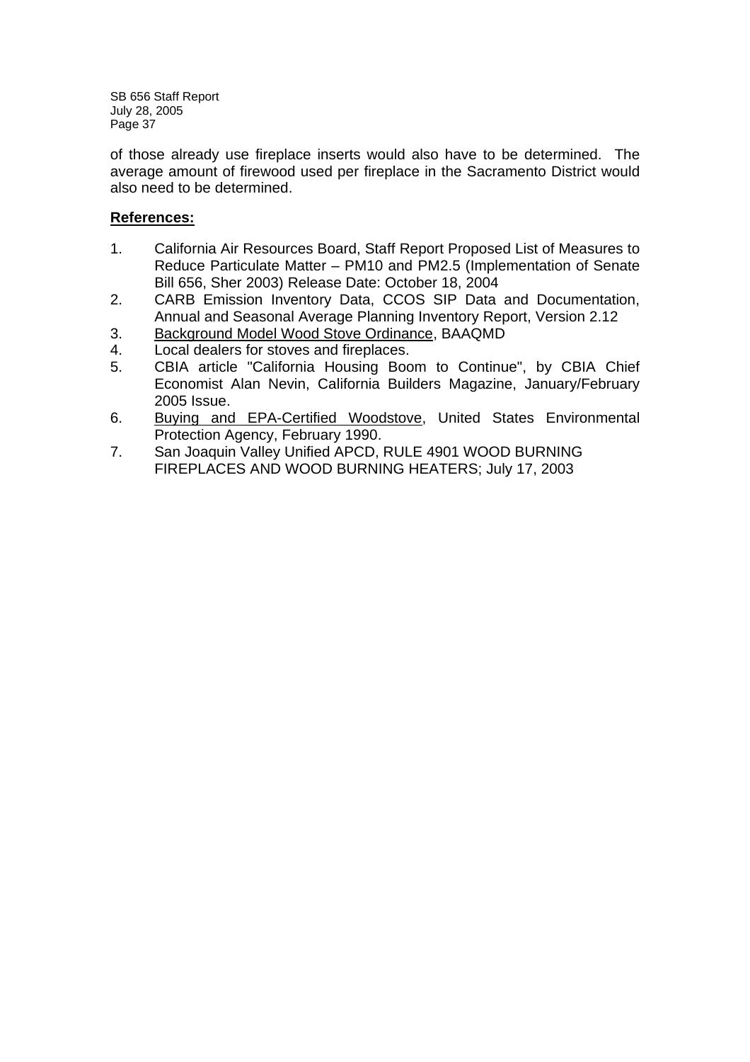of those already use fireplace inserts would also have to be determined. The average amount of firewood used per fireplace in the Sacramento District would also need to be determined.

**References:**

1. California Air Resources Board, Staff Report Proposed List of Measures to Reduce Particulate Matter – PM10 and PM2.5 (Implementation of Senate Bill 656, Sher 2003) Release Date: October 18, 2004
2. CARB Emission Inventory Data, CCOS SIP Data and Documentation, Annual and Seasonal Average Planning Inventory Report, Version 2.12
3. Background Model Wood Stove Ordinance, BAAQMD
4. Local dealers for stoves and fireplaces.
5. CBIA article "California Housing Boom to Continue", by CBIA Chief Economist Alan Nevin, California Builders Magazine, January/February 2005 Issue.
6. Buying and EPA-Certified Woodstove, United States Environmental Protection Agency, February 1990.
7. San Joaquin Valley Unified APCD, RULE 4901 WOOD BURNING FIREPLACES AND WOOD BURNING HEATERS; July 17, 2003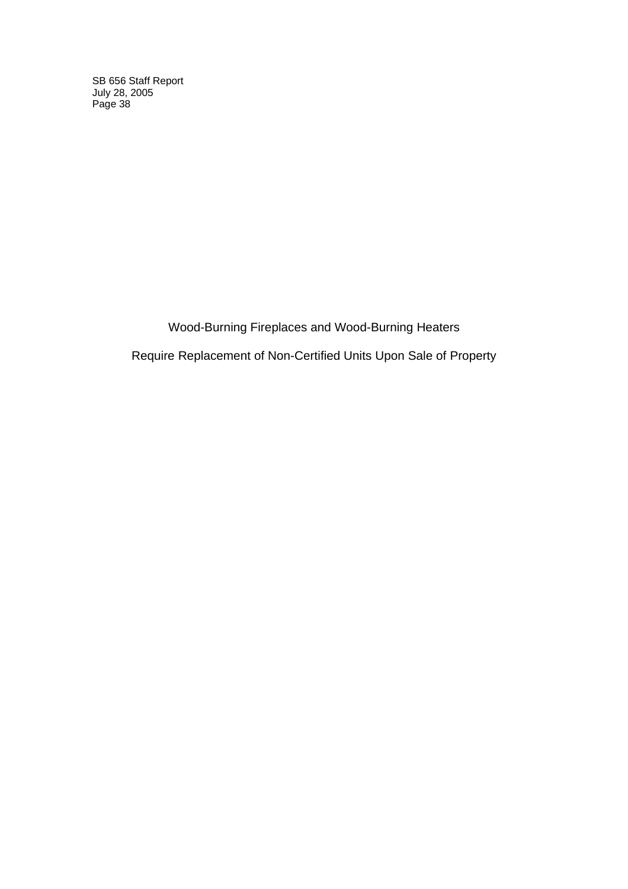# Wood-Burning Fireplaces and Wood-Burning Heaters

## Require Replacement of Non-Certified Units Upon Sale of Property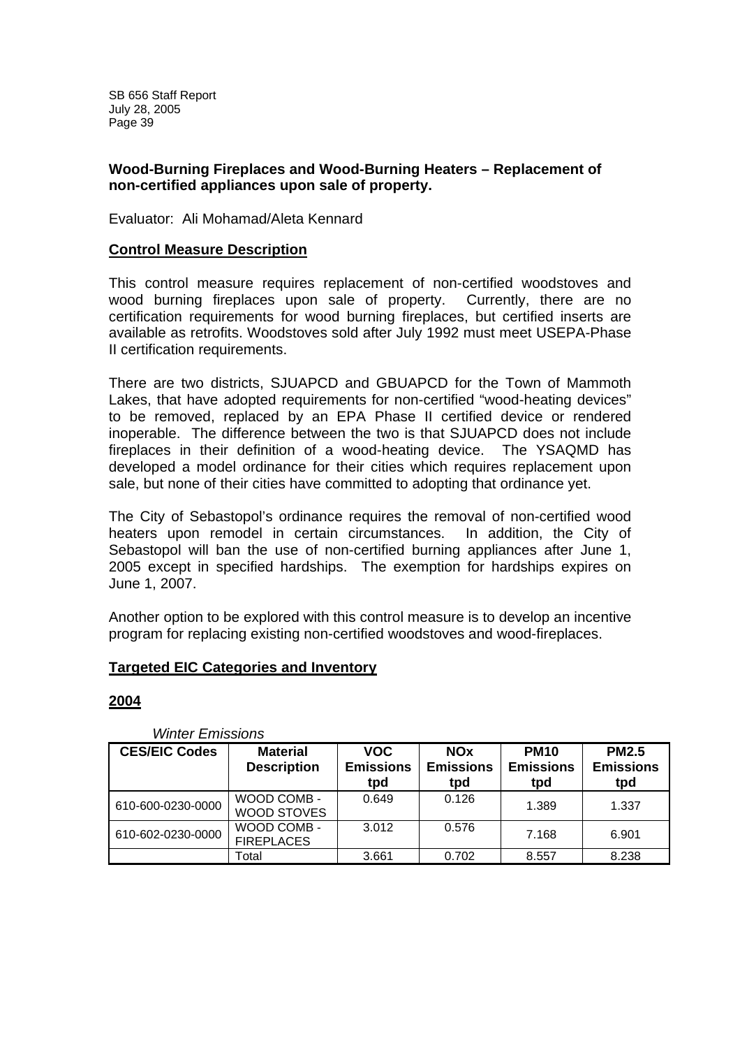**Wood-Burning Fireplaces and Wood-Burning Heaters – Replacement of non-certified appliances upon sale of property.**

Evaluator: Ali Mohamad/Aleta Kennard

**Control Measure Description**

This control measure requires replacement of non-certified woodstoves and wood burning fireplaces upon sale of property. Currently, there are no certification requirements for wood burning fireplaces, but certified inserts are available as retrofits. Woodstoves sold after July 1992 must meet USEPA-Phase II certification requirements.

There are two districts, SJUAPCD and GBUAPCD for the Town of Mammoth Lakes, that have adopted requirements for non-certified "wood-heating devices" to be removed, replaced by an EPA Phase II certified device or rendered inoperable. The difference between the two is that SJUAPCD does not include fireplaces in their definition of a wood-heating device. The YSAQMD has developed a model ordinance for their cities which requires replacement upon sale, but none of their cities have committed to adopting that ordinance yet.

The City of Sebastopol's ordinance requires the removal of non-certified wood heaters upon remodel in certain circumstances. In addition, the City of Sebastopol will ban the use of non-certified burning appliances after June 1, 2005 except in specified hardships. The exemption for hardships expires on June 1, 2007.

Another option to be explored with this control measure is to develop an incentive program for replacing existing non-certified woodstoves and wood-fireplaces.

**Targeted EIC Categories and Inventory**

**2004**

*Winter Emissions*

| CES/EIC Codes | Material Description | VOC Emissions tpd | NOx Emissions tpd | PM10 Emissions tpd | PM2.5 Emissions tpd |
|---|---|---|---|---|---|
| 610-600-0230-0000 | WOOD COMB - WOOD STOVES | 0.649 | 0.126 | 1.389 | 1.337 |
| 610-602-0230-0000 | WOOD COMB - FIREPLACES | 3.012 | 0.576 | 7.168 | 6.901 |
| | Total | 3.661 | 0.702 | 8.557 | 8.238 |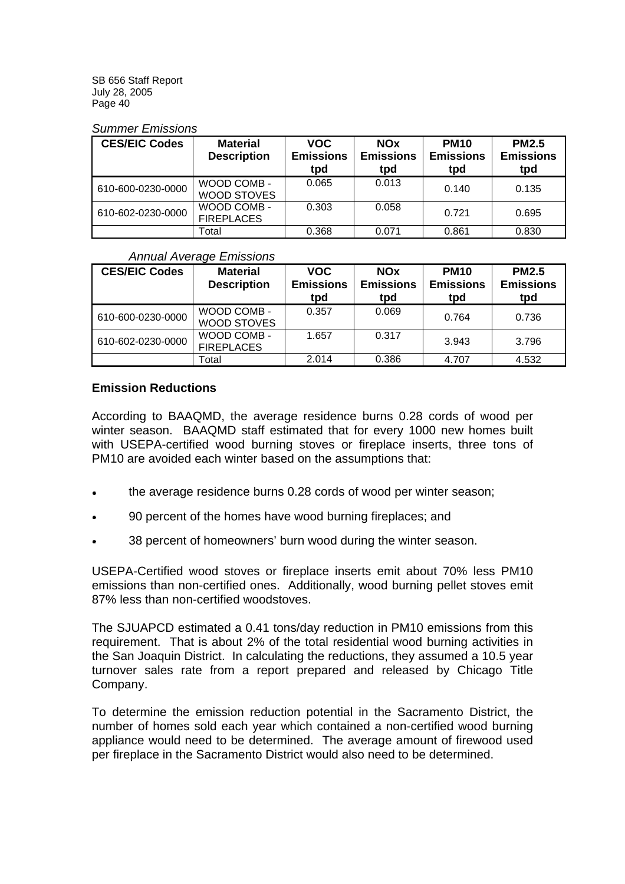*Summer Emissions*

| CES/EIC Codes | Material Description | VOC Emissions tpd | NOx Emissions tpd | PM10 Emissions tpd | PM2.5 Emissions tpd |
|---|---|---|---|---|---|
| 610-600-0230-0000 | WOOD COMB - WOOD STOVES | 0.065 | 0.013 | 0.140 | 0.135 |
| 610-602-0230-0000 | WOOD COMB - FIREPLACES | 0.303 | 0.058 | 0.721 | 0.695 |
| | Total | 0.368 | 0.071 | 0.861 | 0.830 |

*Annual Average Emissions*

| CES/EIC Codes | Material Description | VOC Emissions tpd | NOx Emissions tpd | PM10 Emissions tpd | PM2.5 Emissions tpd |
|---|---|---|---|---|---|
| 610-600-0230-0000 | WOOD COMB - WOOD STOVES | 0.357 | 0.069 | 0.764 | 0.736 |
| 610-602-0230-0000 | WOOD COMB - FIREPLACES | 1.657 | 0.317 | 3.943 | 3.796 |
| | Total | 2.014 | 0.386 | 4.707 | 4.532 |

**Emission Reductions**

According to BAAQMD, the average residence burns 0.28 cords of wood per winter season. BAAQMD staff estimated that for every 1000 new homes built with USEPA-certified wood burning stoves or fireplace inserts, three tons of PM10 are avoided each winter based on the assumptions that:

- the average residence burns 0.28 cords of wood per winter season;
- 90 percent of the homes have wood burning fireplaces; and
- 38 percent of homeowners' burn wood during the winter season.

USEPA-Certified wood stoves or fireplace inserts emit about 70% less PM10 emissions than non-certified ones. Additionally, wood burning pellet stoves emit 87% less than non-certified woodstoves.

The SJUAPCD estimated a 0.41 tons/day reduction in PM10 emissions from this requirement. That is about 2% of the total residential wood burning activities in the San Joaquin District. In calculating the reductions, they assumed a 10.5 year turnover sales rate from a report prepared and released by Chicago Title Company.

To determine the emission reduction potential in the Sacramento District, the number of homes sold each year which contained a non-certified wood burning appliance would need to be determined. The average amount of firewood used per fireplace in the Sacramento District would also need to be determined.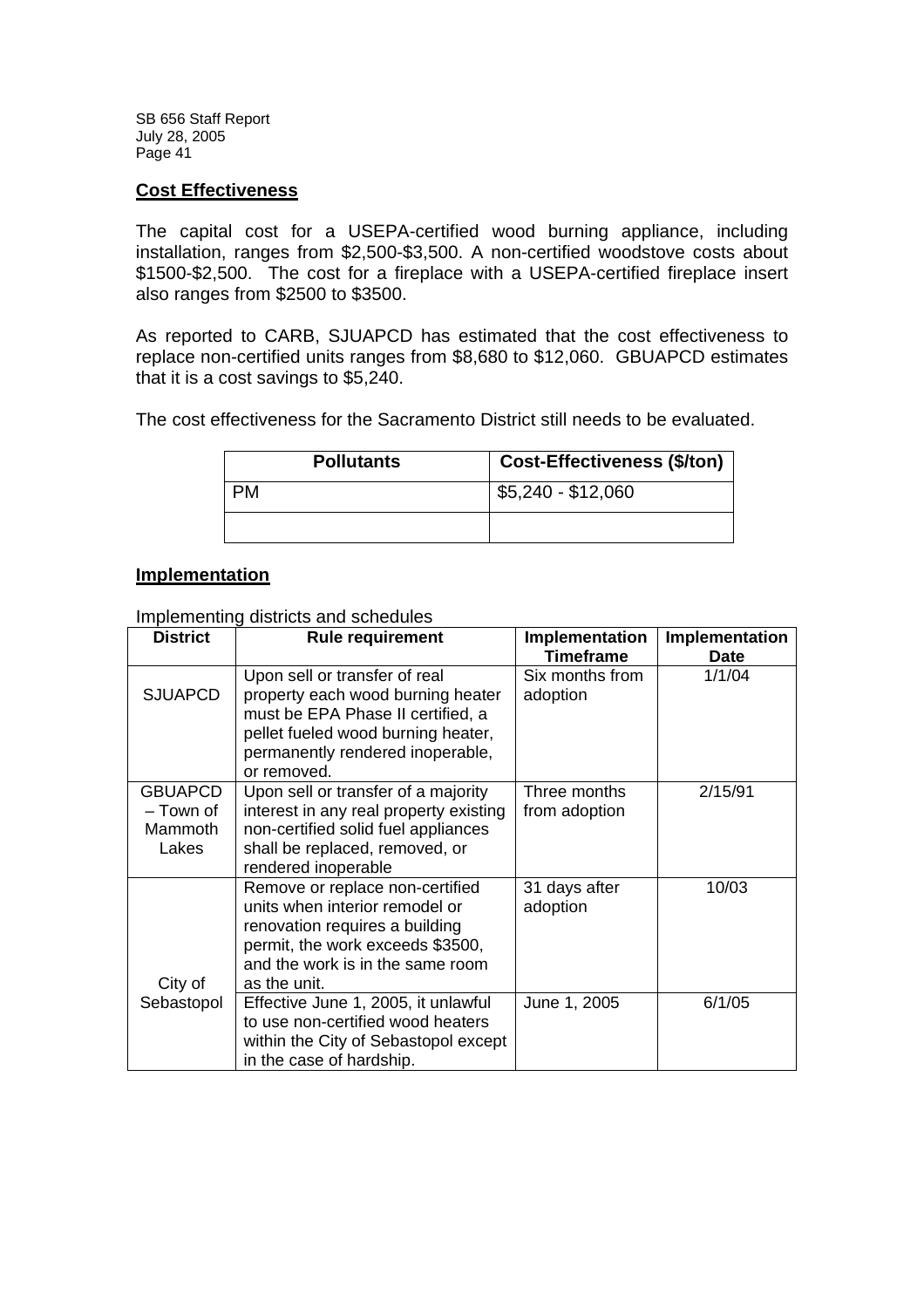## Cost Effectiveness

The capital cost for a USEPA-certified wood burning appliance, including installation, ranges from $2,500-$3,500. A non-certified woodstove costs about $1500-$2,500. The cost for a fireplace with a USEPA-certified fireplace insert also ranges from $2500 to $3500.

As reported to CARB, SJUAPCD has estimated that the cost effectiveness to replace non-certified units ranges from $8,680 to $12,060. GBUAPCD estimates that it is a cost savings to $5,240.

The cost effectiveness for the Sacramento District still needs to be evaluated.

| Pollutants | Cost-Effectiveness ($/ton) |
|---|---|
| PM | $5,240 - $12,060 |
| | |

## Implementation

Implementing districts and schedules

| District | Rule requirement | Implementation Timeframe | Implementation Date |
|---|---|---|---|
| SJUAPCD | Upon sell or transfer of real property each wood burning heater must be EPA Phase II certified, a pellet fueled wood burning heater, permanently rendered inoperable, or removed. | Six months from adoption | 1/1/04 |
| GBUAPCD – Town of Mammoth Lakes | Upon sell or transfer of a majority interest in any real property existing non-certified solid fuel appliances shall be replaced, removed, or rendered inoperable | Three months from adoption | 2/15/91 |
| City of Sebastopol | Remove or replace non-certified units when interior remodel or renovation requires a building permit, the work exceeds $3500, and the work is in the same room as the unit. | 31 days after adoption | 10/03 |
| | Effective June 1, 2005, it unlawful to use non-certified wood heaters within the City of Sebastopol except in the case of hardship. | June 1, 2005 | 6/1/05 |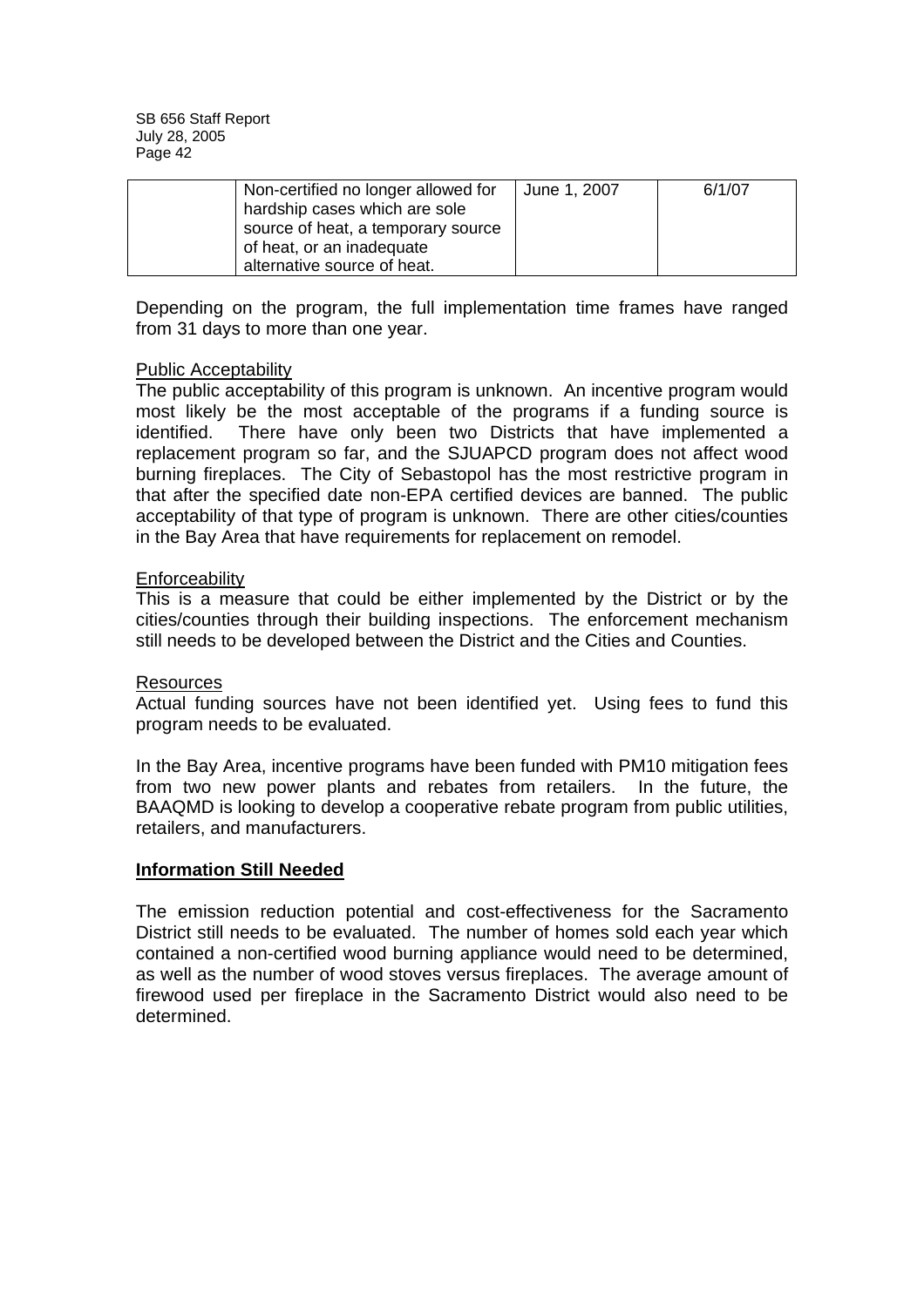|  | Non-certified no longer allowed for hardship cases which are sole source of heat, a temporary source of heat, or an inadequate alternative source of heat. | June 1, 2007 | 6/1/07 |
|---|---|---|---|

Depending on the program, the full implementation time frames have ranged from 31 days to more than one year.

Public Acceptability

The public acceptability of this program is unknown. An incentive program would most likely be the most acceptable of the programs if a funding source is identified. There have only been two Districts that have implemented a replacement program so far, and the SJUAPCD program does not affect wood burning fireplaces. The City of Sebastopol has the most restrictive program in that after the specified date non-EPA certified devices are banned. The public acceptability of that type of program is unknown. There are other cities/counties in the Bay Area that have requirements for replacement on remodel.

Enforceability

This is a measure that could be either implemented by the District or by the cities/counties through their building inspections. The enforcement mechanism still needs to be developed between the District and the Cities and Counties.

Resources

Actual funding sources have not been identified yet. Using fees to fund this program needs to be evaluated.

In the Bay Area, incentive programs have been funded with PM10 mitigation fees from two new power plants and rebates from retailers. In the future, the BAAQMD is looking to develop a cooperative rebate program from public utilities, retailers, and manufacturers.

**Information Still Needed**

The emission reduction potential and cost-effectiveness for the Sacramento District still needs to be evaluated. The number of homes sold each year which contained a non-certified wood burning appliance would need to be determined, as well as the number of wood stoves versus fireplaces. The average amount of firewood used per fireplace in the Sacramento District would also need to be determined.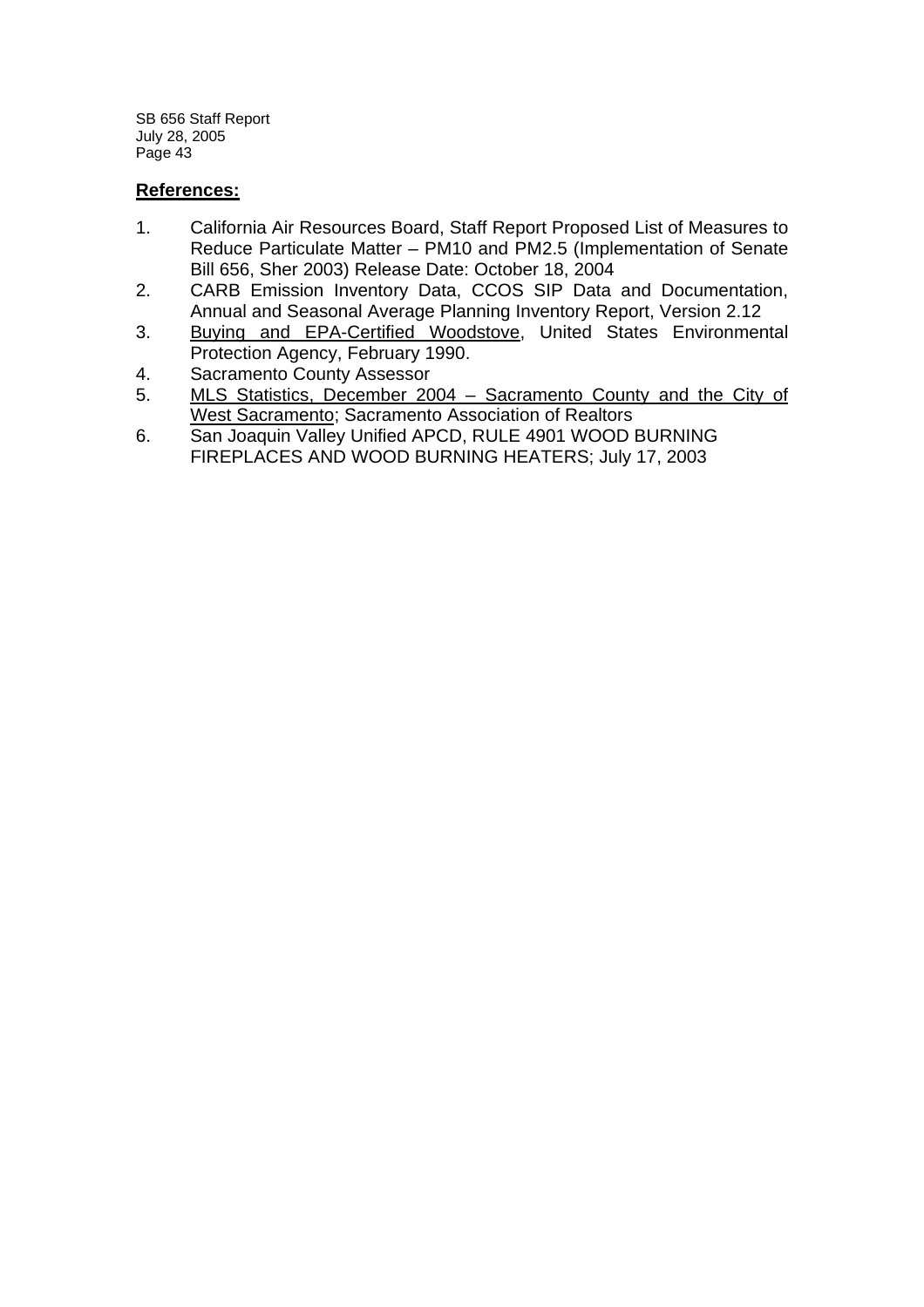**References:**

1. California Air Resources Board, Staff Report Proposed List of Measures to Reduce Particulate Matter – PM10 and PM2.5 (Implementation of Senate Bill 656, Sher 2003) Release Date: October 18, 2004
2. CARB Emission Inventory Data, CCOS SIP Data and Documentation, Annual and Seasonal Average Planning Inventory Report, Version 2.12
3. Buying and EPA-Certified Woodstove, United States Environmental Protection Agency, February 1990.
4. Sacramento County Assessor
5. MLS Statistics, December 2004 – Sacramento County and the City of West Sacramento; Sacramento Association of Realtors
6. San Joaquin Valley Unified APCD, RULE 4901 WOOD BURNING FIREPLACES AND WOOD BURNING HEATERS; July 17, 2003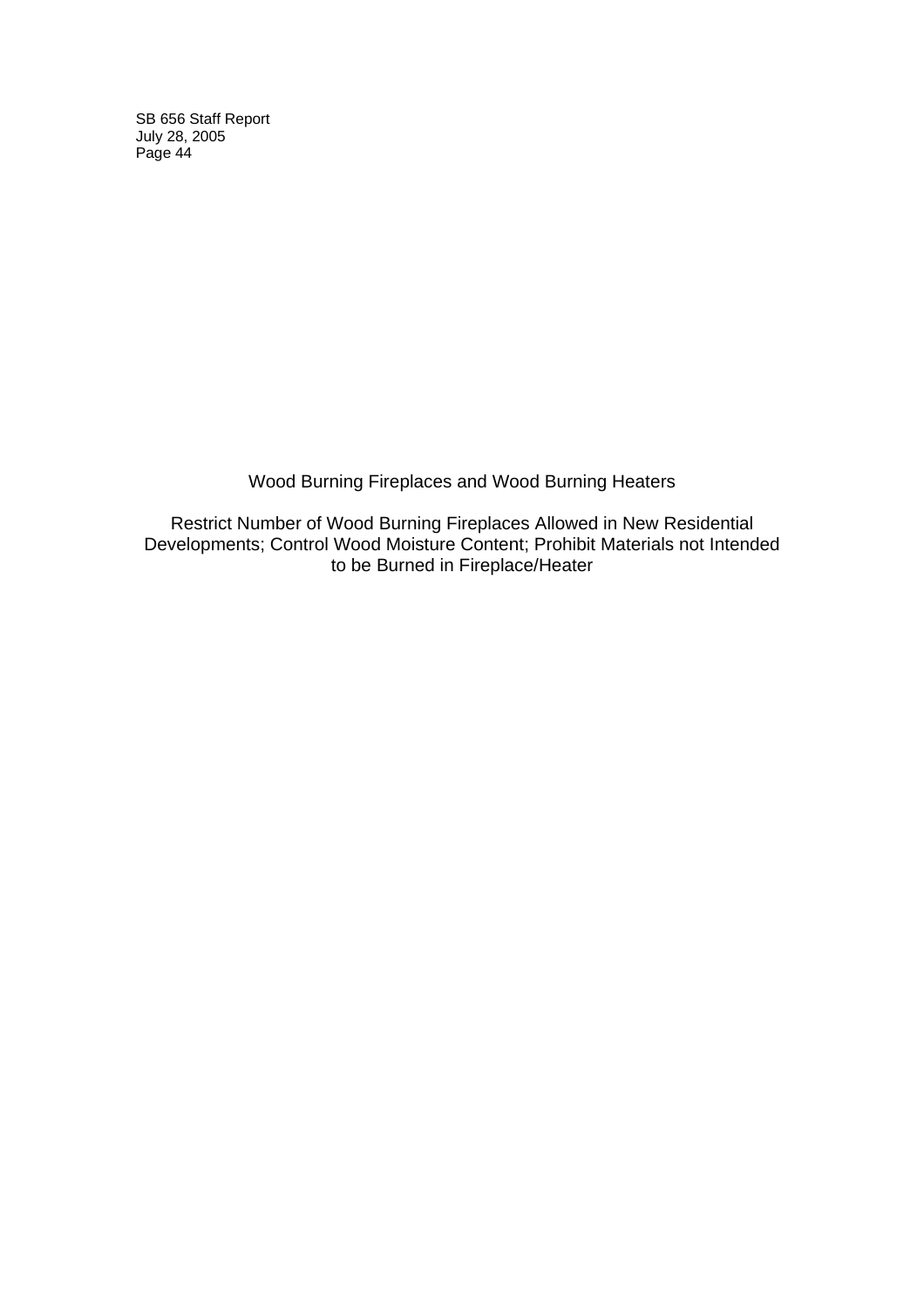# Wood Burning Fireplaces and Wood Burning Heaters

## Restrict Number of Wood Burning Fireplaces Allowed in New Residential Developments; Control Wood Moisture Content; Prohibit Materials not Intended to be Burned in Fireplace/Heater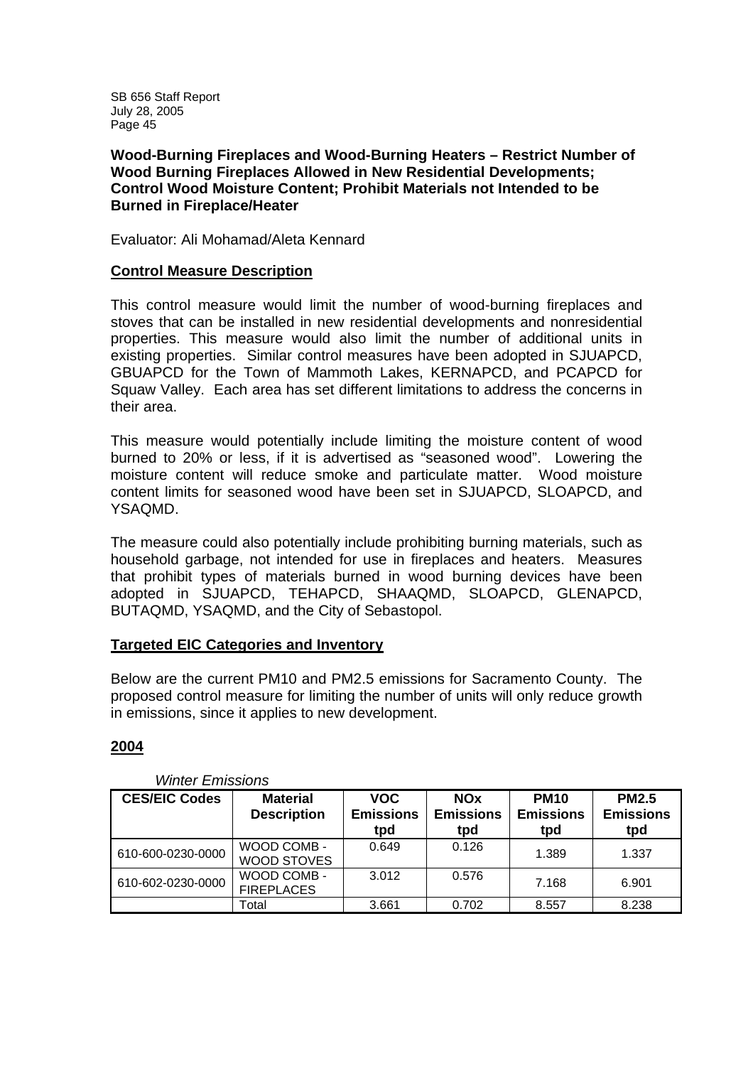**Wood-Burning Fireplaces and Wood-Burning Heaters – Restrict Number of Wood Burning Fireplaces Allowed in New Residential Developments; Control Wood Moisture Content; Prohibit Materials not Intended to be Burned in Fireplace/Heater**

Evaluator: Ali Mohamad/Aleta Kennard

## Control Measure Description

This control measure would limit the number of wood-burning fireplaces and stoves that can be installed in new residential developments and nonresidential properties. This measure would also limit the number of additional units in existing properties. Similar control measures have been adopted in SJUAPCD, GBUAPCD for the Town of Mammoth Lakes, KERNAPCD, and PCAPCD for Squaw Valley. Each area has set different limitations to address the concerns in their area.

This measure would potentially include limiting the moisture content of wood burned to 20% or less, if it is advertised as "seasoned wood". Lowering the moisture content will reduce smoke and particulate matter. Wood moisture content limits for seasoned wood have been set in SJUAPCD, SLOAPCD, and YSAQMD.

The measure could also potentially include prohibiting burning materials, such as household garbage, not intended for use in fireplaces and heaters. Measures that prohibit types of materials burned in wood burning devices have been adopted in SJUAPCD, TEHAPCD, SHAAQMD, SLOAPCD, GLENAPCD, BUTAQMD, YSAQMD, and the City of Sebastopol.

## Targeted EIC Categories and Inventory

Below are the current PM10 and PM2.5 emissions for Sacramento County. The proposed control measure for limiting the number of units will only reduce growth in emissions, since it applies to new development.

### 2004

*Winter Emissions*

| CES/EIC Codes | Material Description | VOC Emissions tpd | NOx Emissions tpd | PM10 Emissions tpd | PM2.5 Emissions tpd |
|---|---|---|---|---|---|
| 610-600-0230-0000 | WOOD COMB - WOOD STOVES | 0.649 | 0.126 | 1.389 | 1.337 |
| 610-602-0230-0000 | WOOD COMB - FIREPLACES | 3.012 | 0.576 | 7.168 | 6.901 |
| | Total | 3.661 | 0.702 | 8.557 | 8.238 |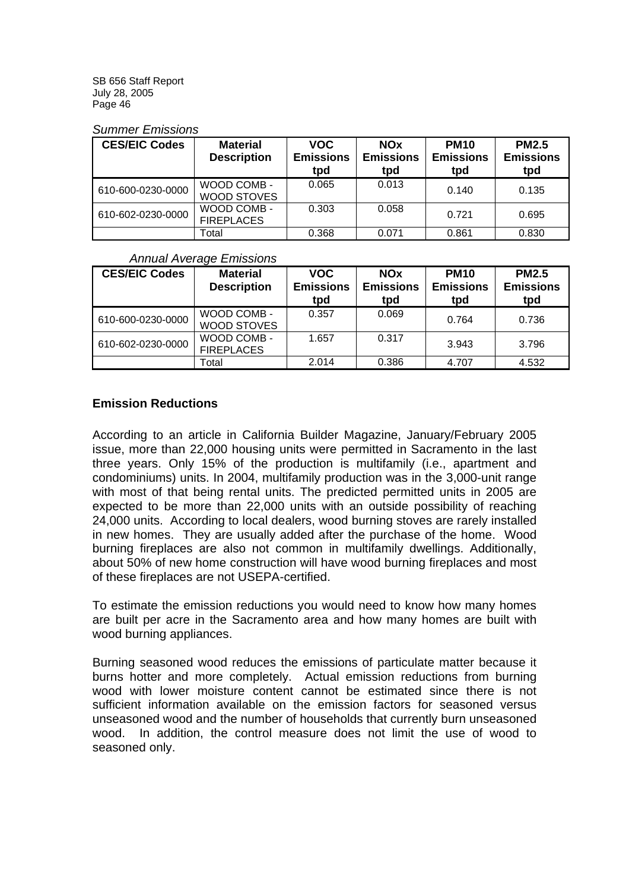*Summer Emissions*

| CES/EIC Codes | Material Description | VOC Emissions tpd | NOx Emissions tpd | PM10 Emissions tpd | PM2.5 Emissions tpd |
|---|---|---|---|---|---|
| 610-600-0230-0000 | WOOD COMB - WOOD STOVES | 0.065 | 0.013 | 0.140 | 0.135 |
| 610-602-0230-0000 | WOOD COMB - FIREPLACES | 0.303 | 0.058 | 0.721 | 0.695 |
| | Total | 0.368 | 0.071 | 0.861 | 0.830 |

*Annual Average Emissions*

| CES/EIC Codes | Material Description | VOC Emissions tpd | NOx Emissions tpd | PM10 Emissions tpd | PM2.5 Emissions tpd |
|---|---|---|---|---|---|
| 610-600-0230-0000 | WOOD COMB - WOOD STOVES | 0.357 | 0.069 | 0.764 | 0.736 |
| 610-602-0230-0000 | WOOD COMB - FIREPLACES | 1.657 | 0.317 | 3.943 | 3.796 |
| | Total | 2.014 | 0.386 | 4.707 | 4.532 |

### Emission Reductions

According to an article in California Builder Magazine, January/February 2005 issue, more than 22,000 housing units were permitted in Sacramento in the last three years. Only 15% of the production is multifamily (i.e., apartment and condominiums) units. In 2004, multifamily production was in the 3,000-unit range with most of that being rental units. The predicted permitted units in 2005 are expected to be more than 22,000 units with an outside possibility of reaching 24,000 units. According to local dealers, wood burning stoves are rarely installed in new homes. They are usually added after the purchase of the home. Wood burning fireplaces are also not common in multifamily dwellings. Additionally, about 50% of new home construction will have wood burning fireplaces and most of these fireplaces are not USEPA-certified.

To estimate the emission reductions you would need to know how many homes are built per acre in the Sacramento area and how many homes are built with wood burning appliances.

Burning seasoned wood reduces the emissions of particulate matter because it burns hotter and more completely. Actual emission reductions from burning wood with lower moisture content cannot be estimated since there is not sufficient information available on the emission factors for seasoned versus unseasoned wood and the number of households that currently burn unseasoned wood. In addition, the control measure does not limit the use of wood to seasoned only.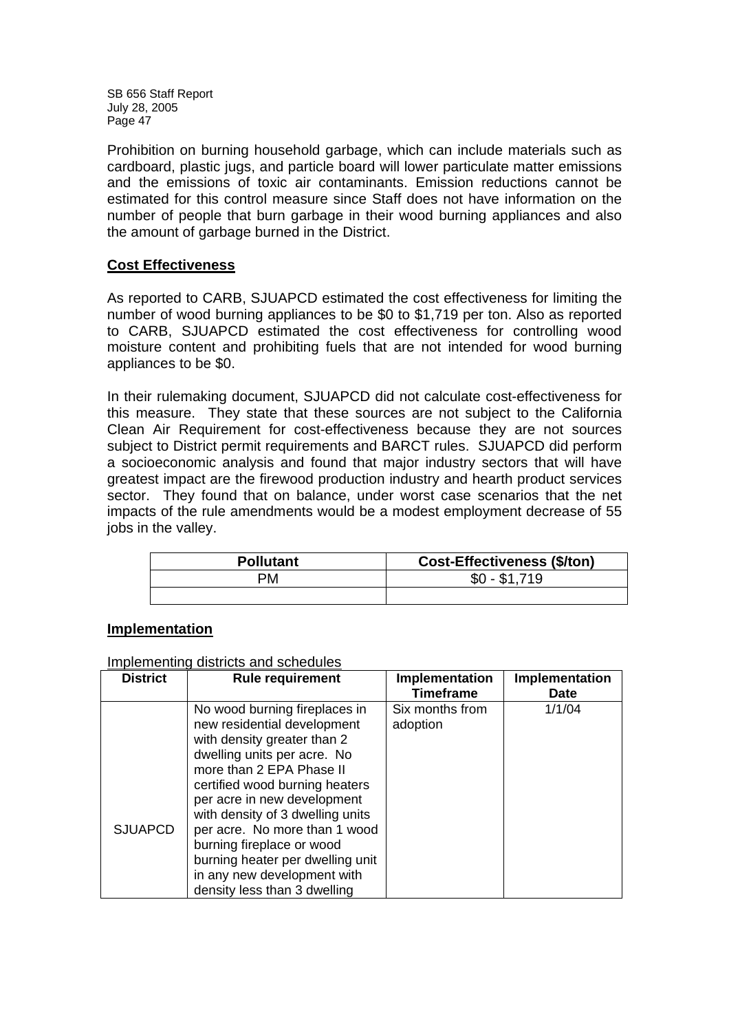Prohibition on burning household garbage, which can include materials such as cardboard, plastic jugs, and particle board will lower particulate matter emissions and the emissions of toxic air contaminants. Emission reductions cannot be estimated for this control measure since Staff does not have information on the number of people that burn garbage in their wood burning appliances and also the amount of garbage burned in the District.

## Cost Effectiveness

As reported to CARB, SJUAPCD estimated the cost effectiveness for limiting the number of wood burning appliances to be $0 to $1,719 per ton. Also as reported to CARB, SJUAPCD estimated the cost effectiveness for controlling wood moisture content and prohibiting fuels that are not intended for wood burning appliances to be $0.

In their rulemaking document, SJUAPCD did not calculate cost-effectiveness for this measure. They state that these sources are not subject to the California Clean Air Requirement for cost-effectiveness because they are not sources subject to District permit requirements and BARCT rules. SJUAPCD did perform a socioeconomic analysis and found that major industry sectors that will have greatest impact are the firewood production industry and hearth product services sector. They found that on balance, under worst case scenarios that the net impacts of the rule amendments would be a modest employment decrease of 55 jobs in the valley.

| Pollutant | Cost-Effectiveness ($/ton) |
|---|---|
| PM | $0 - $1,719 |
| | |

## Implementation

Implementing districts and schedules

| District | Rule requirement | Implementation Timeframe | Implementation Date |
|---|---|---|---|
| SJUAPCD | No wood burning fireplaces in new residential development with density greater than 2 dwelling units per acre. No more than 2 EPA Phase II certified wood burning heaters per acre in new development with density of 3 dwelling units per acre. No more than 1 wood burning fireplace or wood burning heater per dwelling unit in any new development with density less than 3 dwelling | Six months from adoption | 1/1/04 |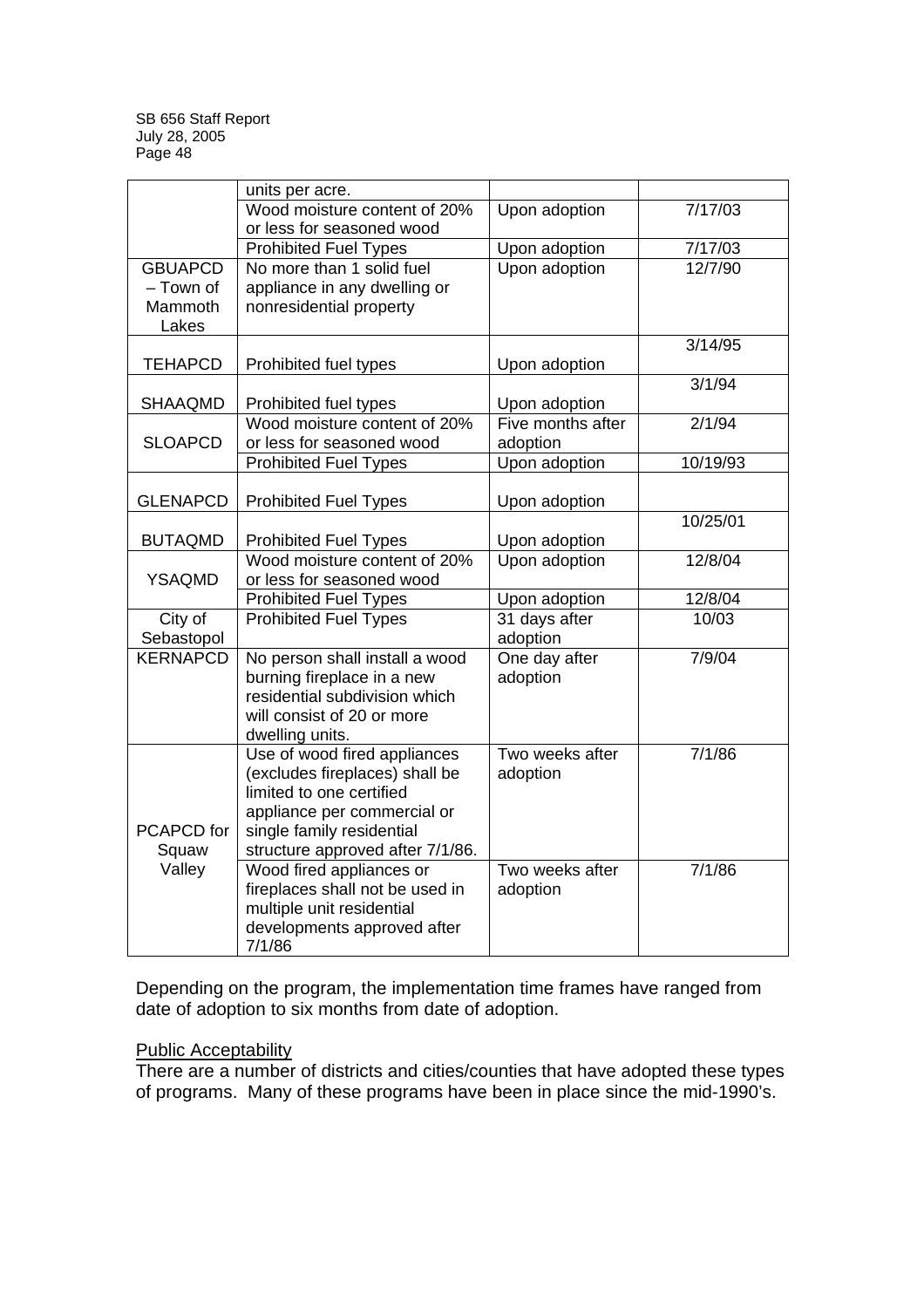| | | | |
|---|---|---|---|
| | units per acre. | | |
| | Wood moisture content of 20% or less for seasoned wood | Upon adoption | 7/17/03 |
| | Prohibited Fuel Types | Upon adoption | 7/17/03 |
| GBUAPCD – Town of Mammoth Lakes | No more than 1 solid fuel appliance in any dwelling or nonresidential property | Upon adoption | 12/7/90 |
| TEHAPCD | Prohibited fuel types | Upon adoption | 3/14/95 |
| SHAAQMD | Prohibited fuel types | Upon adoption | 3/1/94 |
| SLOAPCD | Wood moisture content of 20% or less for seasoned wood | Five months after adoption | 2/1/94 |
| | Prohibited Fuel Types | Upon adoption | 10/19/93 |
| GLENAPCD | Prohibited Fuel Types | Upon adoption | |
| BUTAQMD | Prohibited Fuel Types | Upon adoption | 10/25/01 |
| YSAQMD | Wood moisture content of 20% or less for seasoned wood | Upon adoption | 12/8/04 |
| | Prohibited Fuel Types | Upon adoption | 12/8/04 |
| City of Sebastopol | Prohibited Fuel Types | 31 days after adoption | 10/03 |
| KERNAPCD | No person shall install a wood burning fireplace in a new residential subdivision which will consist of 20 or more dwelling units. | One day after adoption | 7/9/04 |
| PCAPCD for Squaw Valley | Use of wood fired appliances (excludes fireplaces) shall be limited to one certified appliance per commercial or single family residential structure approved after 7/1/86. | Two weeks after adoption | 7/1/86 |
| | Wood fired appliances or fireplaces shall not be used in multiple unit residential developments approved after 7/1/86 | Two weeks after adoption | 7/1/86 |

Depending on the program, the implementation time frames have ranged from date of adoption to six months from date of adoption.

Public Acceptability

There are a number of districts and cities/counties that have adopted these types of programs. Many of these programs have been in place since the mid-1990's.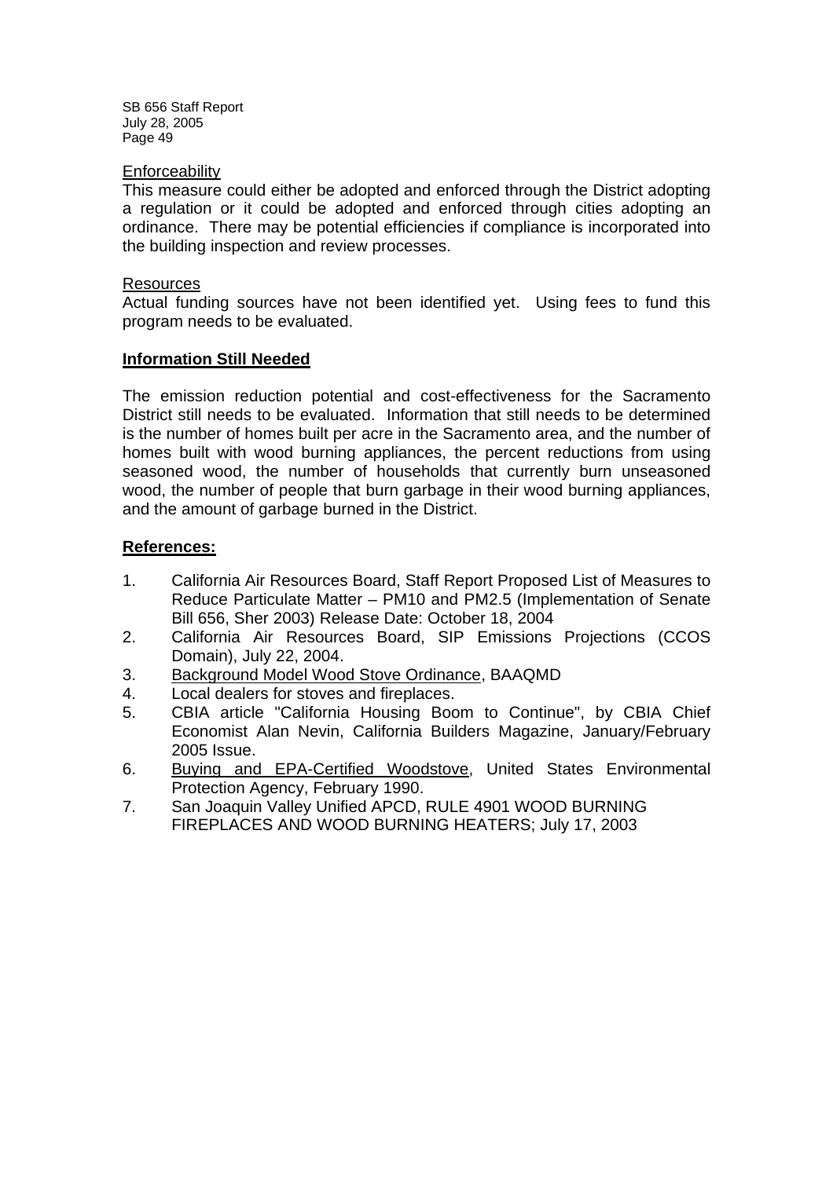Enforceability

This measure could either be adopted and enforced through the District adopting a regulation or it could be adopted and enforced through cities adopting an ordinance. There may be potential efficiencies if compliance is incorporated into the building inspection and review processes.

Resources

Actual funding sources have not been identified yet. Using fees to fund this program needs to be evaluated.

**Information Still Needed**

The emission reduction potential and cost-effectiveness for the Sacramento District still needs to be evaluated. Information that still needs to be determined is the number of homes built per acre in the Sacramento area, and the number of homes built with wood burning appliances, the percent reductions from using seasoned wood, the number of households that currently burn unseasoned wood, the number of people that burn garbage in their wood burning appliances, and the amount of garbage burned in the District.

**References:**

1. California Air Resources Board, Staff Report Proposed List of Measures to Reduce Particulate Matter – PM10 and PM2.5 (Implementation of Senate Bill 656, Sher 2003) Release Date: October 18, 2004
2. California Air Resources Board, SIP Emissions Projections (CCOS Domain), July 22, 2004.
3. Background Model Wood Stove Ordinance, BAAQMD
4. Local dealers for stoves and fireplaces.
5. CBIA article "California Housing Boom to Continue", by CBIA Chief Economist Alan Nevin, California Builders Magazine, January/February 2005 Issue.
6. Buying and EPA-Certified Woodstove, United States Environmental Protection Agency, February 1990.
7. San Joaquin Valley Unified APCD, RULE 4901 WOOD BURNING FIREPLACES AND WOOD BURNING HEATERS; July 17, 2003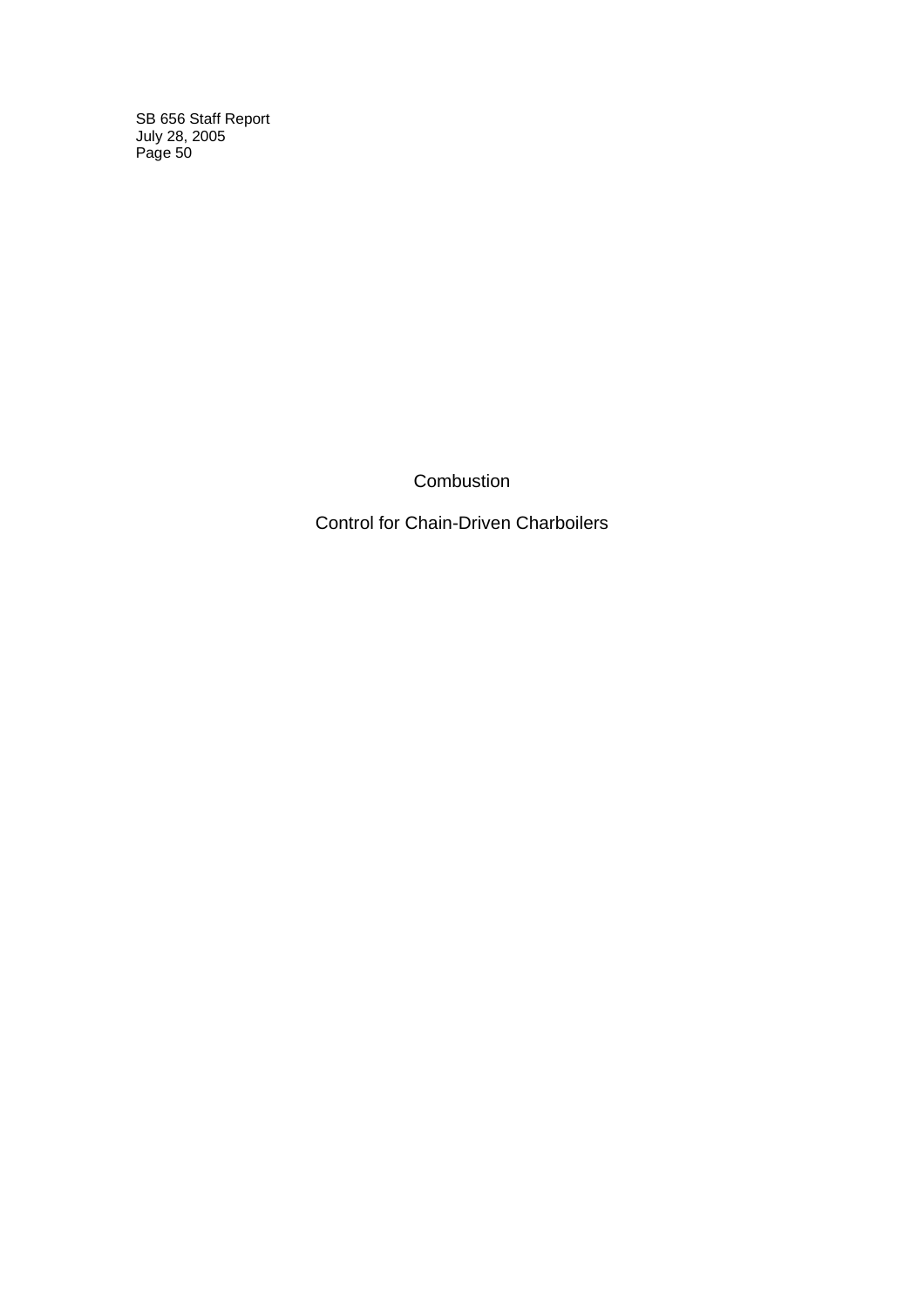# Combustion

# Control for Chain-Driven Charboilers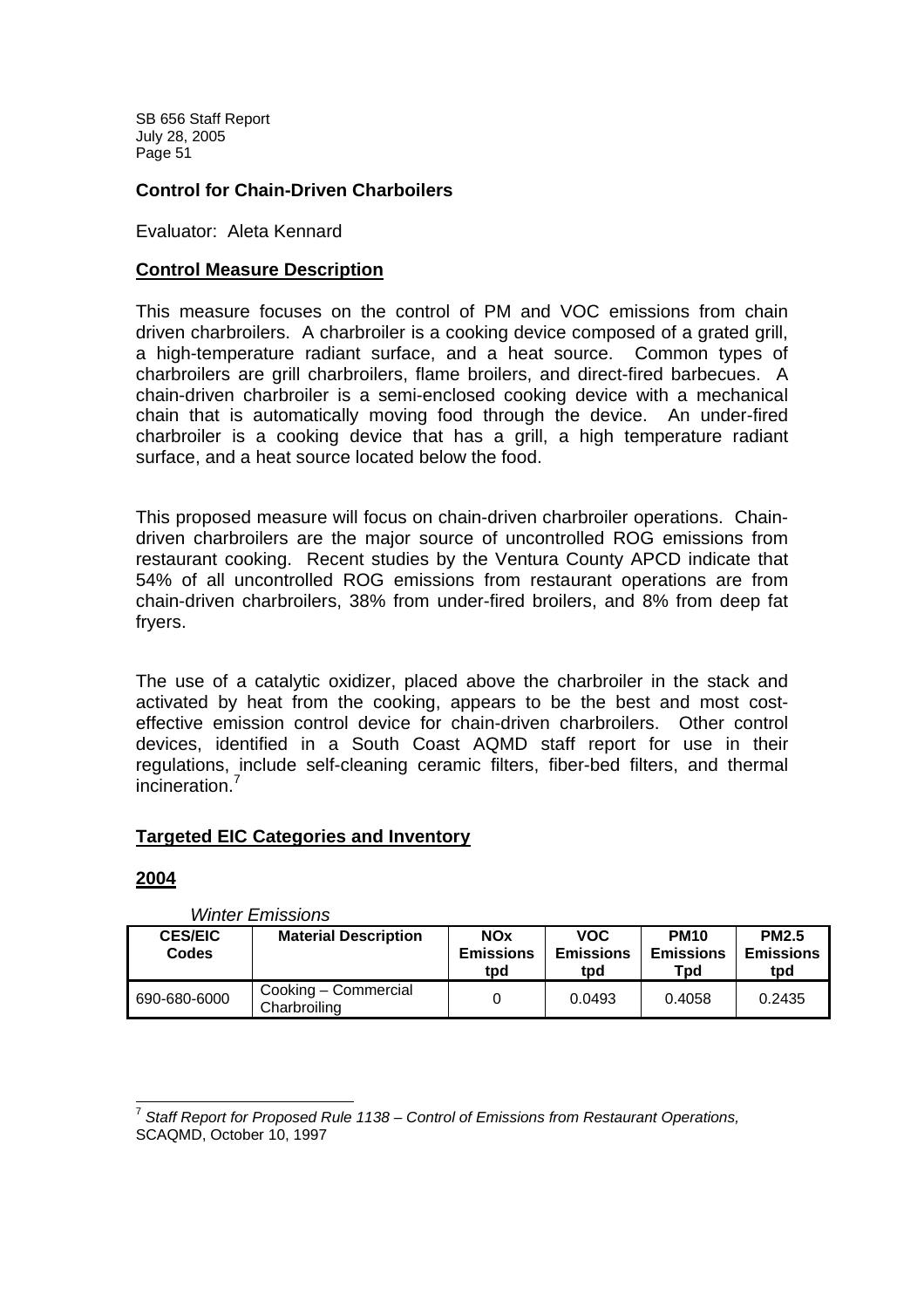## Control for Chain-Driven Charboilers

Evaluator: Aleta Kennard

### Control Measure Description

This measure focuses on the control of PM and VOC emissions from chain driven charbroilers. A charbroiler is a cooking device composed of a grated grill, a high-temperature radiant surface, and a heat source. Common types of charbroilers are grill charbroilers, flame broilers, and direct-fired barbecues. A chain-driven charbroiler is a semi-enclosed cooking device with a mechanical chain that is automatically moving food through the device. An under-fired charbroiler is a cooking device that has a grill, a high temperature radiant surface, and a heat source located below the food.

This proposed measure will focus on chain-driven charbroiler operations. Chain-driven charbroilers are the major source of uncontrolled ROG emissions from restaurant cooking. Recent studies by the Ventura County APCD indicate that 54% of all uncontrolled ROG emissions from restaurant operations are from chain-driven charbroilers, 38% from under-fired broilers, and 8% from deep fat fryers.

The use of a catalytic oxidizer, placed above the charbroiler in the stack and activated by heat from the cooking, appears to be the best and most cost-effective emission control device for chain-driven charbroilers. Other control devices, identified in a South Coast AQMD staff report for use in their regulations, include self-cleaning ceramic filters, fiber-bed filters, and thermal incineration.[7]

### Targeted EIC Categories and Inventory

### 2004

*Winter Emissions*

| CES/EIC Codes | Material Description | NOx Emissions tpd | VOC Emissions tpd | PM10 Emissions Tpd | PM2.5 Emissions tpd |
|---|---|---|---|---|---|
| 690-680-6000 | Cooking – Commercial Charbroiling | 0 | 0.0493 | 0.4058 | 0.2435 |

[7] *Staff Report for Proposed Rule 1138 – Control of Emissions from Restaurant Operations,* SCAQMD, October 10, 1997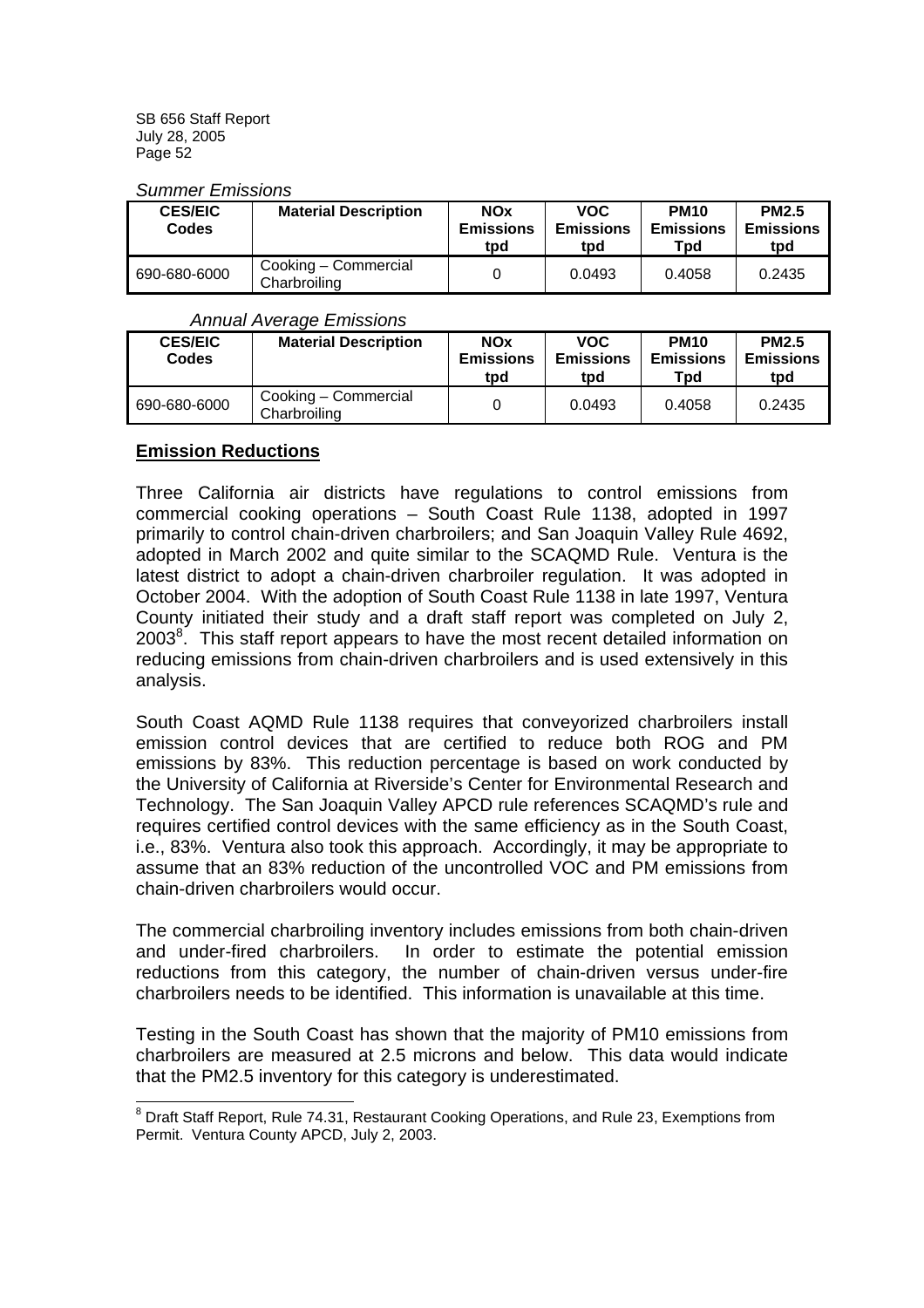*Summer Emissions*

| CES/EIC Codes | Material Description | NOx Emissions tpd | VOC Emissions tpd | PM10 Emissions Tpd | PM2.5 Emissions tpd |
|---|---|---|---|---|---|
| 690-680-6000 | Cooking – Commercial Charbroiling | 0 | 0.0493 | 0.4058 | 0.2435 |

*Annual Average Emissions*

| CES/EIC Codes | Material Description | NOx Emissions tpd | VOC Emissions tpd | PM10 Emissions Tpd | PM2.5 Emissions tpd |
|---|---|---|---|---|---|
| 690-680-6000 | Cooking – Commercial Charbroiling | 0 | 0.0493 | 0.4058 | 0.2435 |

**Emission Reductions**

Three California air districts have regulations to control emissions from commercial cooking operations – South Coast Rule 1138, adopted in 1997 primarily to control chain-driven charbroilers; and San Joaquin Valley Rule 4692, adopted in March 2002 and quite similar to the SCAQMD Rule. Ventura is the latest district to adopt a chain-driven charbroiler regulation. It was adopted in October 2004. With the adoption of South Coast Rule 1138 in late 1997, Ventura County initiated their study and a draft staff report was completed on July 2, 2003[8]. This staff report appears to have the most recent detailed information on reducing emissions from chain-driven charbroilers and is used extensively in this analysis.

South Coast AQMD Rule 1138 requires that conveyorized charbroilers install emission control devices that are certified to reduce both ROG and PM emissions by 83%. This reduction percentage is based on work conducted by the University of California at Riverside's Center for Environmental Research and Technology. The San Joaquin Valley APCD rule references SCAQMD's rule and requires certified control devices with the same efficiency as in the South Coast, i.e., 83%. Ventura also took this approach. Accordingly, it may be appropriate to assume that an 83% reduction of the uncontrolled VOC and PM emissions from chain-driven charbroilers would occur.

The commercial charbroiling inventory includes emissions from both chain-driven and under-fired charbroilers. In order to estimate the potential emission reductions from this category, the number of chain-driven versus under-fire charbroilers needs to be identified. This information is unavailable at this time.

Testing in the South Coast has shown that the majority of PM10 emissions from charbroilers are measured at 2.5 microns and below. This data would indicate that the PM2.5 inventory for this category is underestimated.

[8] Draft Staff Report, Rule 74.31, Restaurant Cooking Operations, and Rule 23, Exemptions from Permit. Ventura County APCD, July 2, 2003.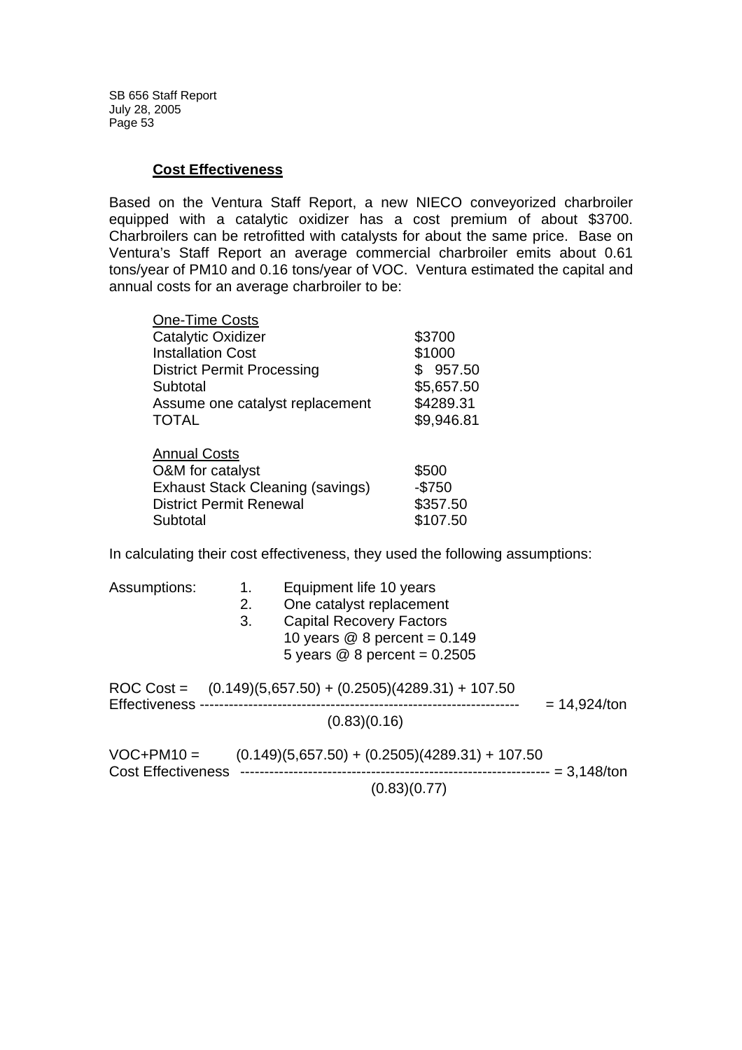### Cost Effectiveness

Based on the Ventura Staff Report, a new NIECO conveyorized charbroiler equipped with a catalytic oxidizer has a cost premium of about \$3700. Charbroilers can be retrofitted with catalysts for about the same price. Base on Ventura's Staff Report an average commercial charbroiler emits about 0.61 tons/year of PM10 and 0.16 tons/year of VOC. Ventura estimated the capital and annual costs for an average charbroiler to be:

| <u>One-Time Costs</u> | |
|---|---|
| Catalytic Oxidizer | \$3700 |
| Installation Cost | \$1000 |
| District Permit Processing | \$ 957.50 |
| Subtotal | \$5,657.50 |
| Assume one catalyst replacement | \$4289.31 |
| TOTAL | \$9,946.81 |

| <u>Annual Costs</u> | |
|---|---|
| O&M for catalyst | \$500 |
| Exhaust Stack Cleaning (savings) | -\$750 |
| District Permit Renewal | \$357.50 |
| Subtotal | \$107.50 |

In calculating their cost effectiveness, they used the following assumptions:

Assumptions:
1. Equipment life 10 years
2. One catalyst replacement
3. Capital Recovery Factors
   10 years @ 8 percent = 0.149
   5 years @ 8 percent = 0.2505

$$\text{ROC Cost Effectiveness} = \frac{(0.149)(5{,}657.50) + (0.2505)(4289.31) + 107.50}{(0.83)(0.16)} = 14{,}924/\text{ton}$$

$$\text{VOC+PM10 Cost Effectiveness} = \frac{(0.149)(5{,}657.50) + (0.2505)(4289.31) + 107.50}{(0.83)(0.77)} = 3{,}148/\text{ton}$$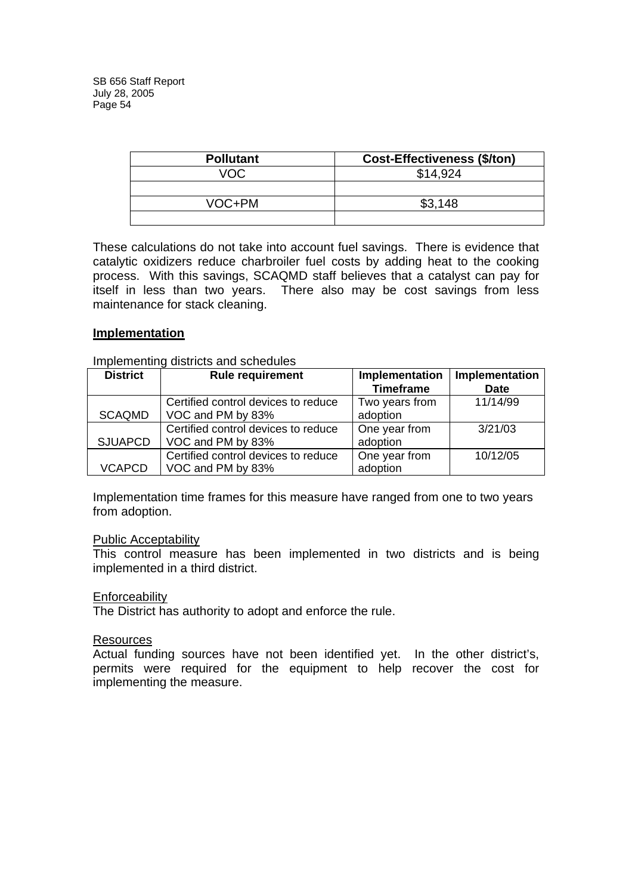| Pollutant | Cost-Effectiveness ($/ton) |
|---|---|
| VOC | $14,924 |
| | |
| VOC+PM | $3,148 |
| | |

These calculations do not take into account fuel savings. There is evidence that catalytic oxidizers reduce charbroiler fuel costs by adding heat to the cooking process. With this savings, SCAQMD staff believes that a catalyst can pay for itself in less than two years. There also may be cost savings from less maintenance for stack cleaning.

**Implementation**

Implementing districts and schedules

| District | Rule requirement | Implementation Timeframe | Implementation Date |
|---|---|---|---|
| SCAQMD | Certified control devices to reduce VOC and PM by 83% | Two years from adoption | 11/14/99 |
| SJUAPCD | Certified control devices to reduce VOC and PM by 83% | One year from adoption | 3/21/03 |
| VCAPCD | Certified control devices to reduce VOC and PM by 83% | One year from adoption | 10/12/05 |

Implementation time frames for this measure have ranged from one to two years from adoption.

Public Acceptability

This control measure has been implemented in two districts and is being implemented in a third district.

Enforceability

The District has authority to adopt and enforce the rule.

Resources

Actual funding sources have not been identified yet. In the other district's, permits were required for the equipment to help recover the cost for implementing the measure.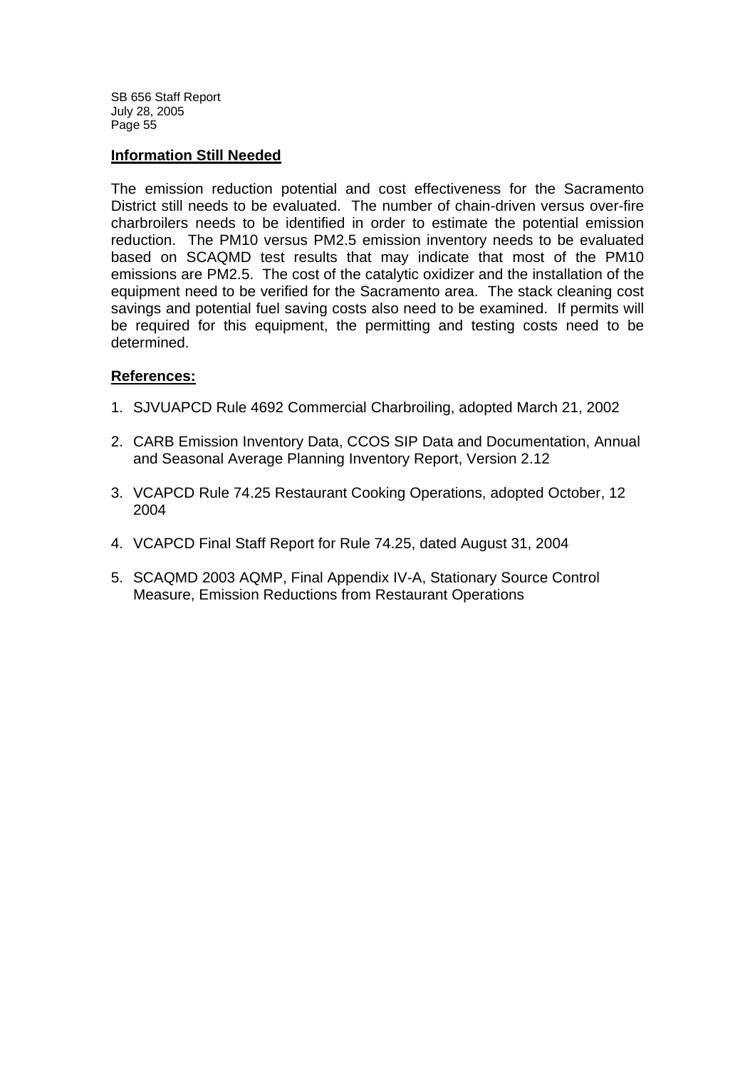**Information Still Needed**

The emission reduction potential and cost effectiveness for the Sacramento District still needs to be evaluated. The number of chain-driven versus over-fire charbroilers needs to be identified in order to estimate the potential emission reduction. The PM10 versus PM2.5 emission inventory needs to be evaluated based on SCAQMD test results that may indicate that most of the PM10 emissions are PM2.5. The cost of the catalytic oxidizer and the installation of the equipment need to be verified for the Sacramento area. The stack cleaning cost savings and potential fuel saving costs also need to be examined. If permits will be required for this equipment, the permitting and testing costs need to be determined.

**References:**

1. SJVUAPCD Rule 4692 Commercial Charbroiling, adopted March 21, 2002
2. CARB Emission Inventory Data, CCOS SIP Data and Documentation, Annual and Seasonal Average Planning Inventory Report, Version 2.12
3. VCAPCD Rule 74.25 Restaurant Cooking Operations, adopted October, 12 2004
4. VCAPCD Final Staff Report for Rule 74.25, dated August 31, 2004
5. SCAQMD 2003 AQMP, Final Appendix IV-A, Stationary Source Control Measure, Emission Reductions from Restaurant Operations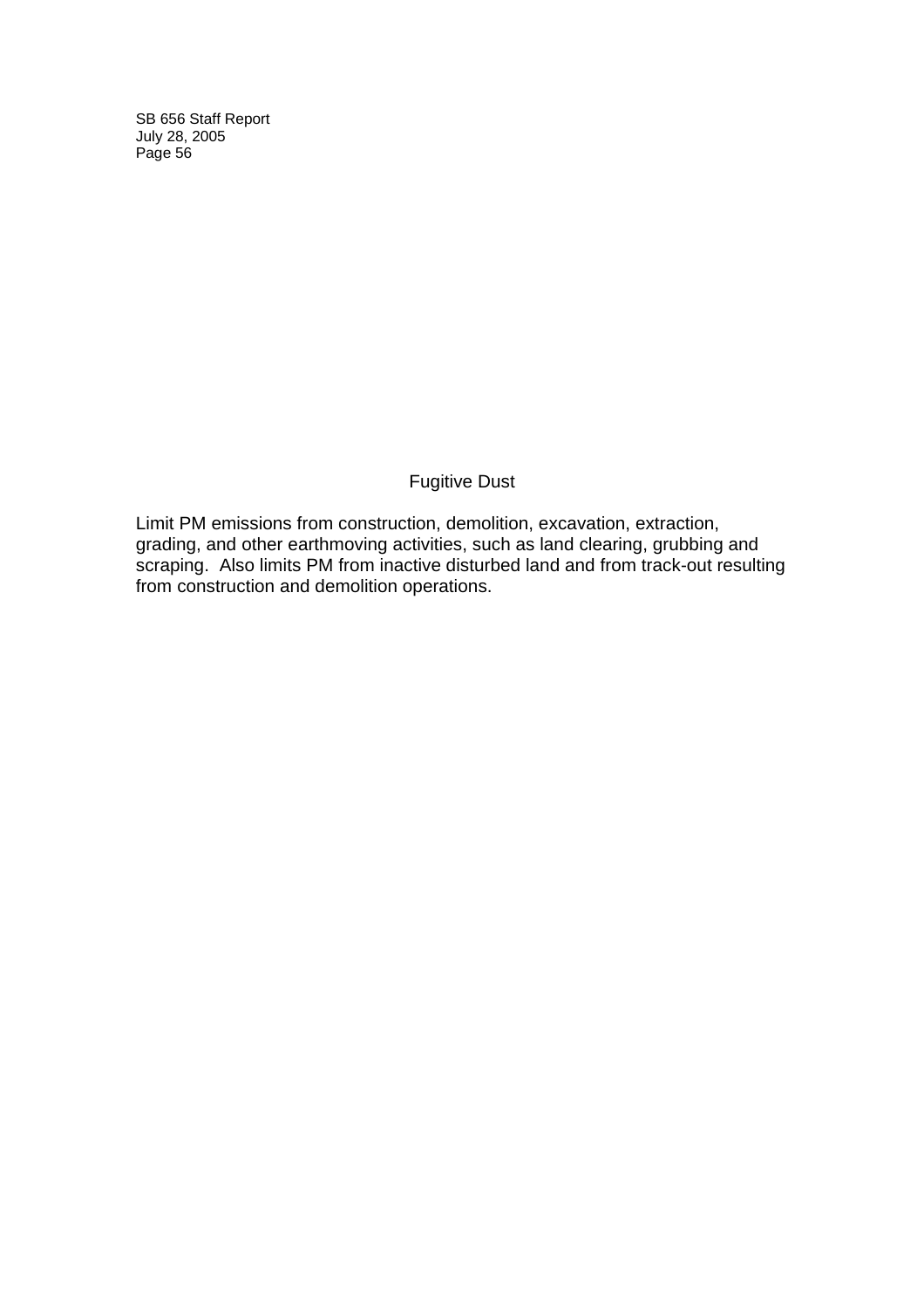## Fugitive Dust

Limit PM emissions from construction, demolition, excavation, extraction, grading, and other earthmoving activities, such as land clearing, grubbing and scraping. Also limits PM from inactive disturbed land and from track-out resulting from construction and demolition operations.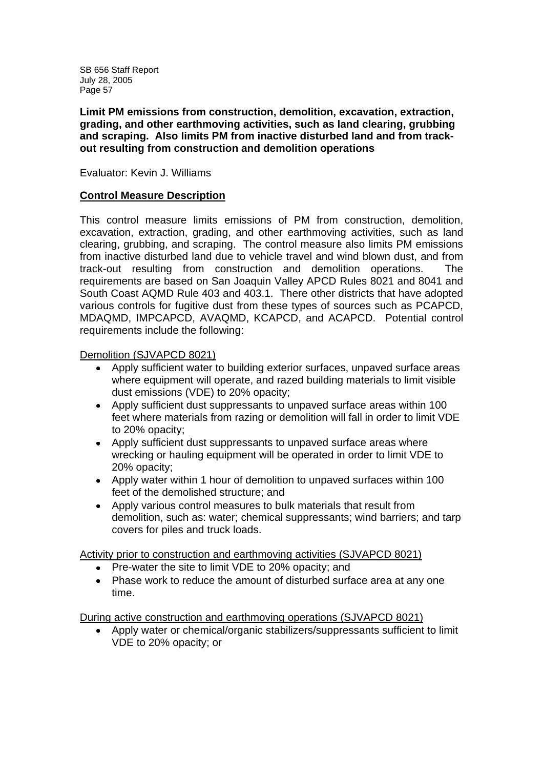**Limit PM emissions from construction, demolition, excavation, extraction, grading, and other earthmoving activities, such as land clearing, grubbing and scraping. Also limits PM from inactive disturbed land and from track-out resulting from construction and demolition operations**

Evaluator: Kevin J. Williams

**Control Measure Description**

This control measure limits emissions of PM from construction, demolition, excavation, extraction, grading, and other earthmoving activities, such as land clearing, grubbing, and scraping. The control measure also limits PM emissions from inactive disturbed land due to vehicle travel and wind blown dust, and from track-out resulting from construction and demolition operations. The requirements are based on San Joaquin Valley APCD Rules 8021 and 8041 and South Coast AQMD Rule 403 and 403.1. There other districts that have adopted various controls for fugitive dust from these types of sources such as PCAPCD, MDAQMD, IMPCAPCD, AVAQMD, KCAPCD, and ACAPCD. Potential control requirements include the following:

Demolition (SJVAPCD 8021)

- Apply sufficient water to building exterior surfaces, unpaved surface areas where equipment will operate, and razed building materials to limit visible dust emissions (VDE) to 20% opacity;
- Apply sufficient dust suppressants to unpaved surface areas within 100 feet where materials from razing or demolition will fall in order to limit VDE to 20% opacity;
- Apply sufficient dust suppressants to unpaved surface areas where wrecking or hauling equipment will be operated in order to limit VDE to 20% opacity;
- Apply water within 1 hour of demolition to unpaved surfaces within 100 feet of the demolished structure; and
- Apply various control measures to bulk materials that result from demolition, such as: water; chemical suppressants; wind barriers; and tarp covers for piles and truck loads.

Activity prior to construction and earthmoving activities (SJVAPCD 8021)

- Pre-water the site to limit VDE to 20% opacity; and
- Phase work to reduce the amount of disturbed surface area at any one time.

During active construction and earthmoving operations (SJVAPCD 8021)

- Apply water or chemical/organic stabilizers/suppressants sufficient to limit VDE to 20% opacity; or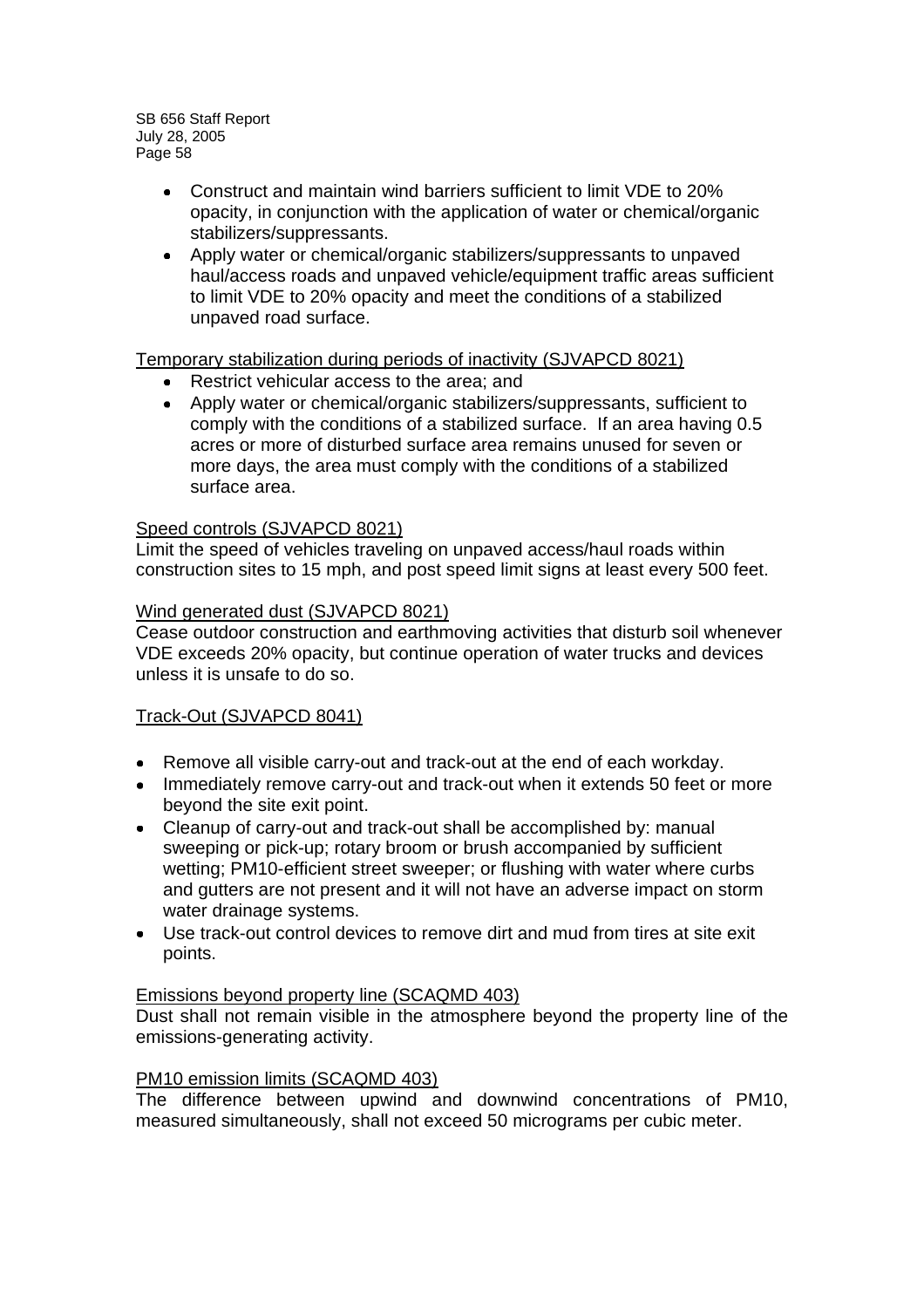- Construct and maintain wind barriers sufficient to limit VDE to 20% opacity, in conjunction with the application of water or chemical/organic stabilizers/suppressants.
- Apply water or chemical/organic stabilizers/suppressants to unpaved haul/access roads and unpaved vehicle/equipment traffic areas sufficient to limit VDE to 20% opacity and meet the conditions of a stabilized unpaved road surface.

Temporary stabilization during periods of inactivity (SJVAPCD 8021)

- Restrict vehicular access to the area; and
- Apply water or chemical/organic stabilizers/suppressants, sufficient to comply with the conditions of a stabilized surface. If an area having 0.5 acres or more of disturbed surface area remains unused for seven or more days, the area must comply with the conditions of a stabilized surface area.

Speed controls (SJVAPCD 8021)

Limit the speed of vehicles traveling on unpaved access/haul roads within construction sites to 15 mph, and post speed limit signs at least every 500 feet.

Wind generated dust (SJVAPCD 8021)

Cease outdoor construction and earthmoving activities that disturb soil whenever VDE exceeds 20% opacity, but continue operation of water trucks and devices unless it is unsafe to do so.

Track-Out (SJVAPCD 8041)

- Remove all visible carry-out and track-out at the end of each workday.
- Immediately remove carry-out and track-out when it extends 50 feet or more beyond the site exit point.
- Cleanup of carry-out and track-out shall be accomplished by: manual sweeping or pick-up; rotary broom or brush accompanied by sufficient wetting; PM10-efficient street sweeper; or flushing with water where curbs and gutters are not present and it will not have an adverse impact on storm water drainage systems.
- Use track-out control devices to remove dirt and mud from tires at site exit points.

Emissions beyond property line (SCAQMD 403)

Dust shall not remain visible in the atmosphere beyond the property line of the emissions-generating activity.

PM10 emission limits (SCAQMD 403)

The difference between upwind and downwind concentrations of PM10, measured simultaneously, shall not exceed 50 micrograms per cubic meter.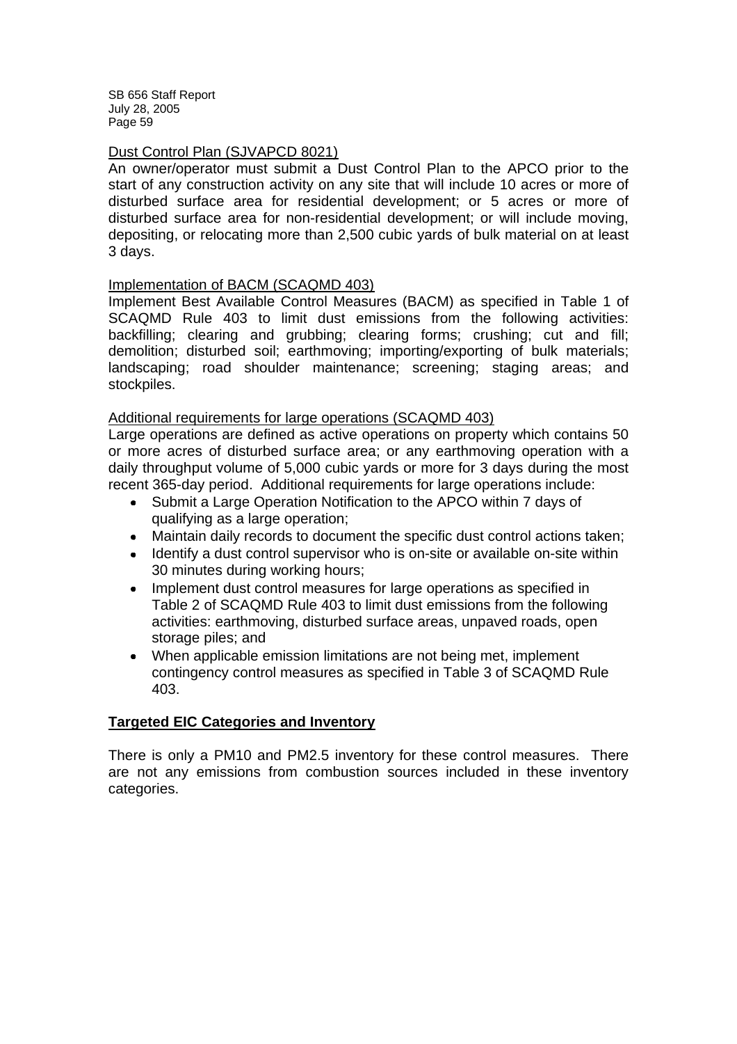Dust Control Plan (SJVAPCD 8021)

An owner/operator must submit a Dust Control Plan to the APCO prior to the start of any construction activity on any site that will include 10 acres or more of disturbed surface area for residential development; or 5 acres or more of disturbed surface area for non-residential development; or will include moving, depositing, or relocating more than 2,500 cubic yards of bulk material on at least 3 days.

Implementation of BACM (SCAQMD 403)

Implement Best Available Control Measures (BACM) as specified in Table 1 of SCAQMD Rule 403 to limit dust emissions from the following activities: backfilling; clearing and grubbing; clearing forms; crushing; cut and fill; demolition; disturbed soil; earthmoving; importing/exporting of bulk materials; landscaping; road shoulder maintenance; screening; staging areas; and stockpiles.

Additional requirements for large operations (SCAQMD 403)

Large operations are defined as active operations on property which contains 50 or more acres of disturbed surface area; or any earthmoving operation with a daily throughput volume of 5,000 cubic yards or more for 3 days during the most recent 365-day period. Additional requirements for large operations include:

- Submit a Large Operation Notification to the APCO within 7 days of qualifying as a large operation;
- Maintain daily records to document the specific dust control actions taken;
- Identify a dust control supervisor who is on-site or available on-site within 30 minutes during working hours;
- Implement dust control measures for large operations as specified in Table 2 of SCAQMD Rule 403 to limit dust emissions from the following activities: earthmoving, disturbed surface areas, unpaved roads, open storage piles; and
- When applicable emission limitations are not being met, implement contingency control measures as specified in Table 3 of SCAQMD Rule 403.

**Targeted EIC Categories and Inventory**

There is only a PM10 and PM2.5 inventory for these control measures. There are not any emissions from combustion sources included in these inventory categories.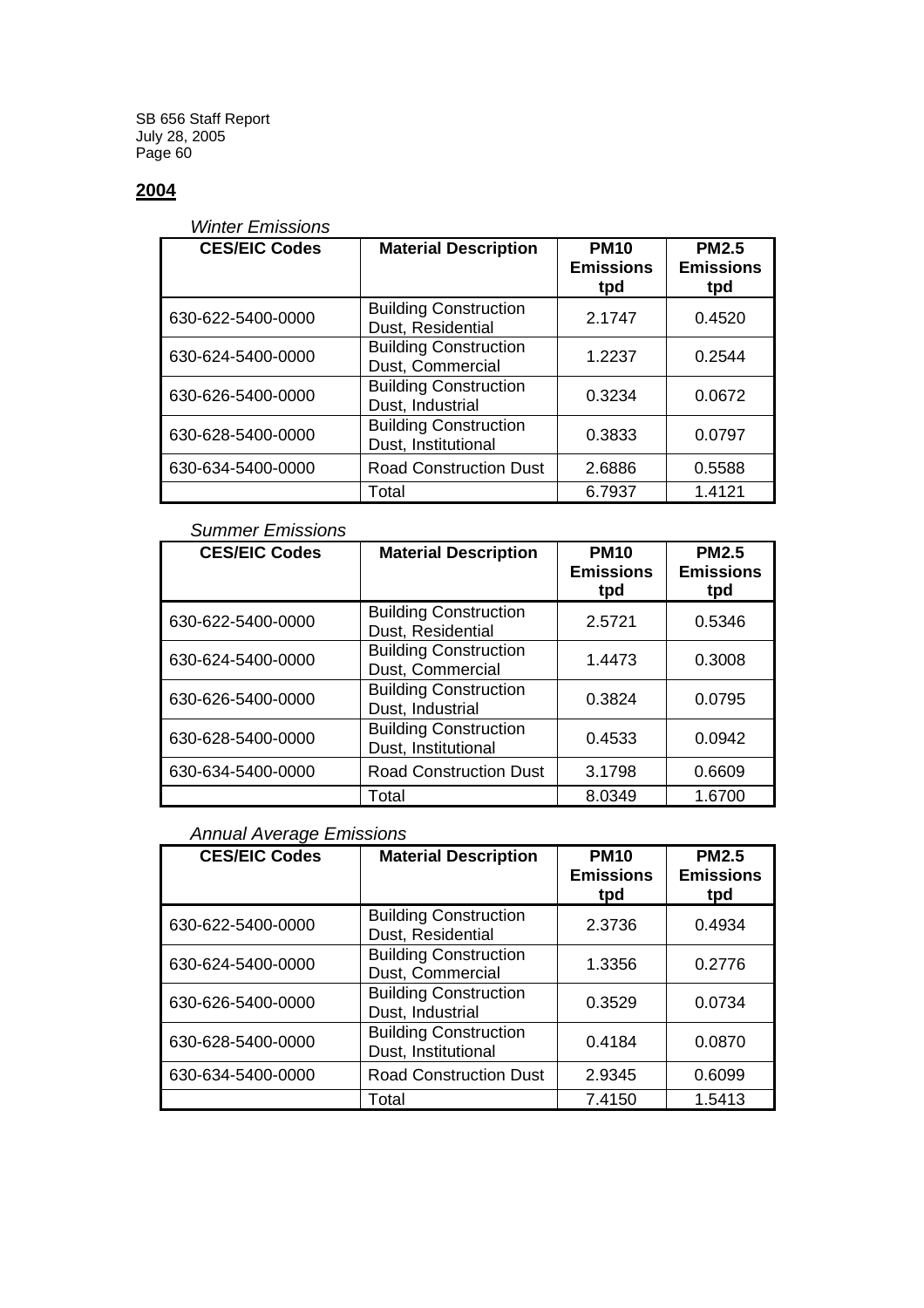## 2004

*Winter Emissions*

| CES/EIC Codes | Material Description | PM10 Emissions tpd | PM2.5 Emissions tpd |
|---|---|---|---|
| 630-622-5400-0000 | Building Construction Dust, Residential | 2.1747 | 0.4520 |
| 630-624-5400-0000 | Building Construction Dust, Commercial | 1.2237 | 0.2544 |
| 630-626-5400-0000 | Building Construction Dust, Industrial | 0.3234 | 0.0672 |
| 630-628-5400-0000 | Building Construction Dust, Institutional | 0.3833 | 0.0797 |
| 630-634-5400-0000 | Road Construction Dust | 2.6886 | 0.5588 |
| | Total | 6.7937 | 1.4121 |

*Summer Emissions*

| CES/EIC Codes | Material Description | PM10 Emissions tpd | PM2.5 Emissions tpd |
|---|---|---|---|
| 630-622-5400-0000 | Building Construction Dust, Residential | 2.5721 | 0.5346 |
| 630-624-5400-0000 | Building Construction Dust, Commercial | 1.4473 | 0.3008 |
| 630-626-5400-0000 | Building Construction Dust, Industrial | 0.3824 | 0.0795 |
| 630-628-5400-0000 | Building Construction Dust, Institutional | 0.4533 | 0.0942 |
| 630-634-5400-0000 | Road Construction Dust | 3.1798 | 0.6609 |
| | Total | 8.0349 | 1.6700 |

*Annual Average Emissions*

| CES/EIC Codes | Material Description | PM10 Emissions tpd | PM2.5 Emissions tpd |
|---|---|---|---|
| 630-622-5400-0000 | Building Construction Dust, Residential | 2.3736 | 0.4934 |
| 630-624-5400-0000 | Building Construction Dust, Commercial | 1.3356 | 0.2776 |
| 630-626-5400-0000 | Building Construction Dust, Industrial | 0.3529 | 0.0734 |
| 630-628-5400-0000 | Building Construction Dust, Institutional | 0.4184 | 0.0870 |
| 630-634-5400-0000 | Road Construction Dust | 2.9345 | 0.6099 |
| | Total | 7.4150 | 1.5413 |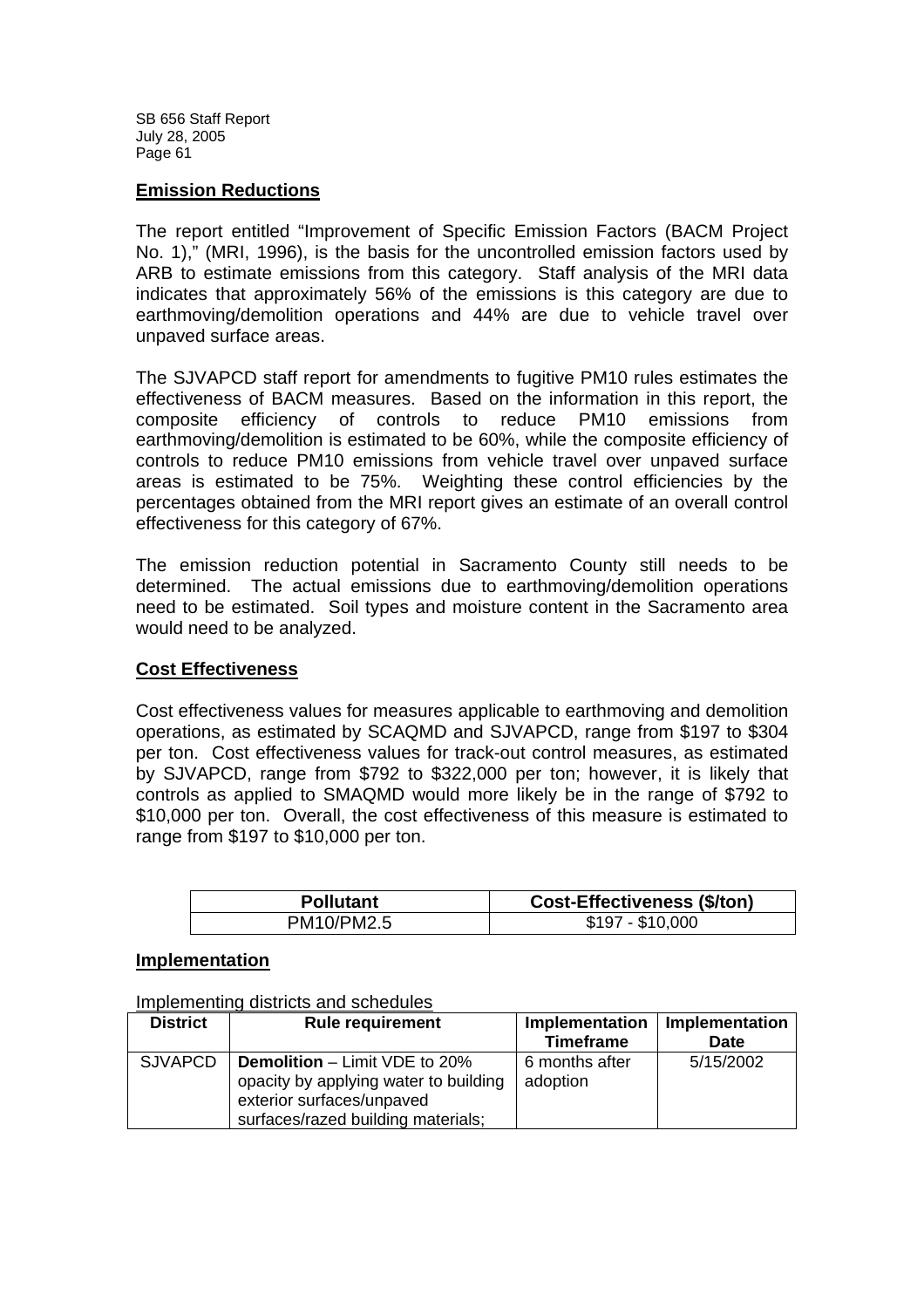**Emission Reductions**

The report entitled "Improvement of Specific Emission Factors (BACM Project No. 1)," (MRI, 1996), is the basis for the uncontrolled emission factors used by ARB to estimate emissions from this category. Staff analysis of the MRI data indicates that approximately 56% of the emissions is this category are due to earthmoving/demolition operations and 44% are due to vehicle travel over unpaved surface areas.

The SJVAPCD staff report for amendments to fugitive PM10 rules estimates the effectiveness of BACM measures. Based on the information in this report, the composite efficiency of controls to reduce PM10 emissions from earthmoving/demolition is estimated to be 60%, while the composite efficiency of controls to reduce PM10 emissions from vehicle travel over unpaved surface areas is estimated to be 75%. Weighting these control efficiencies by the percentages obtained from the MRI report gives an estimate of an overall control effectiveness for this category of 67%.

The emission reduction potential in Sacramento County still needs to be determined. The actual emissions due to earthmoving/demolition operations need to be estimated. Soil types and moisture content in the Sacramento area would need to be analyzed.

**Cost Effectiveness**

Cost effectiveness values for measures applicable to earthmoving and demolition operations, as estimated by SCAQMD and SJVAPCD, range from $197 to $304 per ton. Cost effectiveness values for track-out control measures, as estimated by SJVAPCD, range from $792 to $322,000 per ton; however, it is likely that controls as applied to SMAQMD would more likely be in the range of $792 to $10,000 per ton. Overall, the cost effectiveness of this measure is estimated to range from $197 to $10,000 per ton.

| Pollutant | Cost-Effectiveness ($/ton) |
|---|---|
| PM10/PM2.5 | $197 - $10,000 |

**Implementation**

Implementing districts and schedules

| District | Rule requirement | Implementation Timeframe | Implementation Date |
|---|---|---|---|
| SJVAPCD | **Demolition** – Limit VDE to 20% opacity by applying water to building exterior surfaces/unpaved surfaces/razed building materials; | 6 months after adoption | 5/15/2002 |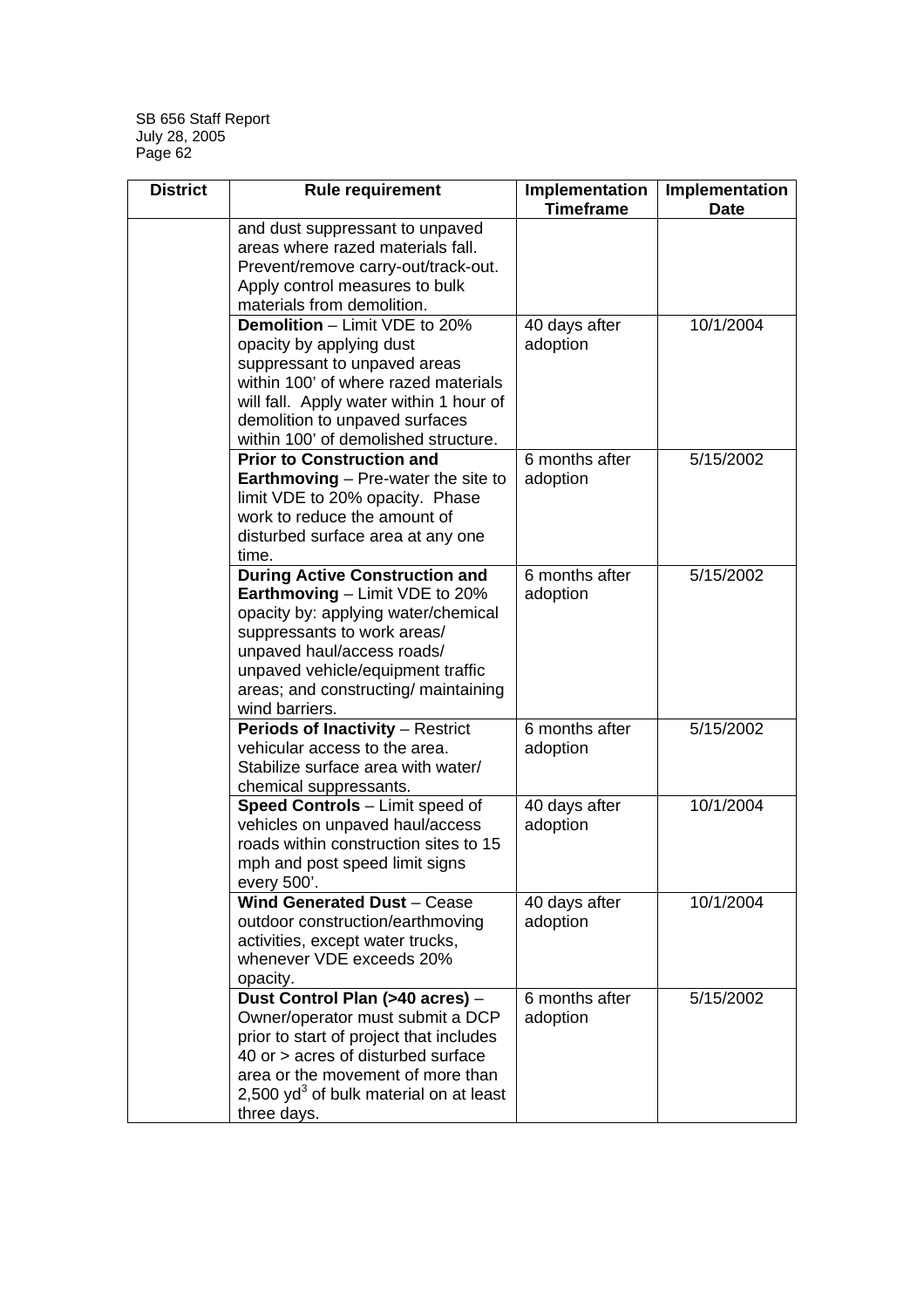| District | Rule requirement | Implementation Timeframe | Implementation Date |
| --- | --- | --- | --- |
| | and dust suppressant to unpaved areas where razed materials fall. Prevent/remove carry-out/track-out. Apply control measures to bulk materials from demolition. | | |
| | **Demolition** – Limit VDE to 20% opacity by applying dust suppressant to unpaved areas within 100' of where razed materials will fall. Apply water within 1 hour of demolition to unpaved surfaces within 100' of demolished structure. | 40 days after adoption | 10/1/2004 |
| | **Prior to Construction and Earthmoving** – Pre-water the site to limit VDE to 20% opacity. Phase work to reduce the amount of disturbed surface area at any one time. | 6 months after adoption | 5/15/2002 |
| | **During Active Construction and Earthmoving** – Limit VDE to 20% opacity by: applying water/chemical suppressants to work areas/ unpaved haul/access roads/ unpaved vehicle/equipment traffic areas; and constructing/ maintaining wind barriers. | 6 months after adoption | 5/15/2002 |
| | **Periods of Inactivity** – Restrict vehicular access to the area. Stabilize surface area with water/ chemical suppressants. | 6 months after adoption | 5/15/2002 |
| | **Speed Controls** – Limit speed of vehicles on unpaved haul/access roads within construction sites to 15 mph and post speed limit signs every 500'. | 40 days after adoption | 10/1/2004 |
| | **Wind Generated Dust** – Cease outdoor construction/earthmoving activities, except water trucks, whenever VDE exceeds 20% opacity. | 40 days after adoption | 10/1/2004 |
| | **Dust Control Plan (>40 acres)** – Owner/operator must submit a DCP prior to start of project that includes 40 or > acres of disturbed surface area or the movement of more than 2,500 $yd^3$ of bulk material on at least three days. | 6 months after adoption | 5/15/2002 |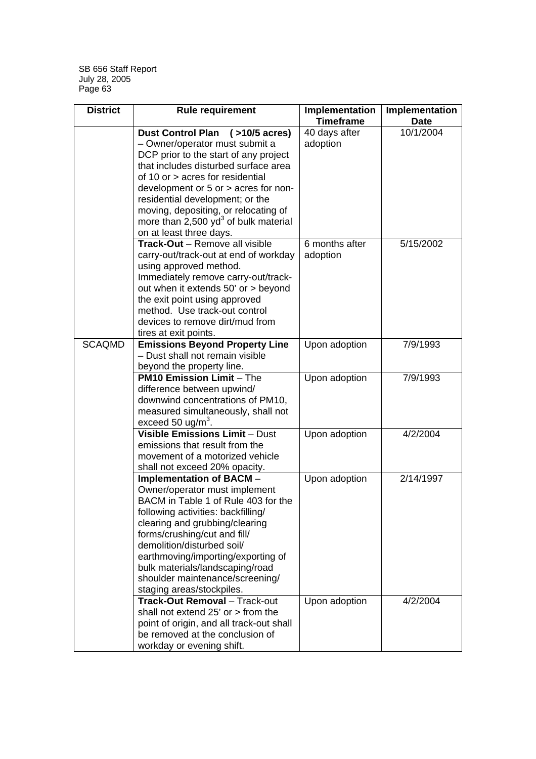| District | Rule requirement | Implementation Timeframe | Implementation Date |
|---|---|---|---|
| | **Dust Control Plan (>10/5 acres)** – Owner/operator must submit a DCP prior to the start of any project that includes disturbed surface area of 10 or > acres for residential development or 5 or > acres for non-residential development; or the moving, depositing, or relocating of more than 2,500 $yd^3$ of bulk material on at least three days. | 40 days after adoption | 10/1/2004 |
| | **Track-Out** – Remove all visible carry-out/track-out at end of workday using approved method. Immediately remove carry-out/track-out when it extends 50' or > beyond the exit point using approved method. Use track-out control devices to remove dirt/mud from tires at exit points. | 6 months after adoption | 5/15/2002 |
| SCAQMD | **Emissions Beyond Property Line** – Dust shall not remain visible beyond the property line. | Upon adoption | 7/9/1993 |
| | **PM10 Emission Limit** – The difference between upwind/ downwind concentrations of PM10, measured simultaneously, shall not exceed 50 $ug/m^3$. | Upon adoption | 7/9/1993 |
| | **Visible Emissions Limit** – Dust emissions that result from the movement of a motorized vehicle shall not exceed 20% opacity. | Upon adoption | 4/2/2004 |
| | **Implementation of BACM** – Owner/operator must implement BACM in Table 1 of Rule 403 for the following activities: backfilling/ clearing and grubbing/clearing forms/crushing/cut and fill/ demolition/disturbed soil/ earthmoving/importing/exporting of bulk materials/landscaping/road shoulder maintenance/screening/ staging areas/stockpiles. | Upon adoption | 2/14/1997 |
| | **Track-Out Removal** – Track-out shall not extend 25' or > from the point of origin, and all track-out shall be removed at the conclusion of workday or evening shift. | Upon adoption | 4/2/2004 |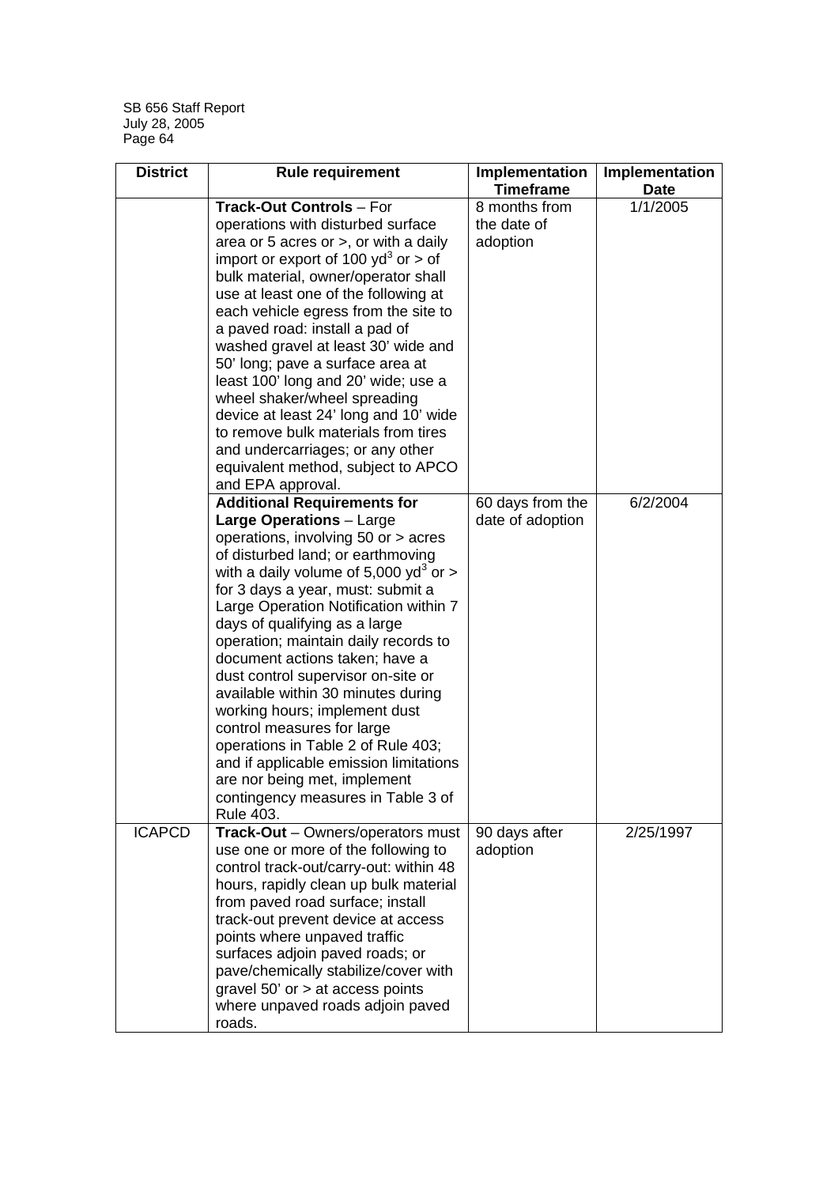| District | Rule requirement | Implementation Timeframe | Implementation Date |
|---|---|---|---|
| | **Track-Out Controls** – For operations with disturbed surface area or 5 acres or >, or with a daily import or export of 100 $yd^3$ or > of bulk material, owner/operator shall use at least one of the following at each vehicle egress from the site to a paved road: install a pad of washed gravel at least 30' wide and 50' long; pave a surface area at least 100' long and 20' wide; use a wheel shaker/wheel spreading device at least 24' long and 10' wide to remove bulk materials from tires and undercarriages; or any other equivalent method, subject to APCO and EPA approval. | 8 months from the date of adoption | 1/1/2005 |
| | **Additional Requirements for Large Operations** – Large operations, involving 50 or > acres of disturbed land; or earthmoving with a daily volume of 5,000 $yd^3$ or > for 3 days a year, must: submit a Large Operation Notification within 7 days of qualifying as a large operation; maintain daily records to document actions taken; have a dust control supervisor on-site or available within 30 minutes during working hours; implement dust control measures for large operations in Table 2 of Rule 403; and if applicable emission limitations are nor being met, implement contingency measures in Table 3 of Rule 403. | 60 days from the date of adoption | 6/2/2004 |
| ICAPCD | **Track-Out** – Owners/operators must use one or more of the following to control track-out/carry-out: within 48 hours, rapidly clean up bulk material from paved road surface; install track-out prevent device at access points where unpaved traffic surfaces adjoin paved roads; or pave/chemically stabilize/cover with gravel 50' or > at access points where unpaved roads adjoin paved roads. | 90 days after adoption | 2/25/1997 |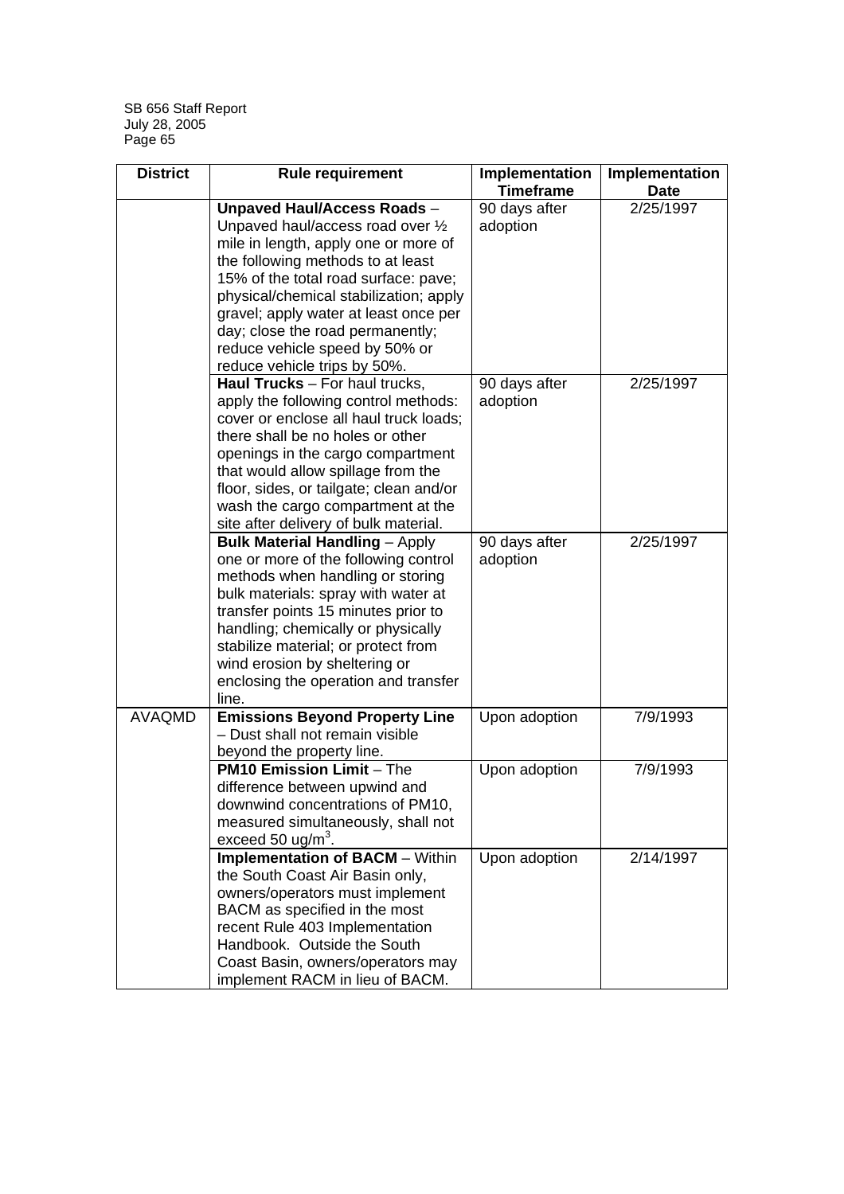| District | Rule requirement | Implementation Timeframe | Implementation Date |
|---|---|---|---|
| | **Unpaved Haul/Access Roads** – Unpaved haul/access road over ½ mile in length, apply one or more of the following methods to at least 15% of the total road surface: pave; physical/chemical stabilization; apply gravel; apply water at least once per day; close the road permanently; reduce vehicle speed by 50% or reduce vehicle trips by 50%. | 90 days after adoption | 2/25/1997 |
| | **Haul Trucks** – For haul trucks, apply the following control methods: cover or enclose all haul truck loads; there shall be no holes or other openings in the cargo compartment that would allow spillage from the floor, sides, or tailgate; clean and/or wash the cargo compartment at the site after delivery of bulk material. | 90 days after adoption | 2/25/1997 |
| | **Bulk Material Handling** – Apply one or more of the following control methods when handling or storing bulk materials: spray with water at transfer points 15 minutes prior to handling; chemically or physically stabilize material; or protect from wind erosion by sheltering or enclosing the operation and transfer line. | 90 days after adoption | 2/25/1997 |
| AVAQMD | **Emissions Beyond Property Line** – Dust shall not remain visible beyond the property line. | Upon adoption | 7/9/1993 |
| | **PM10 Emission Limit** – The difference between upwind and downwind concentrations of PM10, measured simultaneously, shall not exceed 50 ug/m$^3$. | Upon adoption | 7/9/1993 |
| | **Implementation of BACM** – Within the South Coast Air Basin only, owners/operators must implement BACM as specified in the most recent Rule 403 Implementation Handbook. Outside the South Coast Basin, owners/operators may implement RACM in lieu of BACM. | Upon adoption | 2/14/1997 |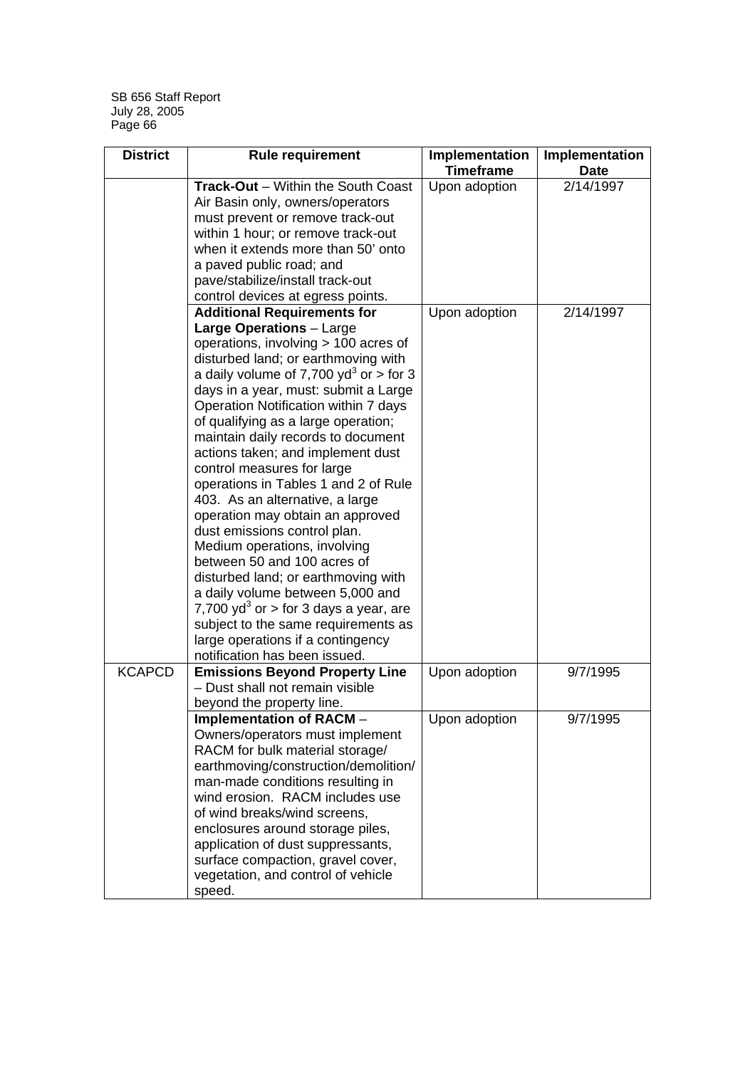| District | Rule requirement | Implementation Timeframe | Implementation Date |
|---|---|---|---|
| | **Track-Out** – Within the South Coast Air Basin only, owners/operators must prevent or remove track-out within 1 hour; or remove track-out when it extends more than 50' onto a paved public road; and pave/stabilize/install track-out control devices at egress points. | Upon adoption | 2/14/1997 |
| | **Additional Requirements for Large Operations** – Large operations, involving > 100 acres of disturbed land; or earthmoving with a daily volume of 7,700 $yd^3$ or > for 3 days in a year, must: submit a Large Operation Notification within 7 days of qualifying as a large operation; maintain daily records to document actions taken; and implement dust control measures for large operations in Tables 1 and 2 of Rule 403. As an alternative, a large operation may obtain an approved dust emissions control plan. Medium operations, involving between 50 and 100 acres of disturbed land; or earthmoving with a daily volume between 5,000 and 7,700 $yd^3$ or > for 3 days a year, are subject to the same requirements as large operations if a contingency notification has been issued. | Upon adoption | 2/14/1997 |
| KCAPCD | **Emissions Beyond Property Line** – Dust shall not remain visible beyond the property line. | Upon adoption | 9/7/1995 |
| | **Implementation of RACM** – Owners/operators must implement RACM for bulk material storage/ earthmoving/construction/demolition/ man-made conditions resulting in wind erosion. RACM includes use of wind breaks/wind screens, enclosures around storage piles, application of dust suppressants, surface compaction, gravel cover, vegetation, and control of vehicle speed. | Upon adoption | 9/7/1995 |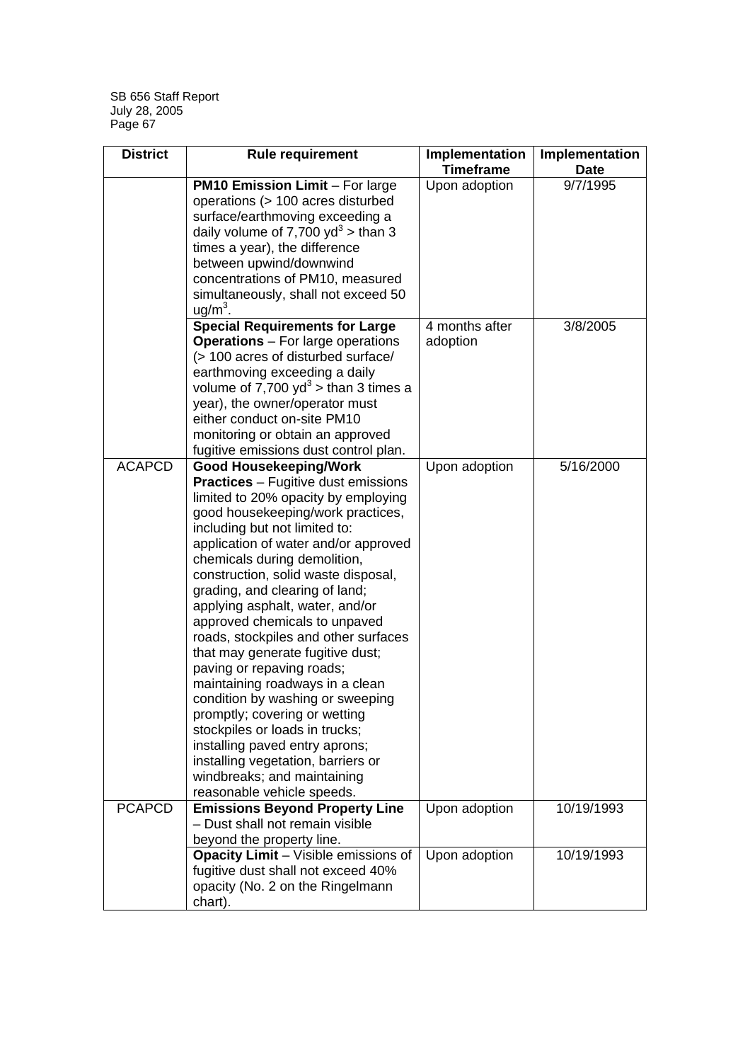| District | Rule requirement | Implementation Timeframe | Implementation Date |
|---|---|---|---|
| | **PM10 Emission Limit** – For large operations (> 100 acres disturbed surface/earthmoving exceeding a daily volume of 7,700 $yd^3$ > than 3 times a year), the difference between upwind/downwind concentrations of PM10, measured simultaneously, shall not exceed 50 $ug/m^3$. | Upon adoption | 9/7/1995 |
| | **Special Requirements for Large Operations** – For large operations (> 100 acres of disturbed surface/ earthmoving exceeding a daily volume of 7,700 $yd^3$ > than 3 times a year), the owner/operator must either conduct on-site PM10 monitoring or obtain an approved fugitive emissions dust control plan. | 4 months after adoption | 3/8/2005 |
| ACAPCD | **Good Housekeeping/Work Practices** – Fugitive dust emissions limited to 20% opacity by employing good housekeeping/work practices, including but not limited to: application of water and/or approved chemicals during demolition, construction, solid waste disposal, grading, and clearing of land; applying asphalt, water, and/or approved chemicals to unpaved roads, stockpiles and other surfaces that may generate fugitive dust; paving or repaving roads; maintaining roadways in a clean condition by washing or sweeping promptly; covering or wetting stockpiles or loads in trucks; installing paved entry aprons; installing vegetation, barriers or windbreaks; and maintaining reasonable vehicle speeds. | Upon adoption | 5/16/2000 |
| PCAPCD | **Emissions Beyond Property Line** – Dust shall not remain visible beyond the property line. | Upon adoption | 10/19/1993 |
| | **Opacity Limit** – Visible emissions of fugitive dust shall not exceed 40% opacity (No. 2 on the Ringelmann chart). | Upon adoption | 10/19/1993 |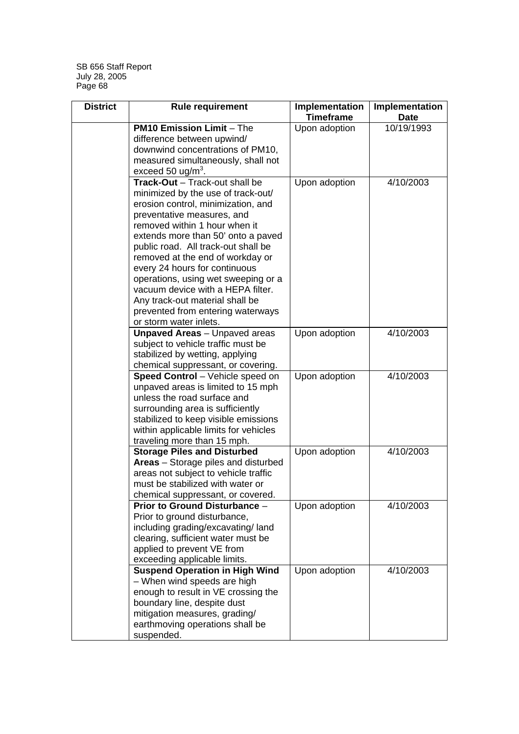| District | Rule requirement | Implementation Timeframe | Implementation Date |
|---|---|---|---|
| | **PM10 Emission Limit** – The difference between upwind/ downwind concentrations of PM10, measured simultaneously, shall not exceed 50 ug/$m^3$. | Upon adoption | 10/19/1993 |
| | **Track-Out** – Track-out shall be minimized by the use of track-out/ erosion control, minimization, and preventative measures, and removed within 1 hour when it extends more than 50' onto a paved public road. All track-out shall be removed at the end of workday or every 24 hours for continuous operations, using wet sweeping or a vacuum device with a HEPA filter. Any track-out material shall be prevented from entering waterways or storm water inlets. | Upon adoption | 4/10/2003 |
| | **Unpaved Areas** – Unpaved areas subject to vehicle traffic must be stabilized by wetting, applying chemical suppressant, or covering. | Upon adoption | 4/10/2003 |
| | **Speed Control** – Vehicle speed on unpaved areas is limited to 15 mph unless the road surface and surrounding area is sufficiently stabilized to keep visible emissions within applicable limits for vehicles traveling more than 15 mph. | Upon adoption | 4/10/2003 |
| | **Storage Piles and Disturbed Areas** – Storage piles and disturbed areas not subject to vehicle traffic must be stabilized with water or chemical suppressant, or covered. | Upon adoption | 4/10/2003 |
| | **Prior to Ground Disturbance** – Prior to ground disturbance, including grading/excavating/ land clearing, sufficient water must be applied to prevent VE from exceeding applicable limits. | Upon adoption | 4/10/2003 |
| | **Suspend Operation in High Wind** – When wind speeds are high enough to result in VE crossing the boundary line, despite dust mitigation measures, grading/ earthmoving operations shall be suspended. | Upon adoption | 4/10/2003 |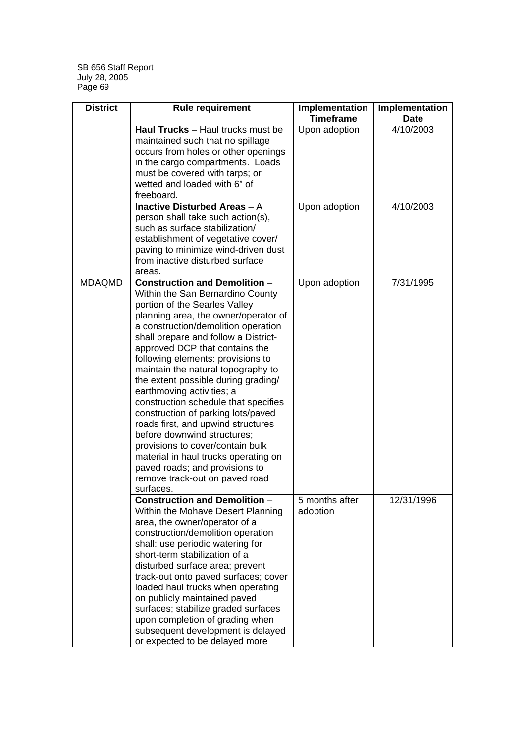| District | Rule requirement | Implementation Timeframe | Implementation Date |
|---|---|---|---|
| | **Haul Trucks** – Haul trucks must be maintained such that no spillage occurs from holes or other openings in the cargo compartments. Loads must be covered with tarps; or wetted and loaded with 6" of freeboard. | Upon adoption | 4/10/2003 |
| | **Inactive Disturbed Areas** – A person shall take such action(s), such as surface stabilization/ establishment of vegetative cover/ paving to minimize wind-driven dust from inactive disturbed surface areas. | Upon adoption | 4/10/2003 |
| MDAQMD | **Construction and Demolition** – Within the San Bernardino County portion of the Searles Valley planning area, the owner/operator of a construction/demolition operation shall prepare and follow a District-approved DCP that contains the following elements: provisions to maintain the natural topography to the extent possible during grading/ earthmoving activities; a construction schedule that specifies construction of parking lots/paved roads first, and upwind structures before downwind structures; provisions to cover/contain bulk material in haul trucks operating on paved roads; and provisions to remove track-out on paved road surfaces. | Upon adoption | 7/31/1995 |
| | **Construction and Demolition** – Within the Mohave Desert Planning area, the owner/operator of a construction/demolition operation shall: use periodic watering for short-term stabilization of a disturbed surface area; prevent track-out onto paved surfaces; cover loaded haul trucks when operating on publicly maintained paved surfaces; stabilize graded surfaces upon completion of grading when subsequent development is delayed or expected to be delayed more | 5 months after adoption | 12/31/1996 |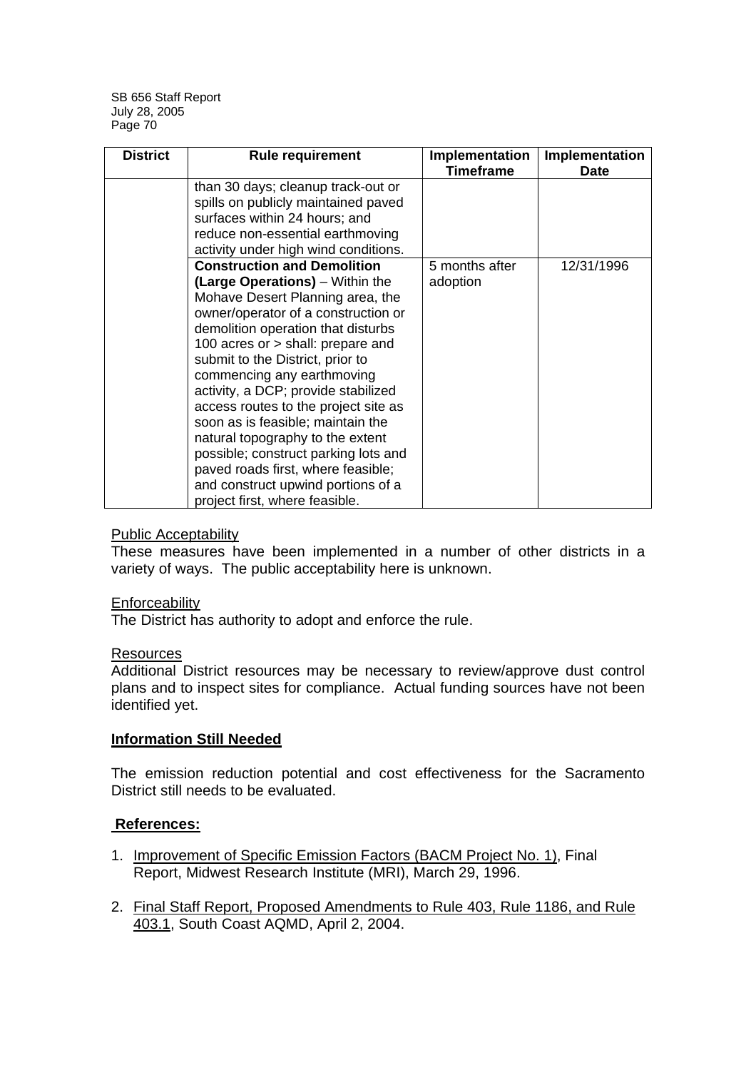| District | Rule requirement | Implementation Timeframe | Implementation Date |
|---|---|---|---|
| | than 30 days; cleanup track-out or spills on publicly maintained paved surfaces within 24 hours; and reduce non-essential earthmoving activity under high wind conditions. | | |
| | **Construction and Demolition (Large Operations)** – Within the Mohave Desert Planning area, the owner/operator of a construction or demolition operation that disturbs 100 acres or > shall: prepare and submit to the District, prior to commencing any earthmoving activity, a DCP; provide stabilized access routes to the project site as soon as is feasible; maintain the natural topography to the extent possible; construct parking lots and paved roads first, where feasible; and construct upwind portions of a project first, where feasible. | 5 months after adoption | 12/31/1996 |

Public Acceptability

These measures have been implemented in a number of other districts in a variety of ways. The public acceptability here is unknown.

Enforceability

The District has authority to adopt and enforce the rule.

Resources

Additional District resources may be necessary to review/approve dust control plans and to inspect sites for compliance. Actual funding sources have not been identified yet.

**Information Still Needed**

The emission reduction potential and cost effectiveness for the Sacramento District still needs to be evaluated.

**References:**

1. Improvement of Specific Emission Factors (BACM Project No. 1), Final Report, Midwest Research Institute (MRI), March 29, 1996.

2. Final Staff Report, Proposed Amendments to Rule 403, Rule 1186, and Rule 403.1, South Coast AQMD, April 2, 2004.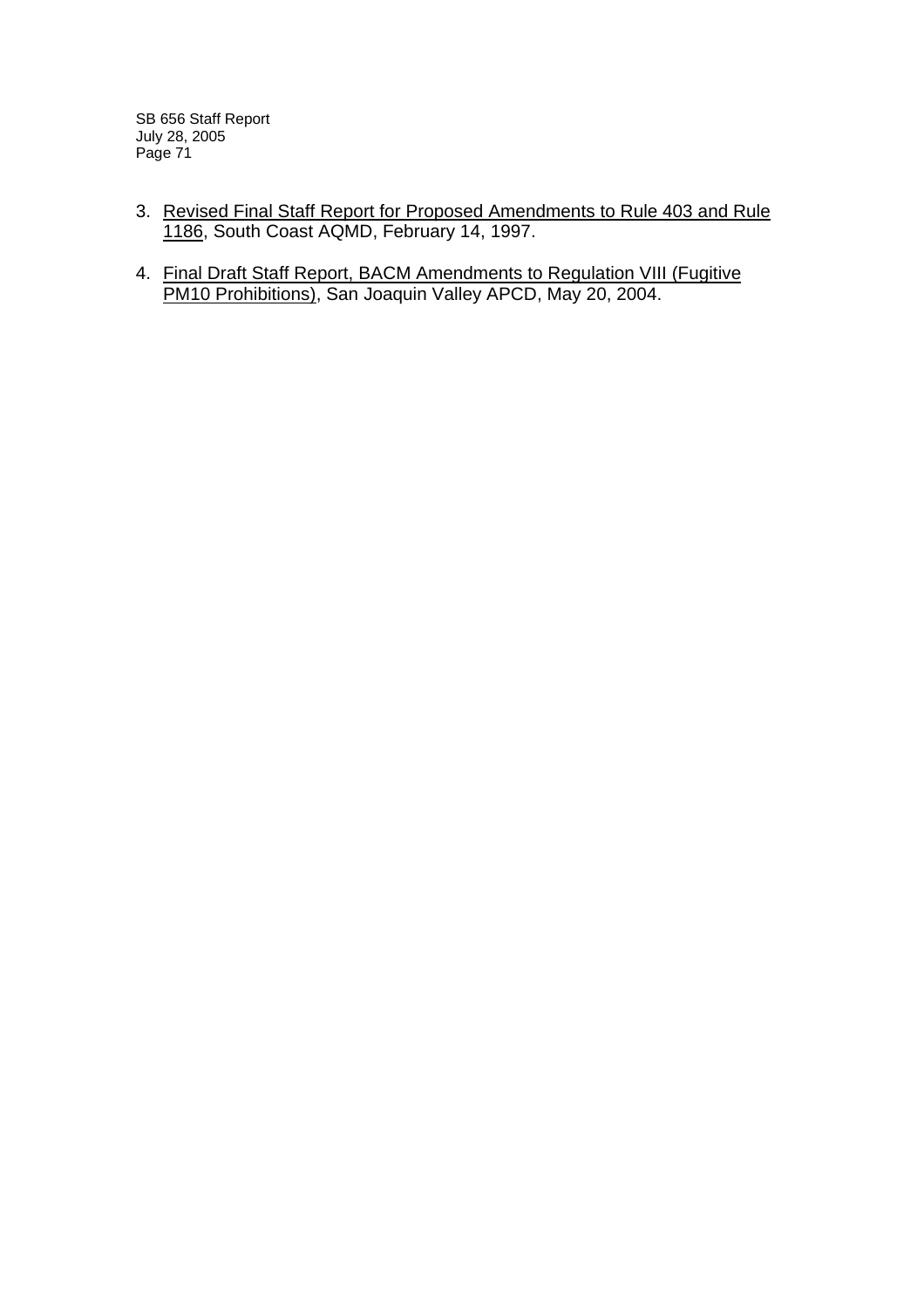3. Revised Final Staff Report for Proposed Amendments to Rule 403 and Rule 1186, South Coast AQMD, February 14, 1997.

4. Final Draft Staff Report, BACM Amendments to Regulation VIII (Fugitive PM10 Prohibitions), San Joaquin Valley APCD, May 20, 2004.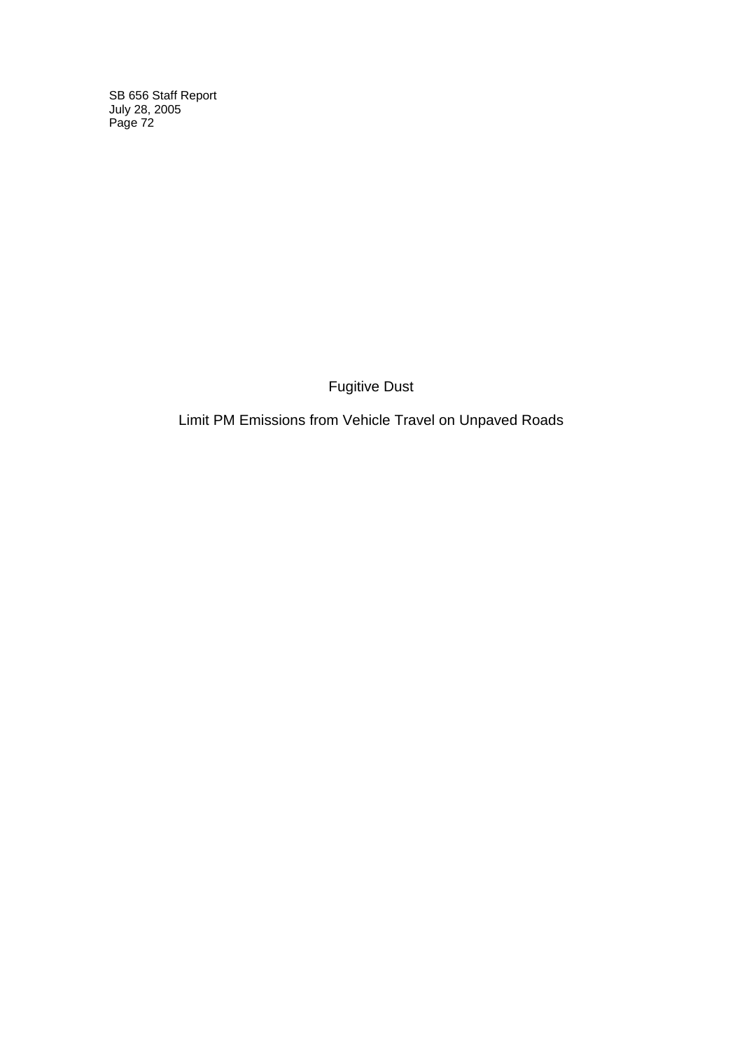# Fugitive Dust

## Limit PM Emissions from Vehicle Travel on Unpaved Roads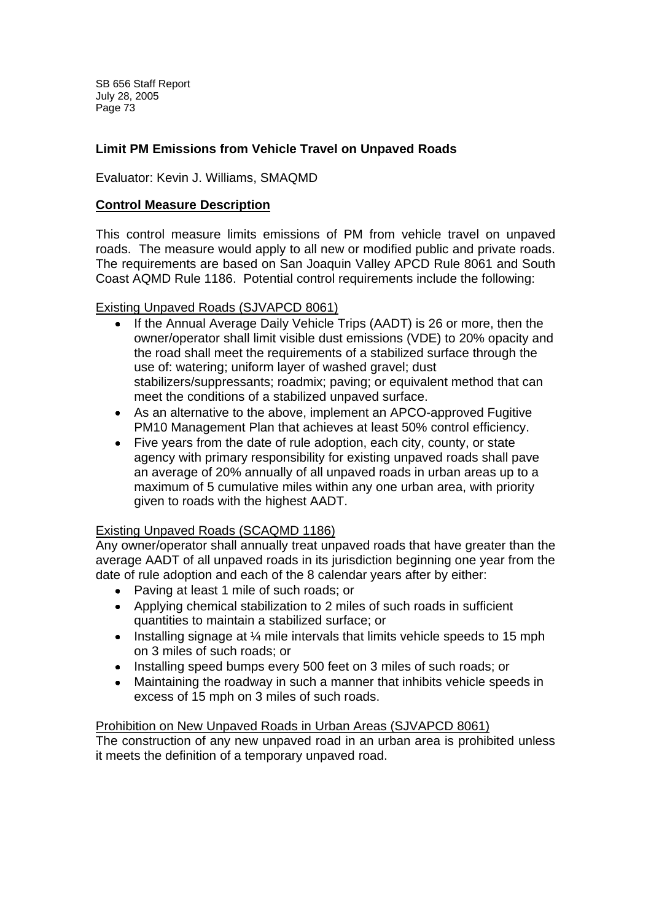### Limit PM Emissions from Vehicle Travel on Unpaved Roads

Evaluator: Kevin J. Williams, SMAQMD

**Control Measure Description**

This control measure limits emissions of PM from vehicle travel on unpaved roads. The measure would apply to all new or modified public and private roads. The requirements are based on San Joaquin Valley APCD Rule 8061 and South Coast AQMD Rule 1186. Potential control requirements include the following:

Existing Unpaved Roads (SJVAPCD 8061)

- If the Annual Average Daily Vehicle Trips (AADT) is 26 or more, then the owner/operator shall limit visible dust emissions (VDE) to 20% opacity and the road shall meet the requirements of a stabilized surface through the use of: watering; uniform layer of washed gravel; dust stabilizers/suppressants; roadmix; paving; or equivalent method that can meet the conditions of a stabilized unpaved surface.
- As an alternative to the above, implement an APCO-approved Fugitive PM10 Management Plan that achieves at least 50% control efficiency.
- Five years from the date of rule adoption, each city, county, or state agency with primary responsibility for existing unpaved roads shall pave an average of 20% annually of all unpaved roads in urban areas up to a maximum of 5 cumulative miles within any one urban area, with priority given to roads with the highest AADT.

Existing Unpaved Roads (SCAQMD 1186)

Any owner/operator shall annually treat unpaved roads that have greater than the average AADT of all unpaved roads in its jurisdiction beginning one year from the date of rule adoption and each of the 8 calendar years after by either:

- Paving at least 1 mile of such roads; or
- Applying chemical stabilization to 2 miles of such roads in sufficient quantities to maintain a stabilized surface; or
- Installing signage at ¼ mile intervals that limits vehicle speeds to 15 mph on 3 miles of such roads; or
- Installing speed bumps every 500 feet on 3 miles of such roads; or
- Maintaining the roadway in such a manner that inhibits vehicle speeds in excess of 15 mph on 3 miles of such roads.

Prohibition on New Unpaved Roads in Urban Areas (SJVAPCD 8061)

The construction of any new unpaved road in an urban area is prohibited unless it meets the definition of a temporary unpaved road.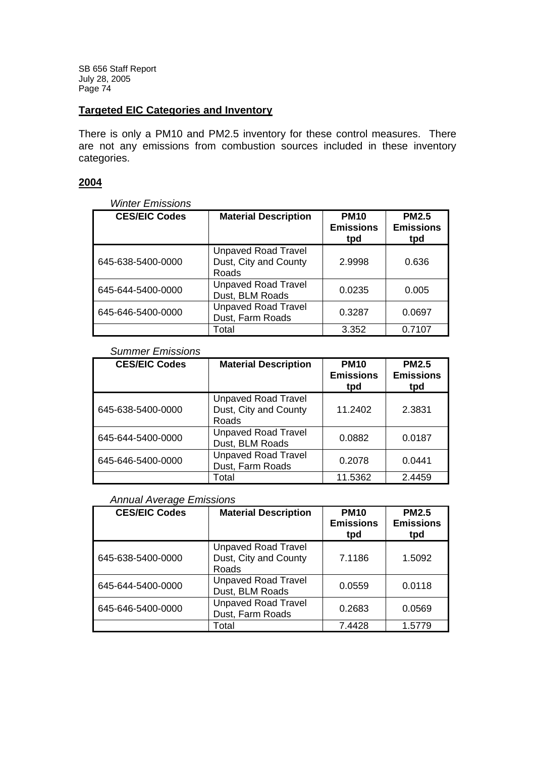## **Targeted EIC Categories and Inventory**

There is only a PM10 and PM2.5 inventory for these control measures. There are not any emissions from combustion sources included in these inventory categories.

### **2004**

*Winter Emissions*

| CES/EIC Codes | Material Description | PM10 Emissions tpd | PM2.5 Emissions tpd |
|---|---|---|---|
| 645-638-5400-0000 | Unpaved Road Travel Dust, City and County Roads | 2.9998 | 0.636 |
| 645-644-5400-0000 | Unpaved Road Travel Dust, BLM Roads | 0.0235 | 0.005 |
| 645-646-5400-0000 | Unpaved Road Travel Dust, Farm Roads | 0.3287 | 0.0697 |
| | Total | 3.352 | 0.7107 |

*Summer Emissions*

| CES/EIC Codes | Material Description | PM10 Emissions tpd | PM2.5 Emissions tpd |
|---|---|---|---|
| 645-638-5400-0000 | Unpaved Road Travel Dust, City and County Roads | 11.2402 | 2.3831 |
| 645-644-5400-0000 | Unpaved Road Travel Dust, BLM Roads | 0.0882 | 0.0187 |
| 645-646-5400-0000 | Unpaved Road Travel Dust, Farm Roads | 0.2078 | 0.0441 |
| | Total | 11.5362 | 2.4459 |

*Annual Average Emissions*

| CES/EIC Codes | Material Description | PM10 Emissions tpd | PM2.5 Emissions tpd |
|---|---|---|---|
| 645-638-5400-0000 | Unpaved Road Travel Dust, City and County Roads | 7.1186 | 1.5092 |
| 645-644-5400-0000 | Unpaved Road Travel Dust, BLM Roads | 0.0559 | 0.0118 |
| 645-646-5400-0000 | Unpaved Road Travel Dust, Farm Roads | 0.2683 | 0.0569 |
| | Total | 7.4428 | 1.5779 |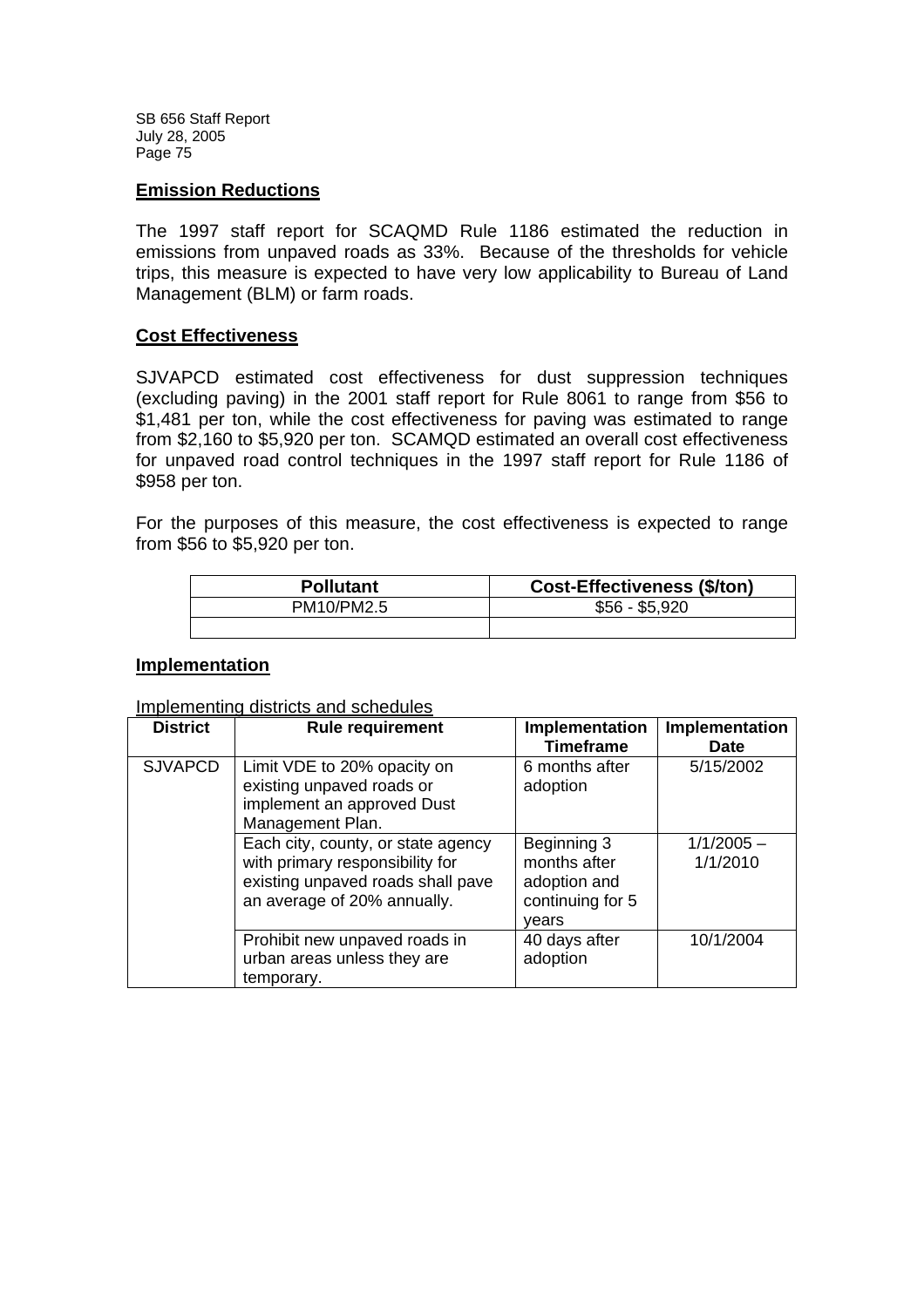## Emission Reductions

The 1997 staff report for SCAQMD Rule 1186 estimated the reduction in emissions from unpaved roads as 33%. Because of the thresholds for vehicle trips, this measure is expected to have very low applicability to Bureau of Land Management (BLM) or farm roads.

## Cost Effectiveness

SJVAPCD estimated cost effectiveness for dust suppression techniques (excluding paving) in the 2001 staff report for Rule 8061 to range from $56 to $1,481 per ton, while the cost effectiveness for paving was estimated to range from $2,160 to $5,920 per ton. SCAMQD estimated an overall cost effectiveness for unpaved road control techniques in the 1997 staff report for Rule 1186 of $958 per ton.

For the purposes of this measure, the cost effectiveness is expected to range from $56 to $5,920 per ton.

| Pollutant | Cost-Effectiveness ($/ton) |
|---|---|
| PM10/PM2.5 | $56 - $5,920 |
| | |

## Implementation

Implementing districts and schedules

| District | Rule requirement | Implementation Timeframe | Implementation Date |
|---|---|---|---|
| SJVAPCD | Limit VDE to 20% opacity on existing unpaved roads or implement an approved Dust Management Plan. | 6 months after adoption | 5/15/2002 |
| | Each city, county, or state agency with primary responsibility for existing unpaved roads shall pave an average of 20% annually. | Beginning 3 months after adoption and continuing for 5 years | 1/1/2005 – 1/1/2010 |
| | Prohibit new unpaved roads in urban areas unless they are temporary. | 40 days after adoption | 10/1/2004 |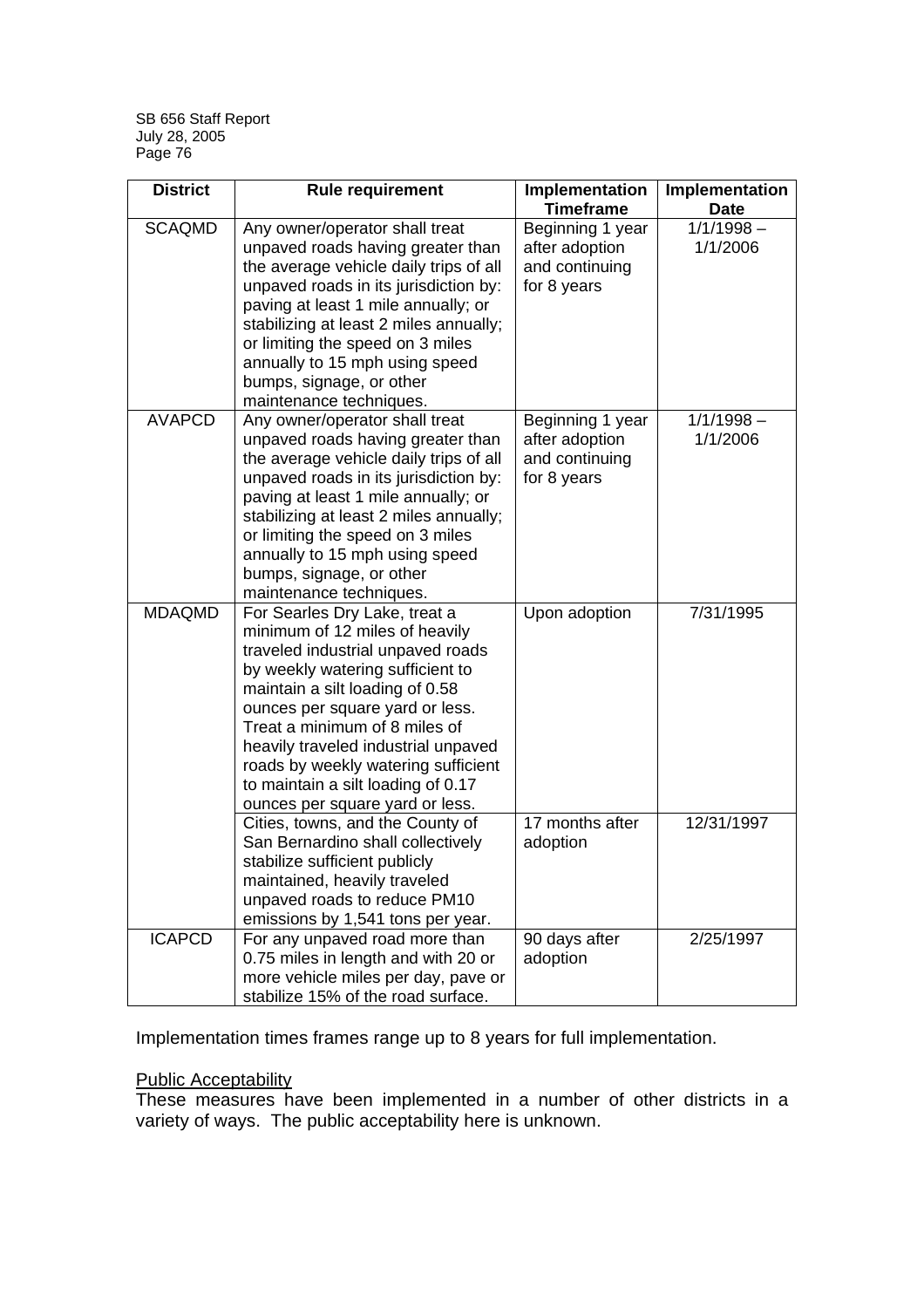| District | Rule requirement | Implementation Timeframe | Implementation Date |
| --- | --- | --- | --- |
| SCAQMD | Any owner/operator shall treat unpaved roads having greater than the average vehicle daily trips of all unpaved roads in its jurisdiction by: paving at least 1 mile annually; or stabilizing at least 2 miles annually; or limiting the speed on 3 miles annually to 15 mph using speed bumps, signage, or other maintenance techniques. | Beginning 1 year after adoption and continuing for 8 years | 1/1/1998 – 1/1/2006 |
| AVAPCD | Any owner/operator shall treat unpaved roads having greater than the average vehicle daily trips of all unpaved roads in its jurisdiction by: paving at least 1 mile annually; or stabilizing at least 2 miles annually; or limiting the speed on 3 miles annually to 15 mph using speed bumps, signage, or other maintenance techniques. | Beginning 1 year after adoption and continuing for 8 years | 1/1/1998 – 1/1/2006 |
| MDAQMD | For Searles Dry Lake, treat a minimum of 12 miles of heavily traveled industrial unpaved roads by weekly watering sufficient to maintain a silt loading of 0.58 ounces per square yard or less. Treat a minimum of 8 miles of heavily traveled industrial unpaved roads by weekly watering sufficient to maintain a silt loading of 0.17 ounces per square yard or less. | Upon adoption | 7/31/1995 |
| | Cities, towns, and the County of San Bernardino shall collectively stabilize sufficient publicly maintained, heavily traveled unpaved roads to reduce PM10 emissions by 1,541 tons per year. | 17 months after adoption | 12/31/1997 |
| ICAPCD | For any unpaved road more than 0.75 miles in length and with 20 or more vehicle miles per day, pave or stabilize 15% of the road surface. | 90 days after adoption | 2/25/1997 |

Implementation times frames range up to 8 years for full implementation.

Public Acceptability

These measures have been implemented in a number of other districts in a variety of ways. The public acceptability here is unknown.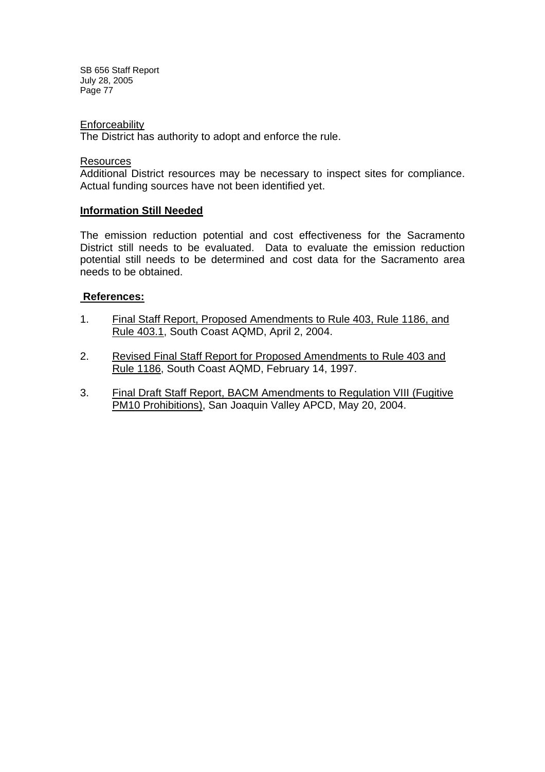Enforceability

The District has authority to adopt and enforce the rule.

Resources

Additional District resources may be necessary to inspect sites for compliance. Actual funding sources have not been identified yet.

**Information Still Needed**

The emission reduction potential and cost effectiveness for the Sacramento District still needs to be evaluated. Data to evaluate the emission reduction potential still needs to be determined and cost data for the Sacramento area needs to be obtained.

**References:**

1. Final Staff Report, Proposed Amendments to Rule 403, Rule 1186, and Rule 403.1, South Coast AQMD, April 2, 2004.

2. Revised Final Staff Report for Proposed Amendments to Rule 403 and Rule 1186, South Coast AQMD, February 14, 1997.

3. Final Draft Staff Report, BACM Amendments to Regulation VIII (Fugitive PM10 Prohibitions), San Joaquin Valley APCD, May 20, 2004.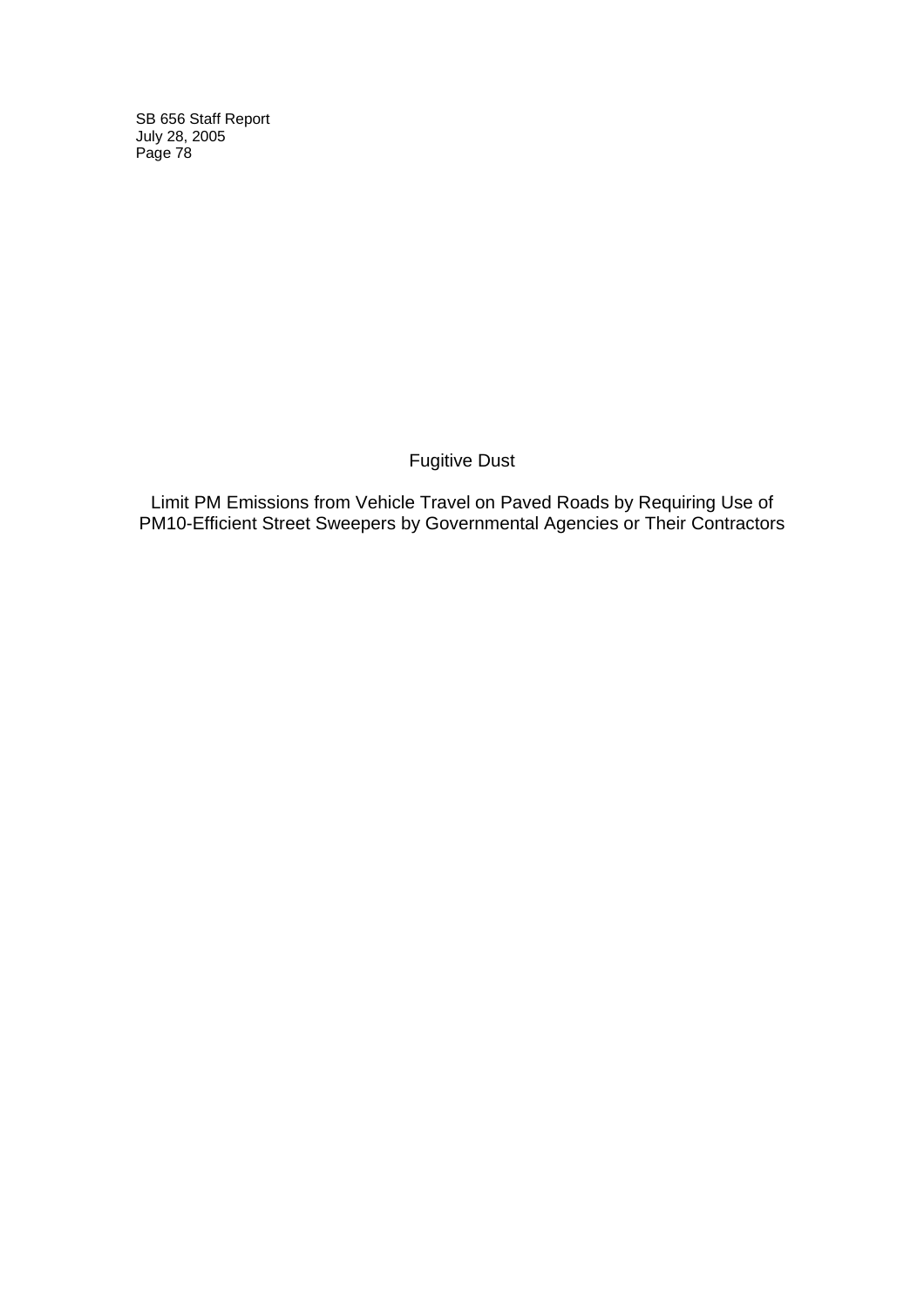# Fugitive Dust

## Limit PM Emissions from Vehicle Travel on Paved Roads by Requiring Use of PM10-Efficient Street Sweepers by Governmental Agencies or Their Contractors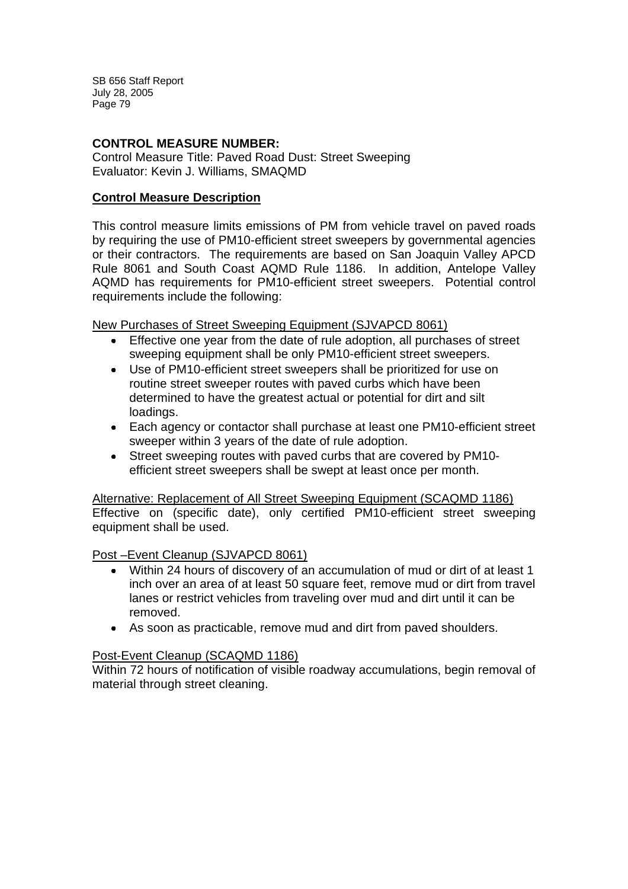**CONTROL MEASURE NUMBER:**
Control Measure Title: Paved Road Dust: Street Sweeping
Evaluator: Kevin J. Williams, SMAQMD

## Control Measure Description

This control measure limits emissions of PM from vehicle travel on paved roads by requiring the use of PM10-efficient street sweepers by governmental agencies or their contractors. The requirements are based on San Joaquin Valley APCD Rule 8061 and South Coast AQMD Rule 1186. In addition, Antelope Valley AQMD has requirements for PM10-efficient street sweepers. Potential control requirements include the following:

New Purchases of Street Sweeping Equipment (SJVAPCD 8061)

- Effective one year from the date of rule adoption, all purchases of street sweeping equipment shall be only PM10-efficient street sweepers.
- Use of PM10-efficient street sweepers shall be prioritized for use on routine street sweeper routes with paved curbs which have been determined to have the greatest actual or potential for dirt and silt loadings.
- Each agency or contactor shall purchase at least one PM10-efficient street sweeper within 3 years of the date of rule adoption.
- Street sweeping routes with paved curbs that are covered by PM10-efficient street sweepers shall be swept at least once per month.

Alternative: Replacement of All Street Sweeping Equipment (SCAQMD 1186)
Effective on (specific date), only certified PM10-efficient street sweeping equipment shall be used.

Post –Event Cleanup (SJVAPCD 8061)

- Within 24 hours of discovery of an accumulation of mud or dirt of at least 1 inch over an area of at least 50 square feet, remove mud or dirt from travel lanes or restrict vehicles from traveling over mud and dirt until it can be removed.
- As soon as practicable, remove mud and dirt from paved shoulders.

Post-Event Cleanup (SCAQMD 1186)
Within 72 hours of notification of visible roadway accumulations, begin removal of material through street cleaning.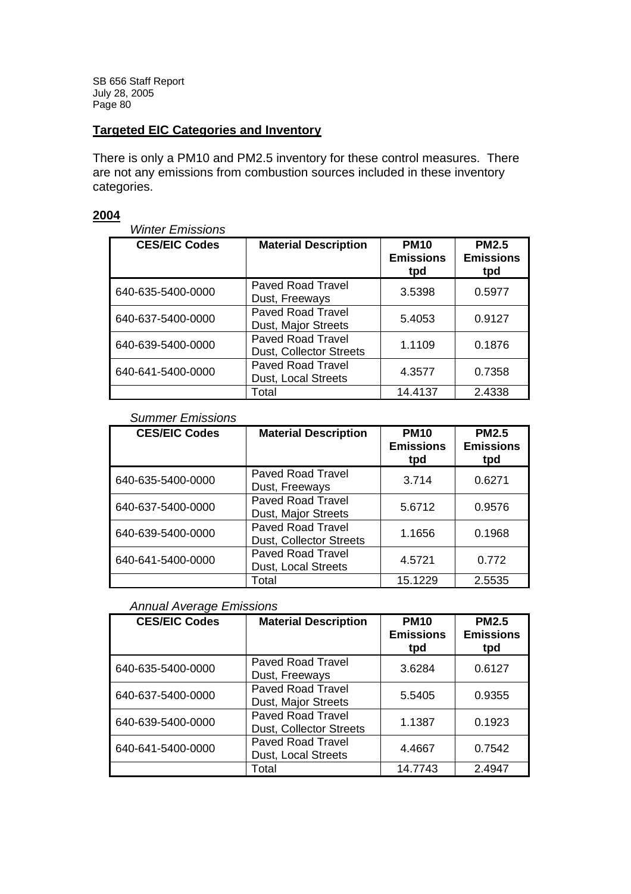**Targeted EIC Categories and Inventory**

There is only a PM10 and PM2.5 inventory for these control measures. There are not any emissions from combustion sources included in these inventory categories.

**2004**

*Winter Emissions*

| CES/EIC Codes | Material Description | PM10 Emissions tpd | PM2.5 Emissions tpd |
|---|---|---|---|
| 640-635-5400-0000 | Paved Road Travel Dust, Freeways | 3.5398 | 0.5977 |
| 640-637-5400-0000 | Paved Road Travel Dust, Major Streets | 5.4053 | 0.9127 |
| 640-639-5400-0000 | Paved Road Travel Dust, Collector Streets | 1.1109 | 0.1876 |
| 640-641-5400-0000 | Paved Road Travel Dust, Local Streets | 4.3577 | 0.7358 |
| | Total | 14.4137 | 2.4338 |

*Summer Emissions*

| CES/EIC Codes | Material Description | PM10 Emissions tpd | PM2.5 Emissions tpd |
|---|---|---|---|
| 640-635-5400-0000 | Paved Road Travel Dust, Freeways | 3.714 | 0.6271 |
| 640-637-5400-0000 | Paved Road Travel Dust, Major Streets | 5.6712 | 0.9576 |
| 640-639-5400-0000 | Paved Road Travel Dust, Collector Streets | 1.1656 | 0.1968 |
| 640-641-5400-0000 | Paved Road Travel Dust, Local Streets | 4.5721 | 0.772 |
| | Total | 15.1229 | 2.5535 |

*Annual Average Emissions*

| CES/EIC Codes | Material Description | PM10 Emissions tpd | PM2.5 Emissions tpd |
|---|---|---|---|
| 640-635-5400-0000 | Paved Road Travel Dust, Freeways | 3.6284 | 0.6127 |
| 640-637-5400-0000 | Paved Road Travel Dust, Major Streets | 5.5405 | 0.9355 |
| 640-639-5400-0000 | Paved Road Travel Dust, Collector Streets | 1.1387 | 0.1923 |
| 640-641-5400-0000 | Paved Road Travel Dust, Local Streets | 4.4667 | 0.7542 |
| | Total | 14.7743 | 2.4947 |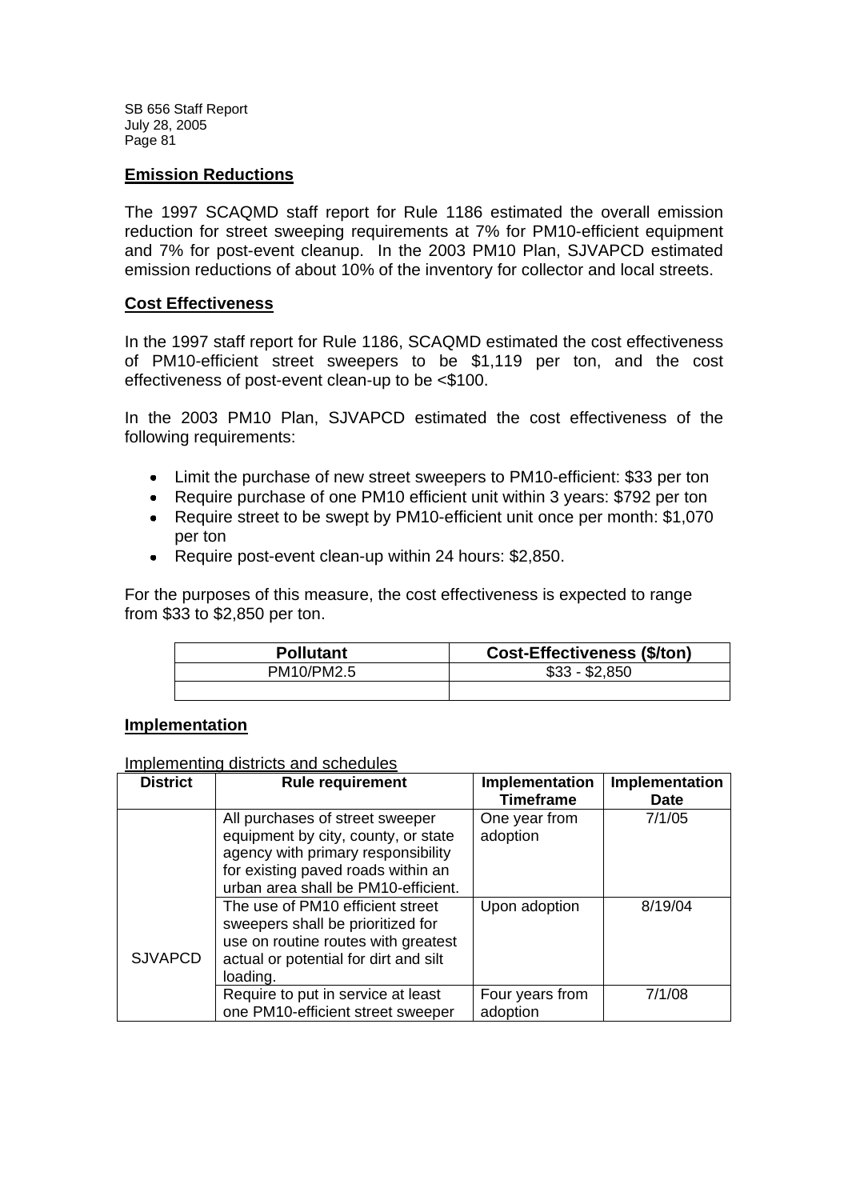## Emission Reductions

The 1997 SCAQMD staff report for Rule 1186 estimated the overall emission reduction for street sweeping requirements at 7% for PM10-efficient equipment and 7% for post-event cleanup. In the 2003 PM10 Plan, SJVAPCD estimated emission reductions of about 10% of the inventory for collector and local streets.

## Cost Effectiveness

In the 1997 staff report for Rule 1186, SCAQMD estimated the cost effectiveness of PM10-efficient street sweepers to be $1,119 per ton, and the cost effectiveness of post-event clean-up to be <$100.

In the 2003 PM10 Plan, SJVAPCD estimated the cost effectiveness of the following requirements:

- Limit the purchase of new street sweepers to PM10-efficient: $33 per ton
- Require purchase of one PM10 efficient unit within 3 years: $792 per ton
- Require street to be swept by PM10-efficient unit once per month: $1,070 per ton
- Require post-event clean-up within 24 hours: $2,850.

For the purposes of this measure, the cost effectiveness is expected to range from $33 to $2,850 per ton.

| Pollutant | Cost-Effectiveness ($/ton) |
|---|---|
| PM10/PM2.5 | $33 - $2,850 |
| | |

## Implementation

Implementing districts and schedules

| District | Rule requirement | Implementation Timeframe | Implementation Date |
|---|---|---|---|
| SJVAPCD | All purchases of street sweeper equipment by city, county, or state agency with primary responsibility for existing paved roads within an urban area shall be PM10-efficient. | One year from adoption | 7/1/05 |
| | The use of PM10 efficient street sweepers shall be prioritized for use on routine routes with greatest actual or potential for dirt and silt loading. | Upon adoption | 8/19/04 |
| | Require to put in service at least one PM10-efficient street sweeper | Four years from adoption | 7/1/08 |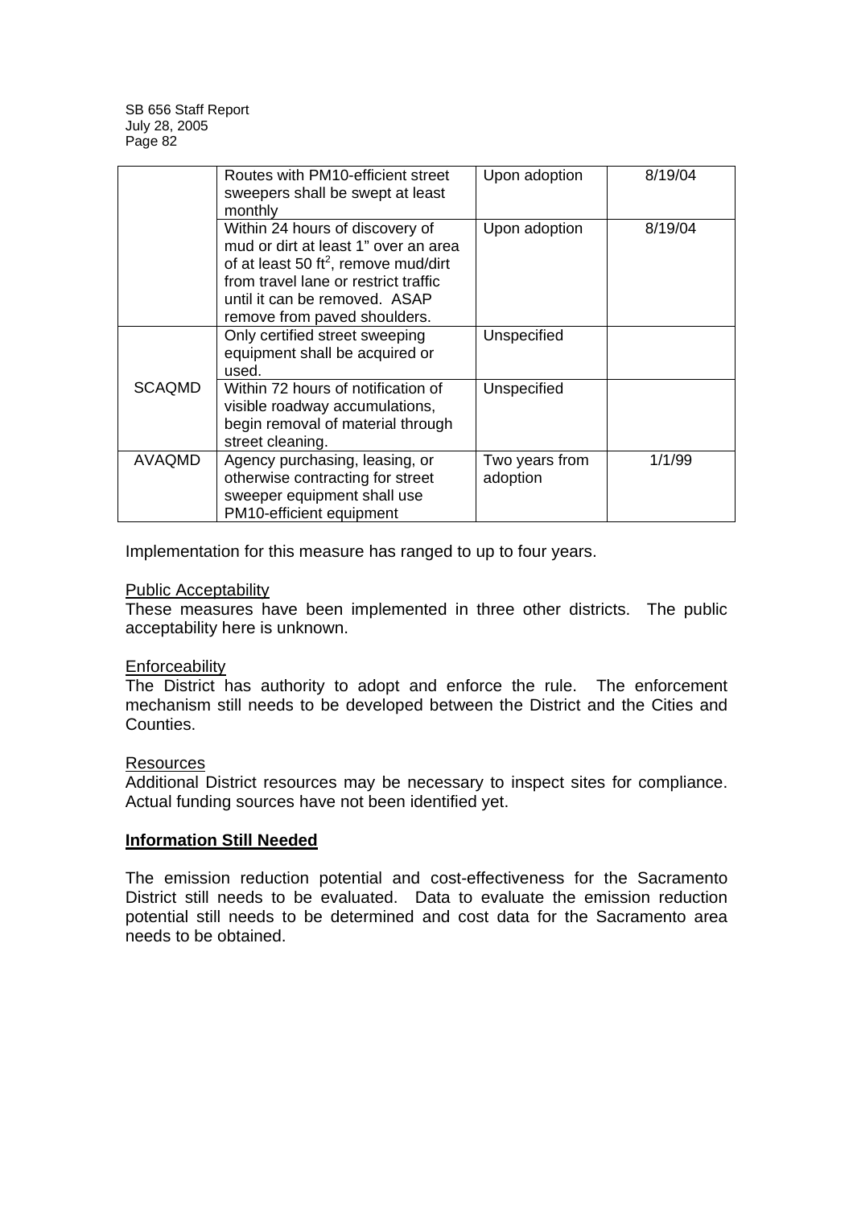| | | | |
|---|---|---|---|
| | Routes with PM10-efficient street sweepers shall be swept at least monthly | Upon adoption | 8/19/04 |
| | Within 24 hours of discovery of mud or dirt at least 1" over an area of at least 50 $ft^2$, remove mud/dirt from travel lane or restrict traffic until it can be removed. ASAP remove from paved shoulders. | Upon adoption | 8/19/04 |
| SCAQMD | Only certified street sweeping equipment shall be acquired or used. | Unspecified | |
| | Within 72 hours of notification of visible roadway accumulations, begin removal of material through street cleaning. | Unspecified | |
| AVAQMD | Agency purchasing, leasing, or otherwise contracting for street sweeper equipment shall use PM10-efficient equipment | Two years from adoption | 1/1/99 |

Implementation for this measure has ranged to up to four years.

Public Acceptability

These measures have been implemented in three other districts. The public acceptability here is unknown.

Enforceability

The District has authority to adopt and enforce the rule. The enforcement mechanism still needs to be developed between the District and the Cities and Counties.

Resources

Additional District resources may be necessary to inspect sites for compliance. Actual funding sources have not been identified yet.

**Information Still Needed**

The emission reduction potential and cost-effectiveness for the Sacramento District still needs to be evaluated. Data to evaluate the emission reduction potential still needs to be determined and cost data for the Sacramento area needs to be obtained.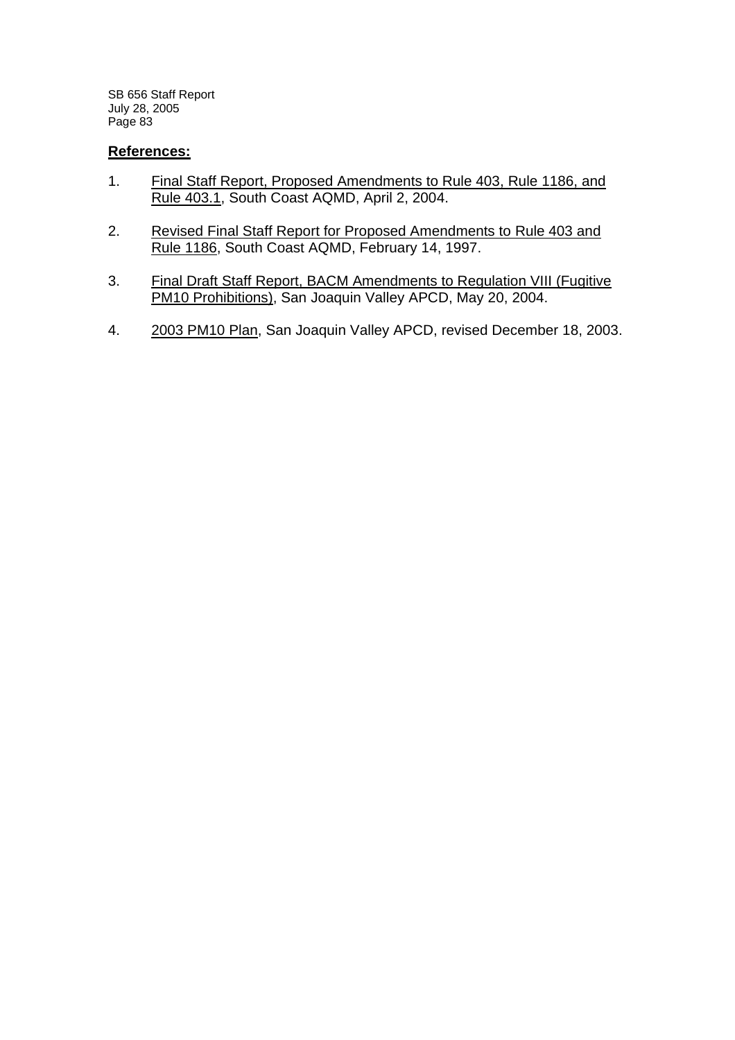**References:**

1. Final Staff Report, Proposed Amendments to Rule 403, Rule 1186, and Rule 403.1, South Coast AQMD, April 2, 2004.

2. Revised Final Staff Report for Proposed Amendments to Rule 403 and Rule 1186, South Coast AQMD, February 14, 1997.

3. Final Draft Staff Report, BACM Amendments to Regulation VIII (Fugitive PM10 Prohibitions), San Joaquin Valley APCD, May 20, 2004.

4. 2003 PM10 Plan, San Joaquin Valley APCD, revised December 18, 2003.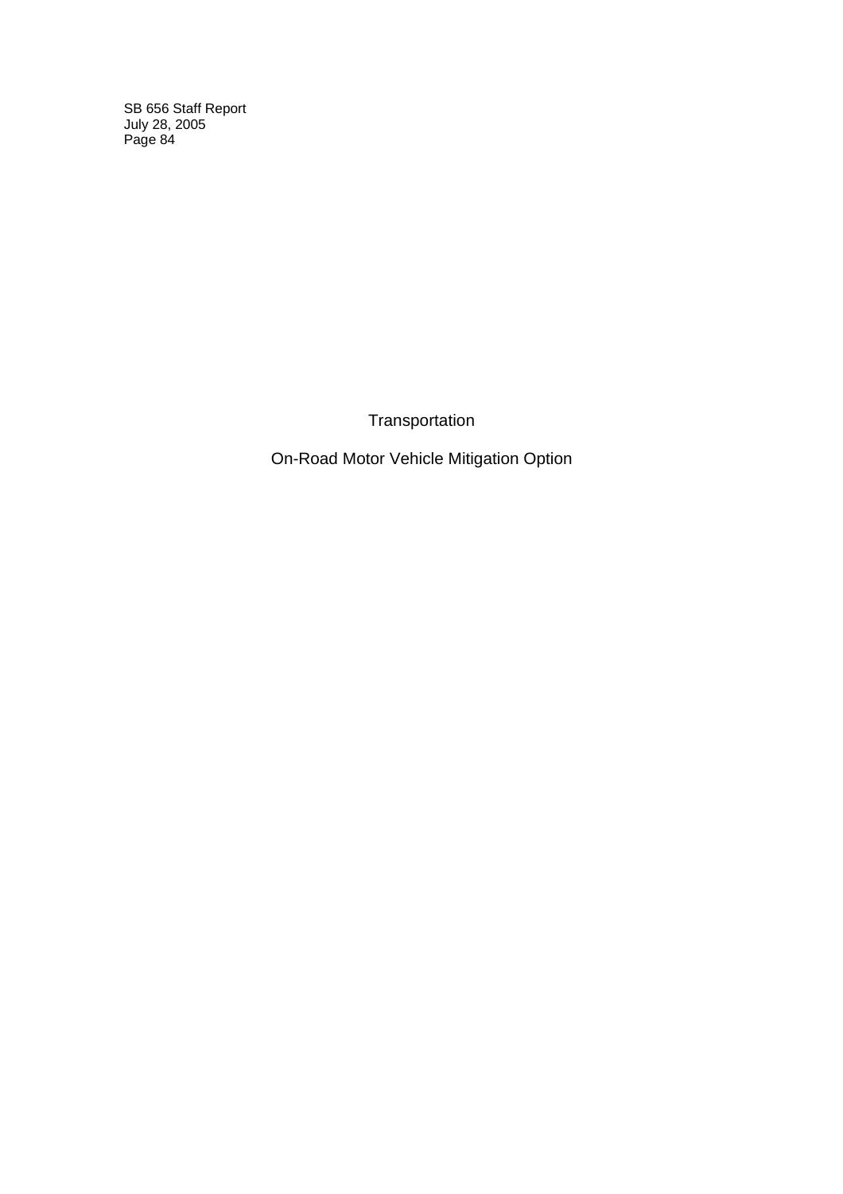# Transportation

## On-Road Motor Vehicle Mitigation Option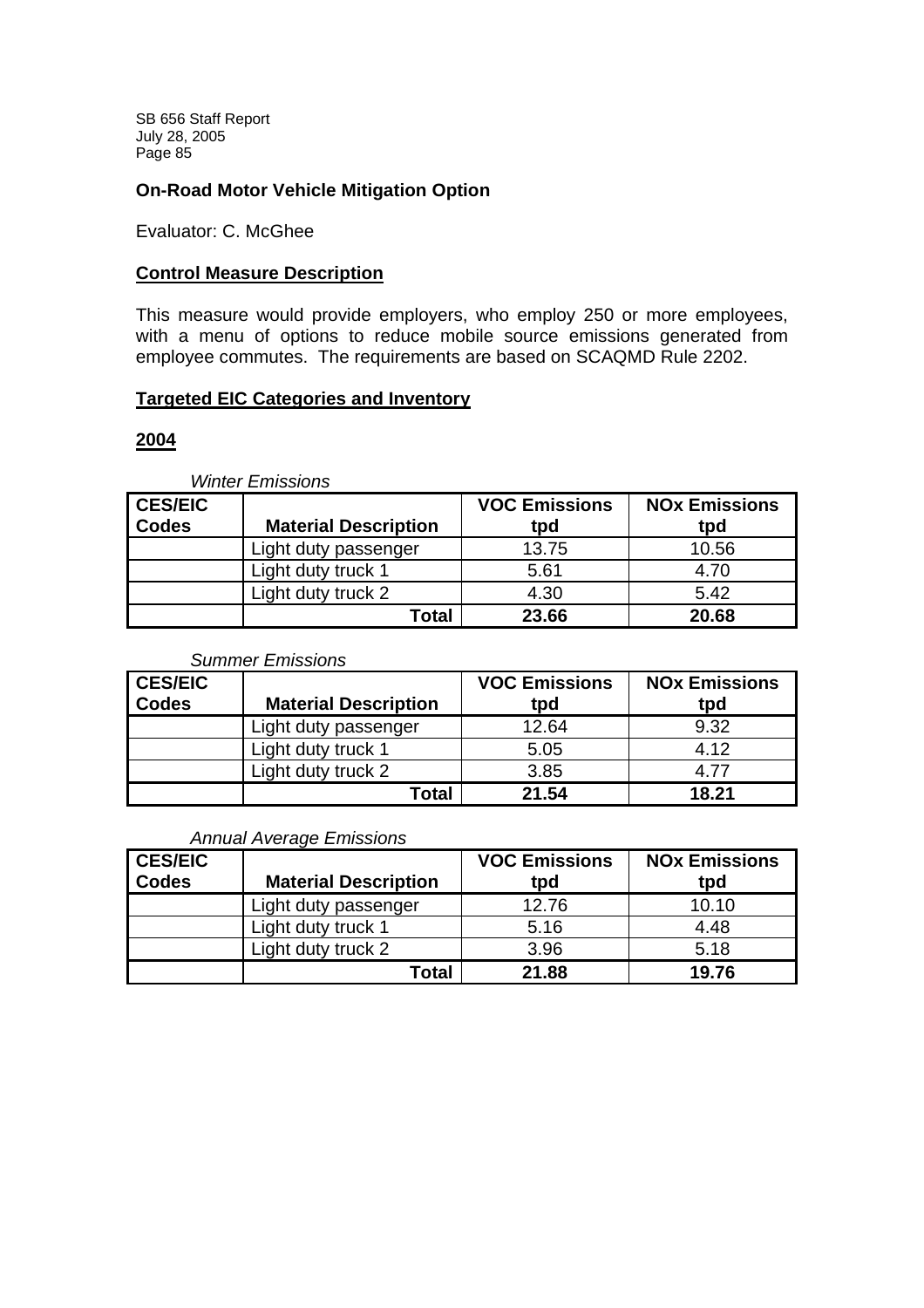## On-Road Motor Vehicle Mitigation Option

Evaluator: C. McGhee

### Control Measure Description

This measure would provide employers, who employ 250 or more employees, with a menu of options to reduce mobile source emissions generated from employee commutes. The requirements are based on SCAQMD Rule 2202.

### Targeted EIC Categories and Inventory

#### 2004

*Winter Emissions*

| CES/EIC Codes | Material Description | VOC Emissions tpd | NOx Emissions tpd |
|---|---|---|---|
| | Light duty passenger | 13.75 | 10.56 |
| | Light duty truck 1 | 5.61 | 4.70 |
| | Light duty truck 2 | 4.30 | 5.42 |
| | **Total** | **23.66** | **20.68** |

*Summer Emissions*

| CES/EIC Codes | Material Description | VOC Emissions tpd | NOx Emissions tpd |
|---|---|---|---|
| | Light duty passenger | 12.64 | 9.32 |
| | Light duty truck 1 | 5.05 | 4.12 |
| | Light duty truck 2 | 3.85 | 4.77 |
| | **Total** | **21.54** | **18.21** |

*Annual Average Emissions*

| CES/EIC Codes | Material Description | VOC Emissions tpd | NOx Emissions tpd |
|---|---|---|---|
| | Light duty passenger | 12.76 | 10.10 |
| | Light duty truck 1 | 5.16 | 4.48 |
| | Light duty truck 2 | 3.96 | 5.18 |
| | **Total** | **21.88** | **19.76** |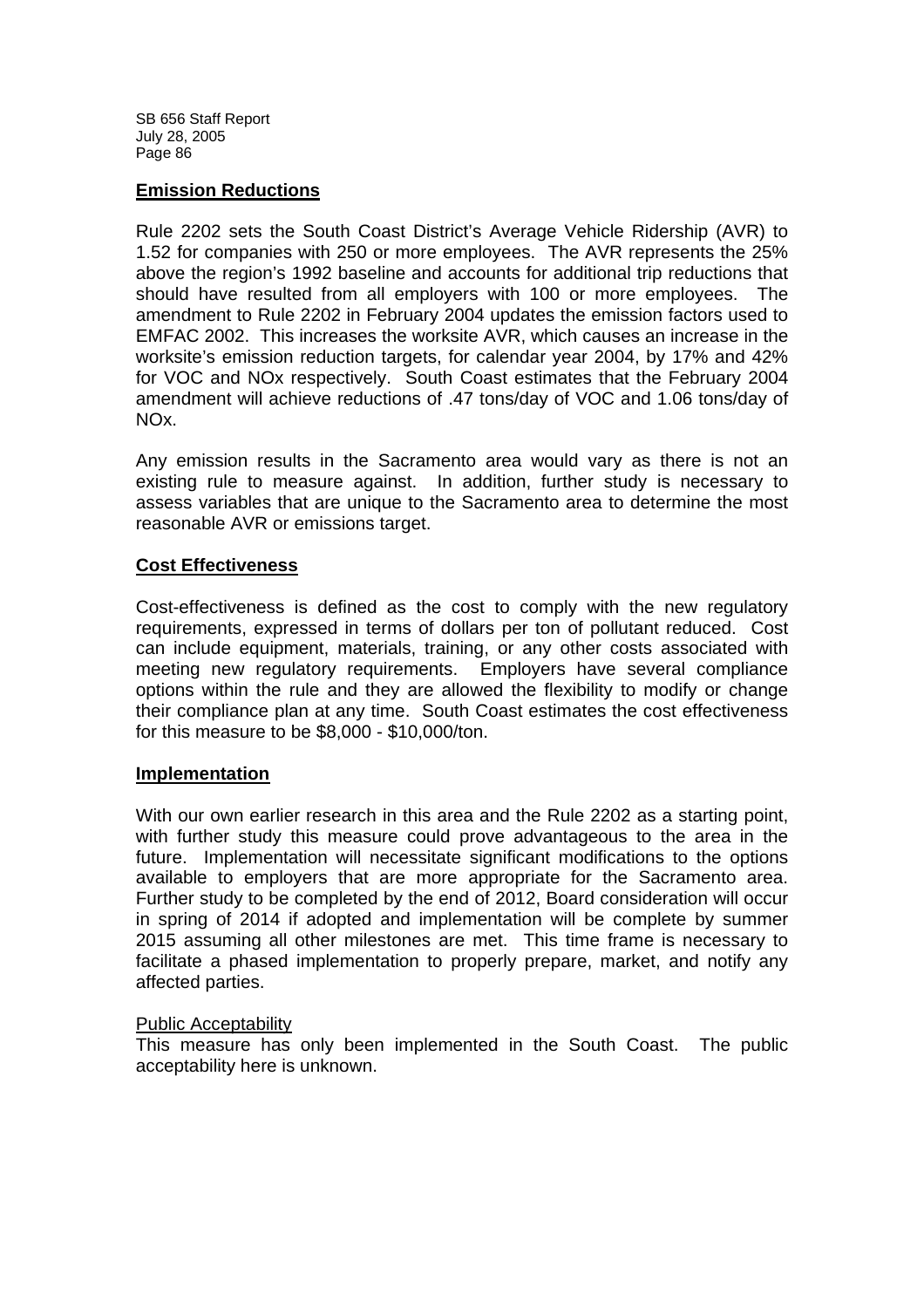## Emission Reductions

Rule 2202 sets the South Coast District's Average Vehicle Ridership (AVR) to 1.52 for companies with 250 or more employees. The AVR represents the 25% above the region's 1992 baseline and accounts for additional trip reductions that should have resulted from all employers with 100 or more employees. The amendment to Rule 2202 in February 2004 updates the emission factors used to EMFAC 2002. This increases the worksite AVR, which causes an increase in the worksite's emission reduction targets, for calendar year 2004, by 17% and 42% for VOC and NOx respectively. South Coast estimates that the February 2004 amendment will achieve reductions of .47 tons/day of VOC and 1.06 tons/day of NOx.

Any emission results in the Sacramento area would vary as there is not an existing rule to measure against. In addition, further study is necessary to assess variables that are unique to the Sacramento area to determine the most reasonable AVR or emissions target.

## Cost Effectiveness

Cost-effectiveness is defined as the cost to comply with the new regulatory requirements, expressed in terms of dollars per ton of pollutant reduced. Cost can include equipment, materials, training, or any other costs associated with meeting new regulatory requirements. Employers have several compliance options within the rule and they are allowed the flexibility to modify or change their compliance plan at any time. South Coast estimates the cost effectiveness for this measure to be $8,000 - $10,000/ton.

## Implementation

With our own earlier research in this area and the Rule 2202 as a starting point, with further study this measure could prove advantageous to the area in the future. Implementation will necessitate significant modifications to the options available to employers that are more appropriate for the Sacramento area. Further study to be completed by the end of 2012, Board consideration will occur in spring of 2014 if adopted and implementation will be complete by summer 2015 assuming all other milestones are met. This time frame is necessary to facilitate a phased implementation to properly prepare, market, and notify any affected parties.

### Public Acceptability

This measure has only been implemented in the South Coast. The public acceptability here is unknown.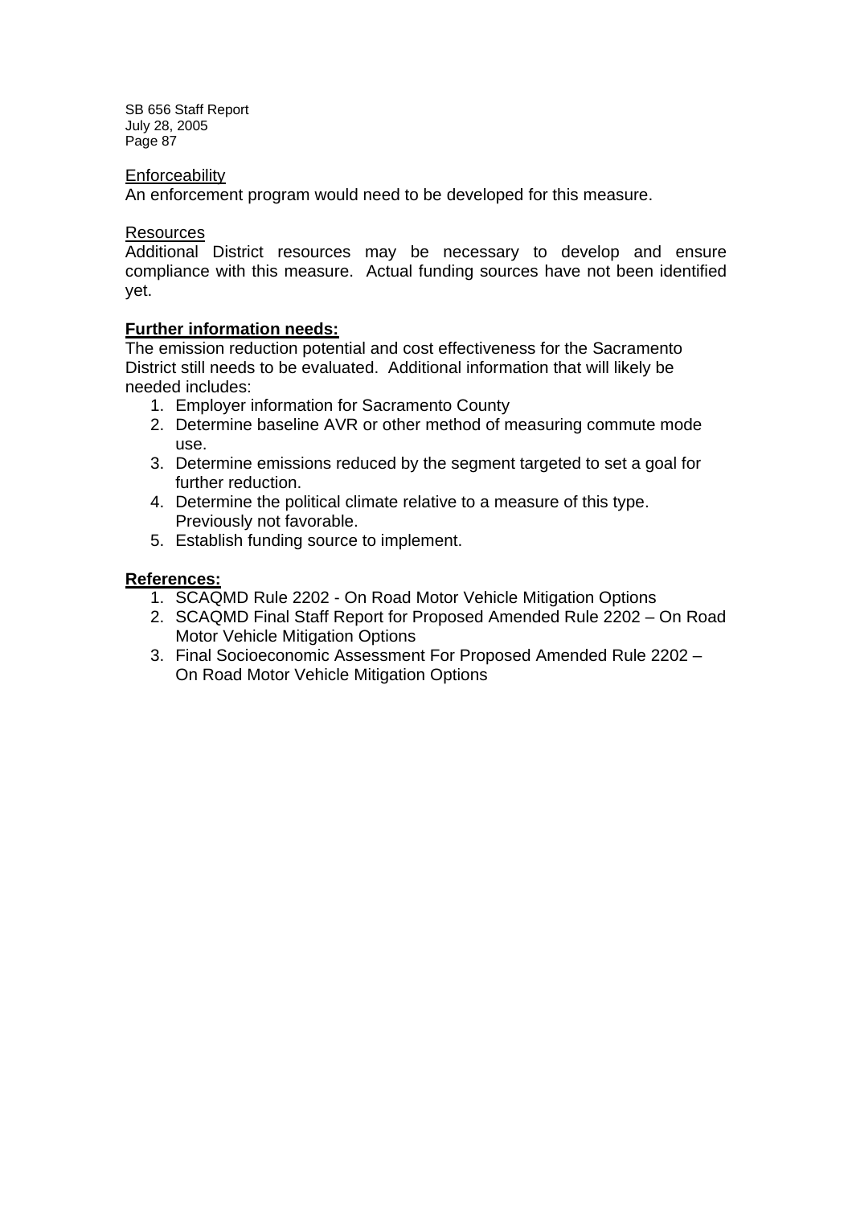Enforceability

An enforcement program would need to be developed for this measure.

Resources

Additional District resources may be necessary to develop and ensure compliance with this measure. Actual funding sources have not been identified yet.

**Further information needs:**

The emission reduction potential and cost effectiveness for the Sacramento District still needs to be evaluated. Additional information that will likely be needed includes:

1. Employer information for Sacramento County
2. Determine baseline AVR or other method of measuring commute mode use.
3. Determine emissions reduced by the segment targeted to set a goal for further reduction.
4. Determine the political climate relative to a measure of this type. Previously not favorable.
5. Establish funding source to implement.

**References:**

1. SCAQMD Rule 2202 - On Road Motor Vehicle Mitigation Options
2. SCAQMD Final Staff Report for Proposed Amended Rule 2202 – On Road Motor Vehicle Mitigation Options
3. Final Socioeconomic Assessment For Proposed Amended Rule 2202 – On Road Motor Vehicle Mitigation Options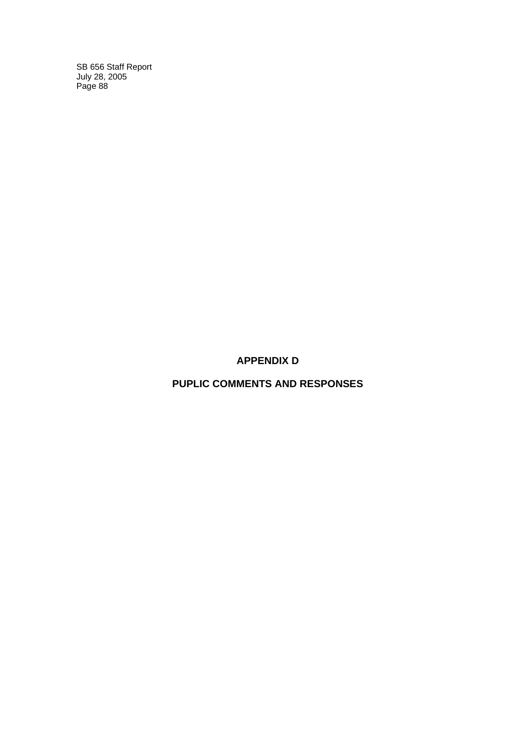# APPENDIX D

# PUPLIC COMMENTS AND RESPONSES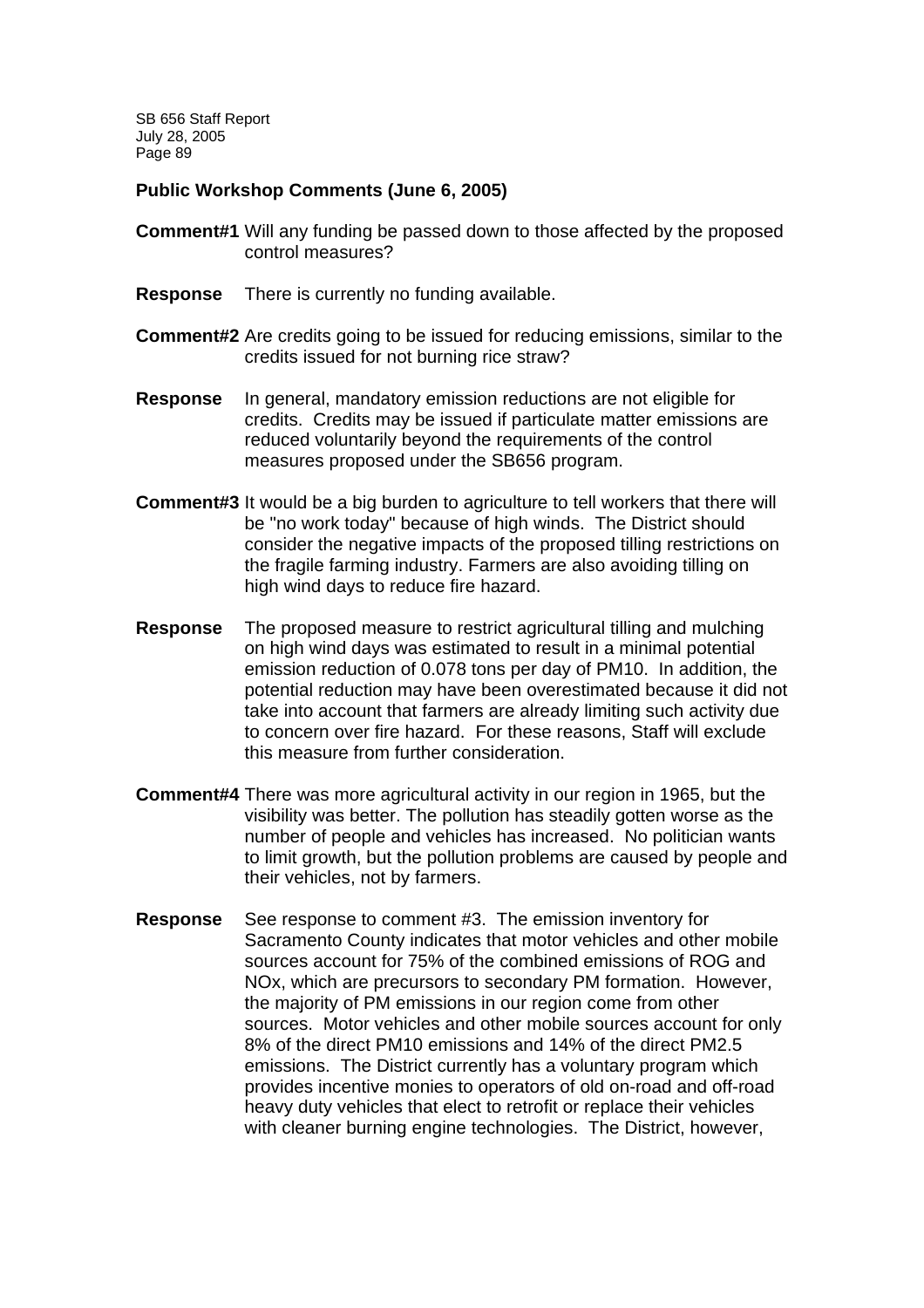**Public Workshop Comments (June 6, 2005)**

**Comment#1** Will any funding be passed down to those affected by the proposed control measures?

**Response** There is currently no funding available.

**Comment#2** Are credits going to be issued for reducing emissions, similar to the credits issued for not burning rice straw?

**Response** In general, mandatory emission reductions are not eligible for credits. Credits may be issued if particulate matter emissions are reduced voluntarily beyond the requirements of the control measures proposed under the SB656 program.

**Comment#3** It would be a big burden to agriculture to tell workers that there will be "no work today" because of high winds. The District should consider the negative impacts of the proposed tilling restrictions on the fragile farming industry. Farmers are also avoiding tilling on high wind days to reduce fire hazard.

**Response** The proposed measure to restrict agricultural tilling and mulching on high wind days was estimated to result in a minimal potential emission reduction of 0.078 tons per day of PM10. In addition, the potential reduction may have been overestimated because it did not take into account that farmers are already limiting such activity due to concern over fire hazard. For these reasons, Staff will exclude this measure from further consideration.

**Comment#4** There was more agricultural activity in our region in 1965, but the visibility was better. The pollution has steadily gotten worse as the number of people and vehicles has increased. No politician wants to limit growth, but the pollution problems are caused by people and their vehicles, not by farmers.

**Response** See response to comment #3. The emission inventory for Sacramento County indicates that motor vehicles and other mobile sources account for 75% of the combined emissions of ROG and NOx, which are precursors to secondary PM formation. However, the majority of PM emissions in our region come from other sources. Motor vehicles and other mobile sources account for only 8% of the direct PM10 emissions and 14% of the direct PM2.5 emissions. The District currently has a voluntary program which provides incentive monies to operators of old on-road and off-road heavy duty vehicles that elect to retrofit or replace their vehicles with cleaner burning engine technologies. The District, however,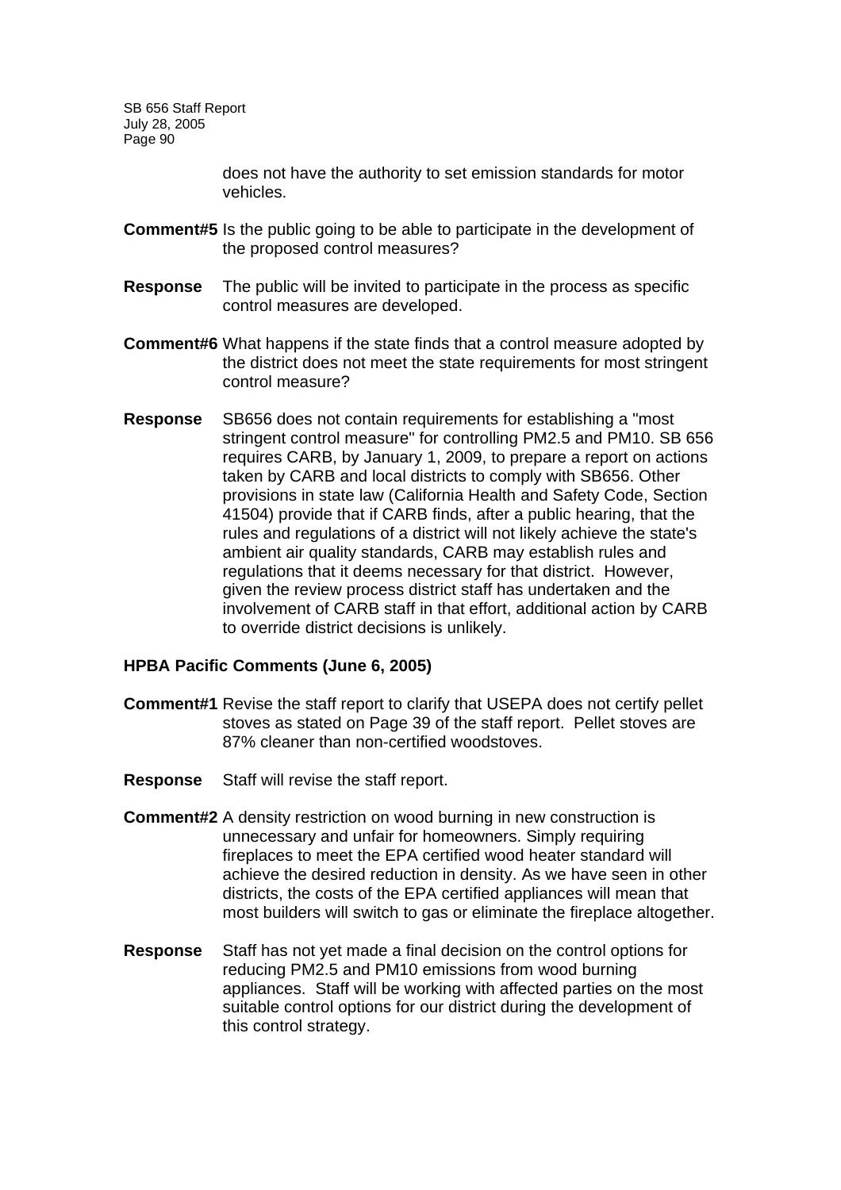does not have the authority to set emission standards for motor vehicles.

**Comment#5** Is the public going to be able to participate in the development of the proposed control measures?

**Response** The public will be invited to participate in the process as specific control measures are developed.

**Comment#6** What happens if the state finds that a control measure adopted by the district does not meet the state requirements for most stringent control measure?

**Response** SB656 does not contain requirements for establishing a "most stringent control measure" for controlling PM2.5 and PM10. SB 656 requires CARB, by January 1, 2009, to prepare a report on actions taken by CARB and local districts to comply with SB656. Other provisions in state law (California Health and Safety Code, Section 41504) provide that if CARB finds, after a public hearing, that the rules and regulations of a district will not likely achieve the state's ambient air quality standards, CARB may establish rules and regulations that it deems necessary for that district. However, given the review process district staff has undertaken and the involvement of CARB staff in that effort, additional action by CARB to override district decisions is unlikely.

**HPBA Pacific Comments (June 6, 2005)**

**Comment#1** Revise the staff report to clarify that USEPA does not certify pellet stoves as stated on Page 39 of the staff report. Pellet stoves are 87% cleaner than non-certified woodstoves.

**Response** Staff will revise the staff report.

**Comment#2** A density restriction on wood burning in new construction is unnecessary and unfair for homeowners. Simply requiring fireplaces to meet the EPA certified wood heater standard will achieve the desired reduction in density. As we have seen in other districts, the costs of the EPA certified appliances will mean that most builders will switch to gas or eliminate the fireplace altogether.

**Response** Staff has not yet made a final decision on the control options for reducing PM2.5 and PM10 emissions from wood burning appliances. Staff will be working with affected parties on the most suitable control options for our district during the development of this control strategy.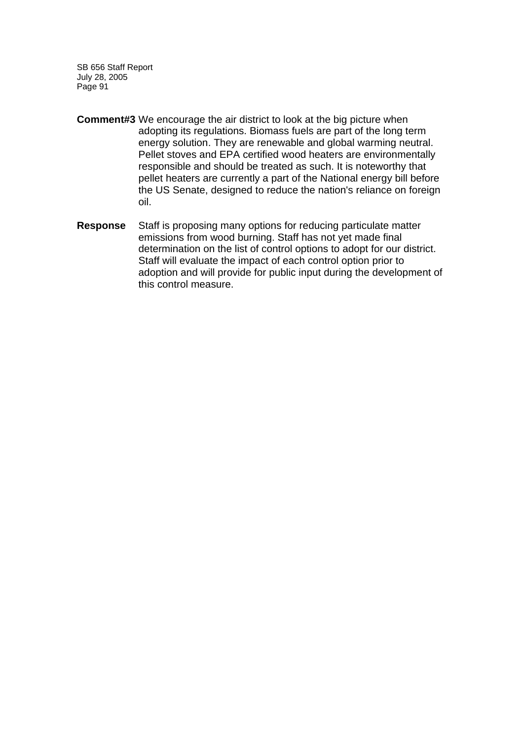**Comment#3** We encourage the air district to look at the big picture when adopting its regulations. Biomass fuels are part of the long term energy solution. They are renewable and global warming neutral. Pellet stoves and EPA certified wood heaters are environmentally responsible and should be treated as such. It is noteworthy that pellet heaters are currently a part of the National energy bill before the US Senate, designed to reduce the nation's reliance on foreign oil.

**Response** Staff is proposing many options for reducing particulate matter emissions from wood burning. Staff has not yet made final determination on the list of control options to adopt for our district. Staff will evaluate the impact of each control option prior to adoption and will provide for public input during the development of this control measure.